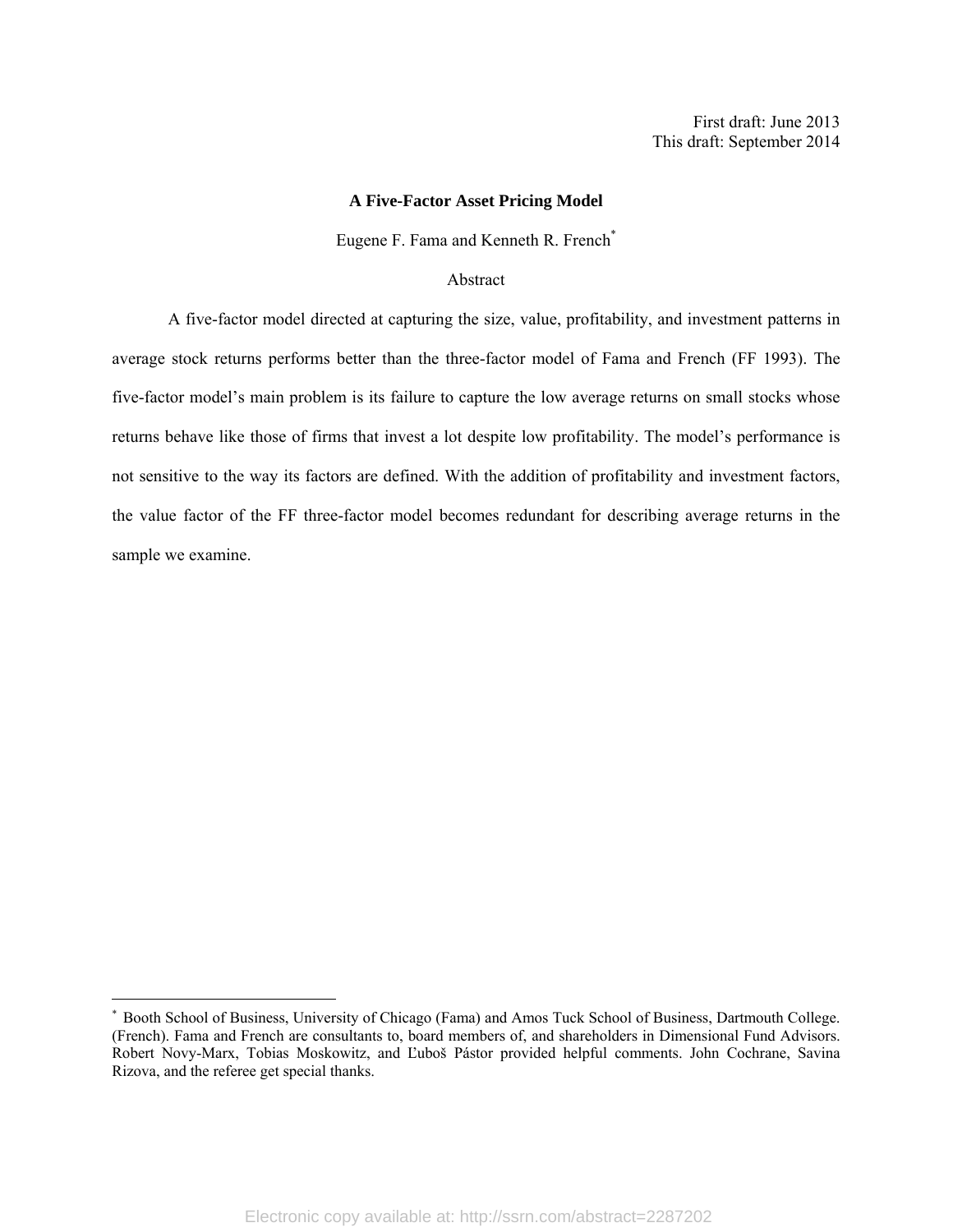First draft: June 2013
This draft: September 2014

# A Five-Factor Asset Pricing Model

Eugene F. Fama and Kenneth R. French*

## Abstract

A five-factor model directed at capturing the size, value, profitability, and investment patterns in average stock returns performs better than the three-factor model of Fama and French (FF 1993). The five-factor model's main problem is its failure to capture the low average returns on small stocks whose returns behave like those of firms that invest a lot despite low profitability. The model's performance is not sensitive to the way its factors are defined. With the addition of profitability and investment factors, the value factor of the FF three-factor model becomes redundant for describing average returns in the sample we examine.

---

* Booth School of Business, University of Chicago (Fama) and Amos Tuck School of Business, Dartmouth College. (French). Fama and French are consultants to, board members of, and shareholders in Dimensional Fund Advisors. Robert Novy-Marx, Tobias Moskowitz, and Ľuboš Pástor provided helpful comments. John Cochrane, Savina Rizova, and the referee get special thanks.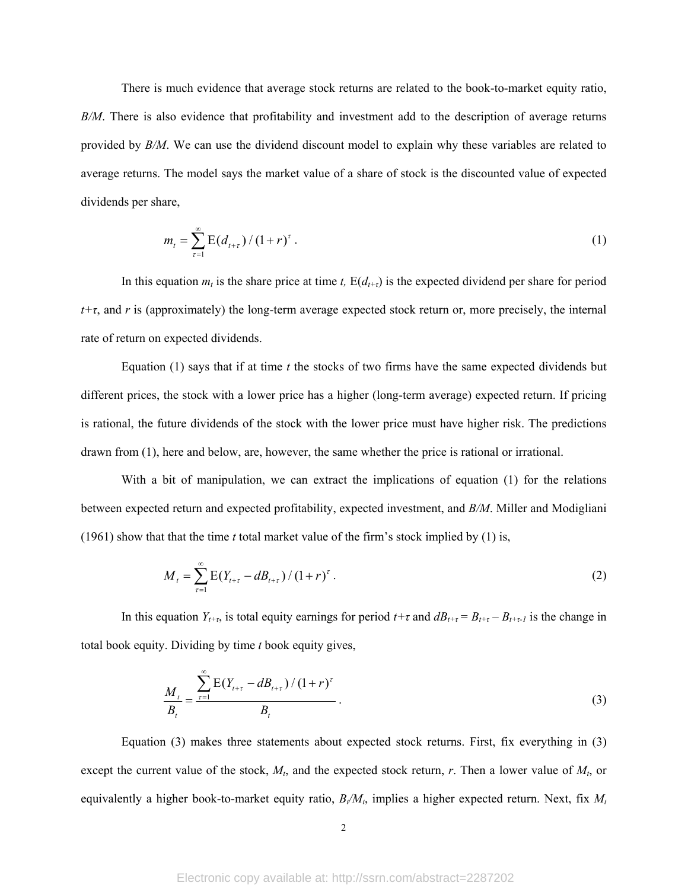There is much evidence that average stock returns are related to the book-to-market equity ratio, *B/M*. There is also evidence that profitability and investment add to the description of average returns provided by *B/M*. We can use the dividend discount model to explain why these variables are related to average returns. The model says the market value of a share of stock is the discounted value of expected dividends per share,

$$m_t = \sum_{\tau=1}^{\infty} \mathrm{E}(d_{t+\tau}) / (1+r)^{\tau} . \tag{1}$$

In this equation $m_t$ is the share price at time *t,* $\mathrm{E}(d_{t+\tau})$ is the expected dividend per share for period $t+\tau$, and *r* is (approximately) the long-term average expected stock return or, more precisely, the internal rate of return on expected dividends.

Equation (1) says that if at time *t* the stocks of two firms have the same expected dividends but different prices, the stock with a lower price has a higher (long-term average) expected return. If pricing is rational, the future dividends of the stock with the lower price must have higher risk. The predictions drawn from (1), here and below, are, however, the same whether the price is rational or irrational.

With a bit of manipulation, we can extract the implications of equation (1) for the relations between expected return and expected profitability, expected investment, and *B/M*. Miller and Modigliani (1961) show that that the time *t* total market value of the firm's stock implied by (1) is,

$$M_t = \sum_{\tau=1}^{\infty} \mathrm{E}(Y_{t+\tau} - dB_{t+\tau}) / (1+r)^{\tau} . \tag{2}$$

In this equation $Y_{t+\tau}$, is total equity earnings for period $t+\tau$ and $dB_{t+\tau} = B_{t+\tau} - B_{t+\tau-1}$ is the change in total book equity. Dividing by time *t* book equity gives,

$$\frac{M_t}{B_t} = \frac{\sum_{\tau=1}^{\infty} \mathrm{E}(Y_{t+\tau} - dB_{t+\tau}) / (1+r)^{\tau}}{B_t} . \tag{3}$$

Equation (3) makes three statements about expected stock returns. First, fix everything in (3) except the current value of the stock, $M_t$, and the expected stock return, *r*. Then a lower value of $M_t$, or equivalently a higher book-to-market equity ratio, $B_t/M_t$, implies a higher expected return. Next, fix $M_t$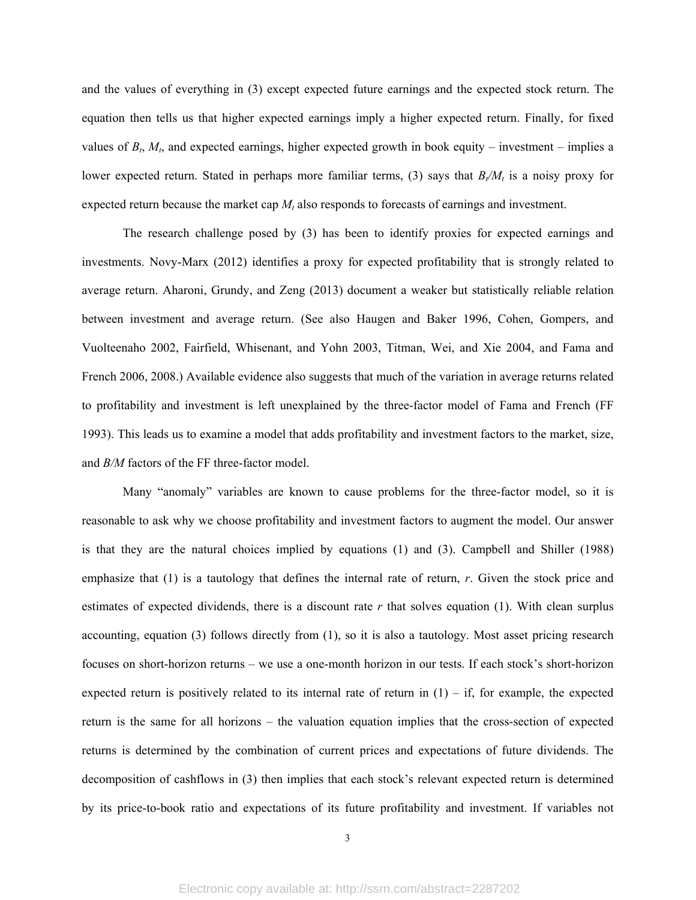and the values of everything in (3) except expected future earnings and the expected stock return. The equation then tells us that higher expected earnings imply a higher expected return. Finally, for fixed values of $B_t$, $M_t$, and expected earnings, higher expected growth in book equity – investment – implies a lower expected return. Stated in perhaps more familiar terms, (3) says that $B_t/M_t$ is a noisy proxy for expected return because the market cap $M_t$ also responds to forecasts of earnings and investment.

The research challenge posed by (3) has been to identify proxies for expected earnings and investments. Novy-Marx (2012) identifies a proxy for expected profitability that is strongly related to average return. Aharoni, Grundy, and Zeng (2013) document a weaker but statistically reliable relation between investment and average return. (See also Haugen and Baker 1996, Cohen, Gompers, and Vuolteenaho 2002, Fairfield, Whisenant, and Yohn 2003, Titman, Wei, and Xie 2004, and Fama and French 2006, 2008.) Available evidence also suggests that much of the variation in average returns related to profitability and investment is left unexplained by the three-factor model of Fama and French (FF 1993). This leads us to examine a model that adds profitability and investment factors to the market, size, and *B/M* factors of the FF three-factor model.

Many "anomaly" variables are known to cause problems for the three-factor model, so it is reasonable to ask why we choose profitability and investment factors to augment the model. Our answer is that they are the natural choices implied by equations (1) and (3). Campbell and Shiller (1988) emphasize that (1) is a tautology that defines the internal rate of return, *r*. Given the stock price and estimates of expected dividends, there is a discount rate *r* that solves equation (1). With clean surplus accounting, equation (3) follows directly from (1), so it is also a tautology. Most asset pricing research focuses on short-horizon returns – we use a one-month horizon in our tests. If each stock's short-horizon expected return is positively related to its internal rate of return in (1) – if, for example, the expected return is the same for all horizons – the valuation equation implies that the cross-section of expected returns is determined by the combination of current prices and expectations of future dividends. The decomposition of cashflows in (3) then implies that each stock's relevant expected return is determined by its price-to-book ratio and expectations of its future profitability and investment. If variables not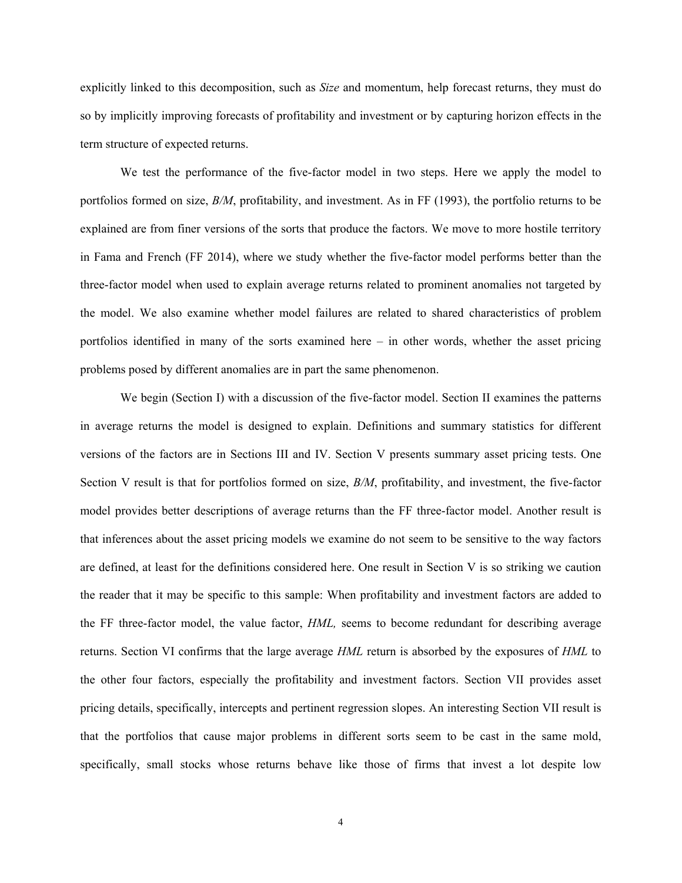explicitly linked to this decomposition, such as *Size* and momentum, help forecast returns, they must do so by implicitly improving forecasts of profitability and investment or by capturing horizon effects in the term structure of expected returns.

We test the performance of the five-factor model in two steps. Here we apply the model to portfolios formed on size, *B/M*, profitability, and investment. As in FF (1993), the portfolio returns to be explained are from finer versions of the sorts that produce the factors. We move to more hostile territory in Fama and French (FF 2014), where we study whether the five-factor model performs better than the three-factor model when used to explain average returns related to prominent anomalies not targeted by the model. We also examine whether model failures are related to shared characteristics of problem portfolios identified in many of the sorts examined here – in other words, whether the asset pricing problems posed by different anomalies are in part the same phenomenon.

We begin (Section I) with a discussion of the five-factor model. Section II examines the patterns in average returns the model is designed to explain. Definitions and summary statistics for different versions of the factors are in Sections III and IV. Section V presents summary asset pricing tests. One Section V result is that for portfolios formed on size, *B/M*, profitability, and investment, the five-factor model provides better descriptions of average returns than the FF three-factor model. Another result is that inferences about the asset pricing models we examine do not seem to be sensitive to the way factors are defined, at least for the definitions considered here. One result in Section V is so striking we caution the reader that it may be specific to this sample: When profitability and investment factors are added to the FF three-factor model, the value factor, *HML,* seems to become redundant for describing average returns. Section VI confirms that the large average *HML* return is absorbed by the exposures of *HML* to the other four factors, especially the profitability and investment factors. Section VII provides asset pricing details, specifically, intercepts and pertinent regression slopes. An interesting Section VII result is that the portfolios that cause major problems in different sorts seem to be cast in the same mold, specifically, small stocks whose returns behave like those of firms that invest a lot despite low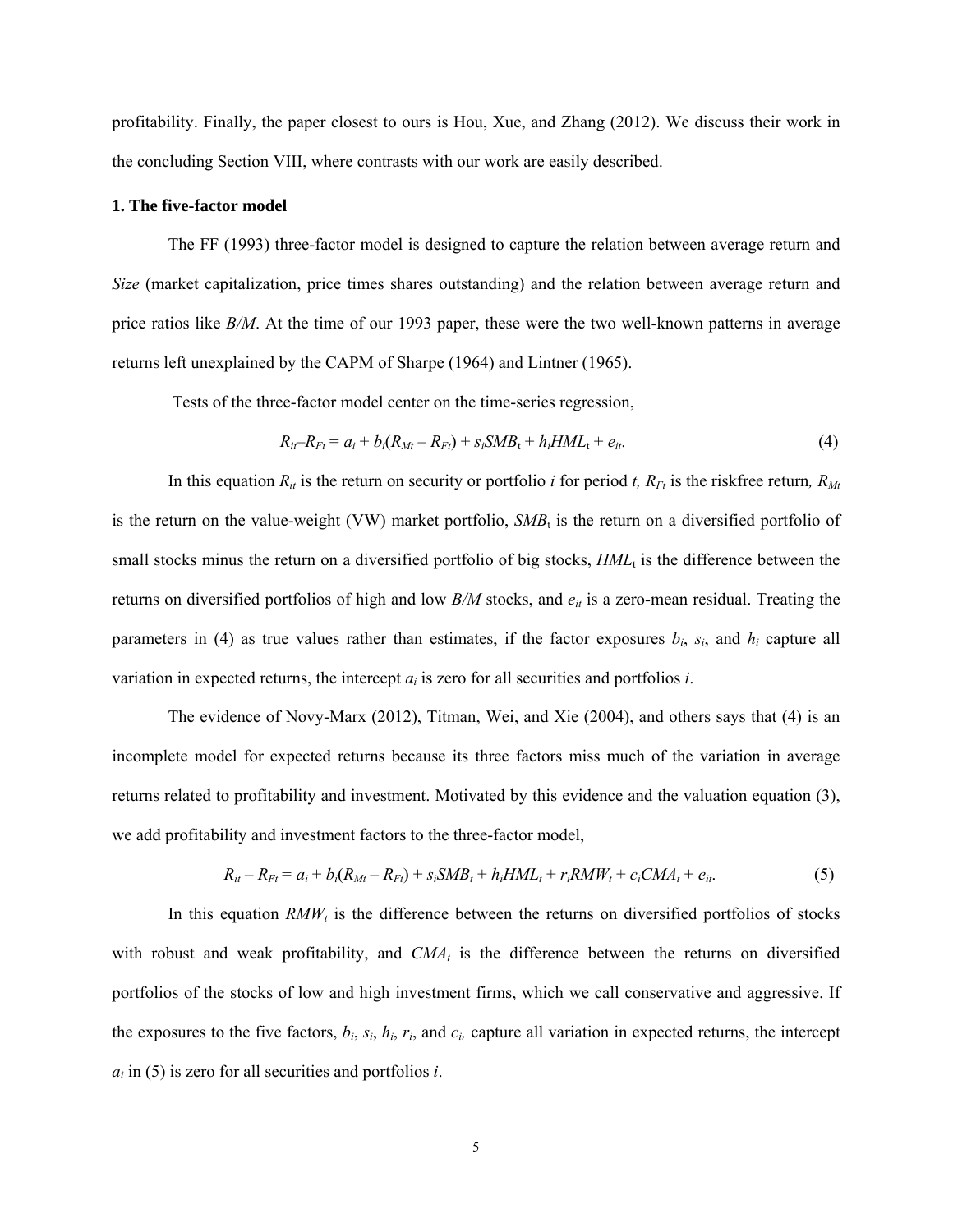profitability. Finally, the paper closest to ours is Hou, Xue, and Zhang (2012). We discuss their work in the concluding Section VIII, where contrasts with our work are easily described.

## 1. The five-factor model

The FF (1993) three-factor model is designed to capture the relation between average return and *Size* (market capitalization, price times shares outstanding) and the relation between average return and price ratios like *B/M*. At the time of our 1993 paper, these were the two well-known patterns in average returns left unexplained by the CAPM of Sharpe (1964) and Lintner (1965).

Tests of the three-factor model center on the time-series regression,

$$R_{it} – R_{Ft} = a_i + b_i(R_{Mt} – R_{Ft}) + s_i SMB_t + h_i HML_t + e_{it}. \tag{4}$$

In this equation $R_{it}$ is the return on security or portfolio *i* for period *t*, $R_{Ft}$ is the riskfree return, $R_{Mt}$ is the return on the value-weight (VW) market portfolio, $SMB_t$ is the return on a diversified portfolio of small stocks minus the return on a diversified portfolio of big stocks, $HML_t$ is the difference between the returns on diversified portfolios of high and low *B/M* stocks, and $e_{it}$ is a zero-mean residual. Treating the parameters in (4) as true values rather than estimates, if the factor exposures $b_i$, $s_i$, and $h_i$ capture all variation in expected returns, the intercept $a_i$ is zero for all securities and portfolios *i*.

The evidence of Novy-Marx (2012), Titman, Wei, and Xie (2004), and others says that (4) is an incomplete model for expected returns because its three factors miss much of the variation in average returns related to profitability and investment. Motivated by this evidence and the valuation equation (3), we add profitability and investment factors to the three-factor model,

$$R_{it} – R_{Ft} = a_i + b_i(R_{Mt} – R_{Ft}) + s_i SMB_t + h_i HML_t + r_i RMW_t + c_i CMA_t + e_{it}. \tag{5}$$

In this equation $RMW_t$ is the difference between the returns on diversified portfolios of stocks with robust and weak profitability, and $CMA_t$ is the difference between the returns on diversified portfolios of the stocks of low and high investment firms, which we call conservative and aggressive. If the exposures to the five factors, $b_i$, $s_i$, $h_i$, $r_i$, and $c_i$, capture all variation in expected returns, the intercept $a_i$ in (5) is zero for all securities and portfolios *i*.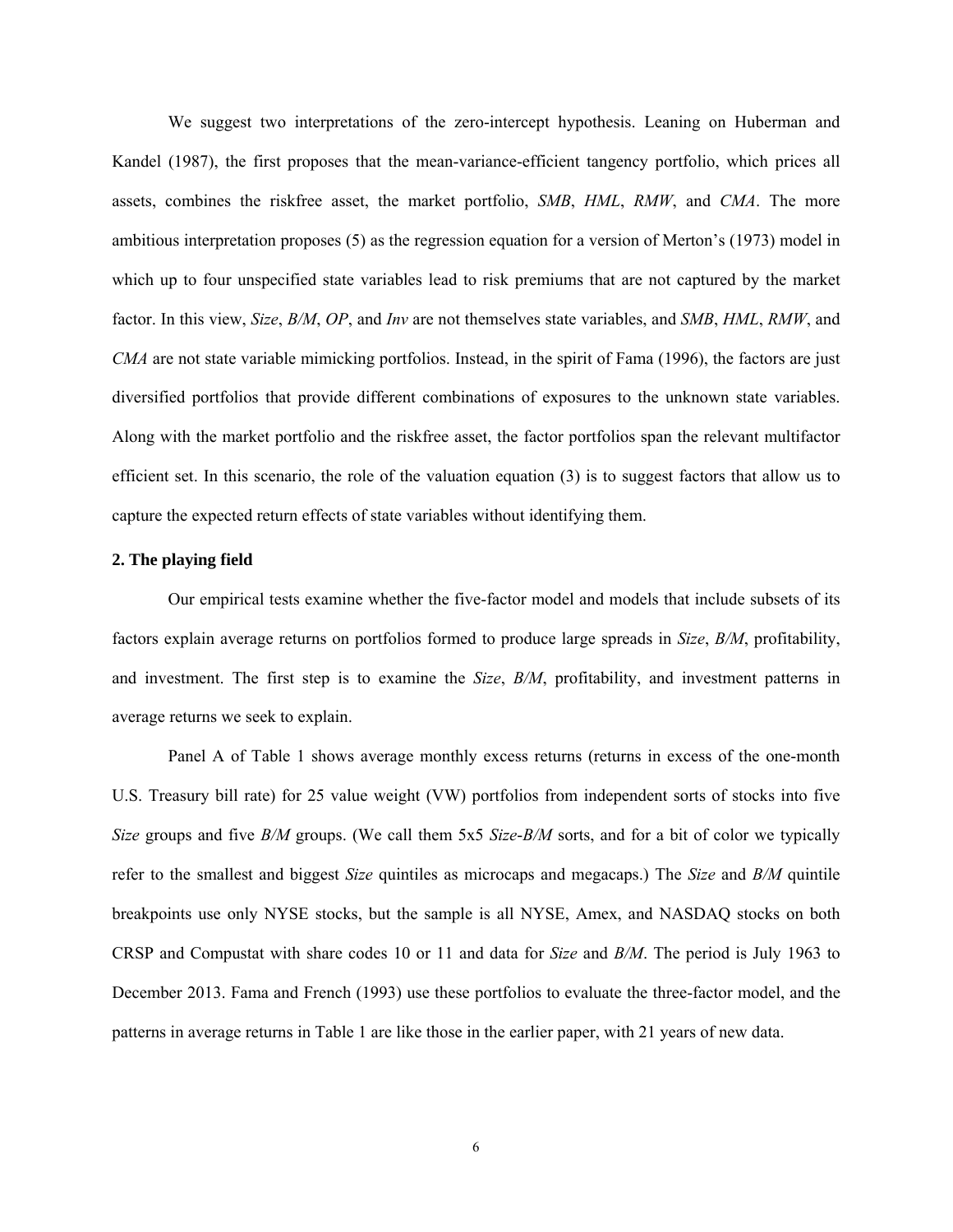We suggest two interpretations of the zero-intercept hypothesis. Leaning on Huberman and Kandel (1987), the first proposes that the mean-variance-efficient tangency portfolio, which prices all assets, combines the riskfree asset, the market portfolio, *SMB*, *HML*, *RMW*, and *CMA*. The more ambitious interpretation proposes (5) as the regression equation for a version of Merton's (1973) model in which up to four unspecified state variables lead to risk premiums that are not captured by the market factor. In this view, *Size*, *B/M*, *OP*, and *Inv* are not themselves state variables, and *SMB*, *HML*, *RMW*, and *CMA* are not state variable mimicking portfolios. Instead, in the spirit of Fama (1996), the factors are just diversified portfolios that provide different combinations of exposures to the unknown state variables. Along with the market portfolio and the riskfree asset, the factor portfolios span the relevant multifactor efficient set. In this scenario, the role of the valuation equation (3) is to suggest factors that allow us to capture the expected return effects of state variables without identifying them.

## 2. The playing field

Our empirical tests examine whether the five-factor model and models that include subsets of its factors explain average returns on portfolios formed to produce large spreads in *Size*, *B/M*, profitability, and investment. The first step is to examine the *Size*, *B/M*, profitability, and investment patterns in average returns we seek to explain.

Panel A of Table 1 shows average monthly excess returns (returns in excess of the one-month U.S. Treasury bill rate) for 25 value weight (VW) portfolios from independent sorts of stocks into five *Size* groups and five *B/M* groups. (We call them 5x5 *Size-B/M* sorts, and for a bit of color we typically refer to the smallest and biggest *Size* quintiles as microcaps and megacaps.) The *Size* and *B/M* quintile breakpoints use only NYSE stocks, but the sample is all NYSE, Amex, and NASDAQ stocks on both CRSP and Compustat with share codes 10 or 11 and data for *Size* and *B/M*. The period is July 1963 to December 2013. Fama and French (1993) use these portfolios to evaluate the three-factor model, and the patterns in average returns in Table 1 are like those in the earlier paper, with 21 years of new data.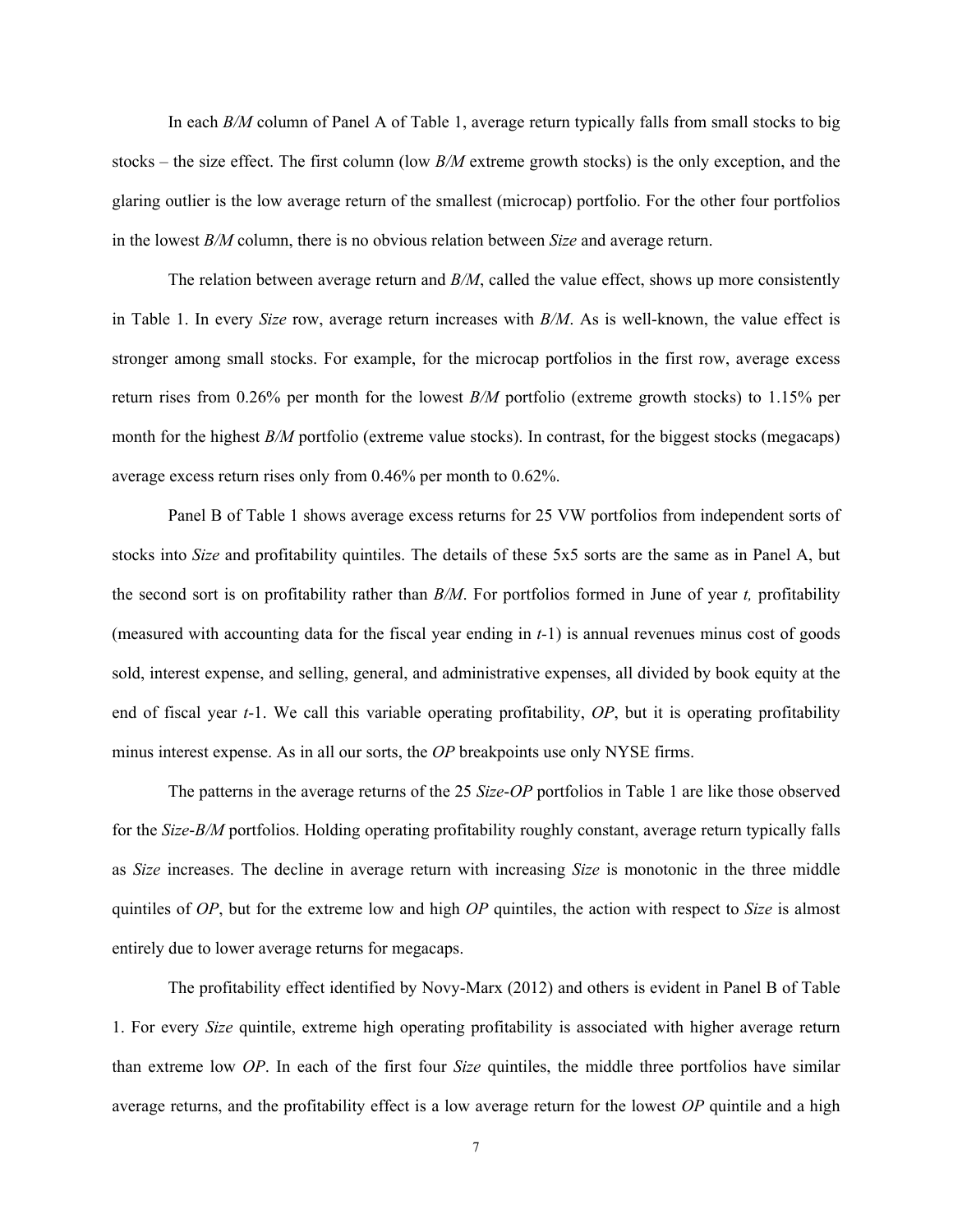In each *B/M* column of Panel A of Table 1, average return typically falls from small stocks to big stocks – the size effect. The first column (low *B/M* extreme growth stocks) is the only exception, and the glaring outlier is the low average return of the smallest (microcap) portfolio. For the other four portfolios in the lowest *B/M* column, there is no obvious relation between *Size* and average return.

The relation between average return and *B/M*, called the value effect, shows up more consistently in Table 1. In every *Size* row, average return increases with *B/M*. As is well-known, the value effect is stronger among small stocks. For example, for the microcap portfolios in the first row, average excess return rises from 0.26% per month for the lowest *B/M* portfolio (extreme growth stocks) to 1.15% per month for the highest *B/M* portfolio (extreme value stocks). In contrast, for the biggest stocks (megacaps) average excess return rises only from 0.46% per month to 0.62%.

Panel B of Table 1 shows average excess returns for 25 VW portfolios from independent sorts of stocks into *Size* and profitability quintiles. The details of these 5x5 sorts are the same as in Panel A, but the second sort is on profitability rather than *B/M*. For portfolios formed in June of year *t,* profitability (measured with accounting data for the fiscal year ending in *t*-1) is annual revenues minus cost of goods sold, interest expense, and selling, general, and administrative expenses, all divided by book equity at the end of fiscal year *t*-1. We call this variable operating profitability, *OP*, but it is operating profitability minus interest expense. As in all our sorts, the *OP* breakpoints use only NYSE firms.

The patterns in the average returns of the 25 *Size*-*OP* portfolios in Table 1 are like those observed for the *Size*-*B/M* portfolios. Holding operating profitability roughly constant, average return typically falls as *Size* increases. The decline in average return with increasing *Size* is monotonic in the three middle quintiles of *OP*, but for the extreme low and high *OP* quintiles, the action with respect to *Size* is almost entirely due to lower average returns for megacaps.

The profitability effect identified by Novy-Marx (2012) and others is evident in Panel B of Table 1. For every *Size* quintile, extreme high operating profitability is associated with higher average return than extreme low *OP*. In each of the first four *Size* quintiles, the middle three portfolios have similar average returns, and the profitability effect is a low average return for the lowest *OP* quintile and a high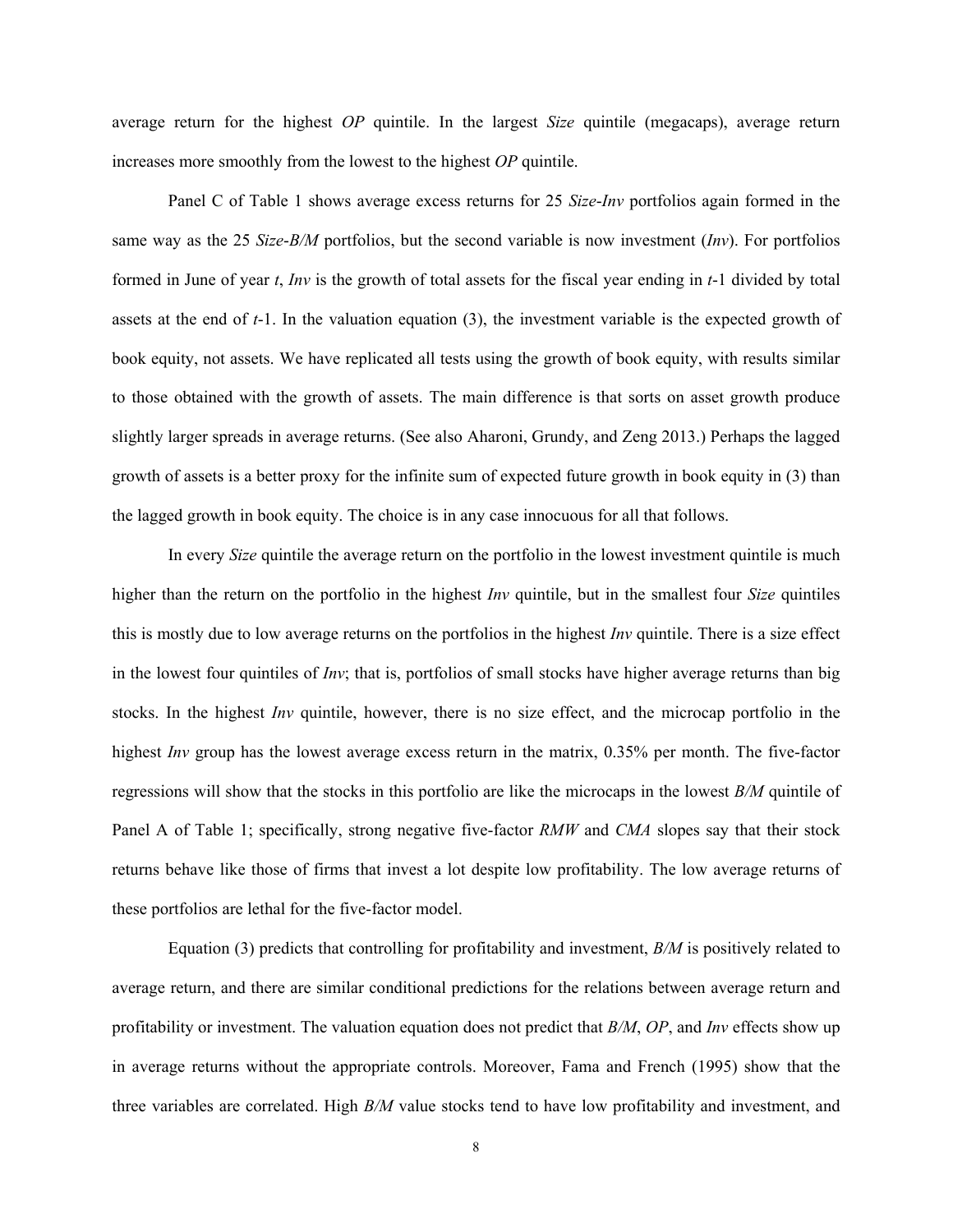average return for the highest *OP* quintile. In the largest *Size* quintile (megacaps), average return increases more smoothly from the lowest to the highest *OP* quintile.

Panel C of Table 1 shows average excess returns for 25 *Size-Inv* portfolios again formed in the same way as the 25 *Size-B/M* portfolios, but the second variable is now investment (*Inv*). For portfolios formed in June of year *t*, *Inv* is the growth of total assets for the fiscal year ending in *t*-1 divided by total assets at the end of *t*-1. In the valuation equation (3), the investment variable is the expected growth of book equity, not assets. We have replicated all tests using the growth of book equity, with results similar to those obtained with the growth of assets. The main difference is that sorts on asset growth produce slightly larger spreads in average returns. (See also Aharoni, Grundy, and Zeng 2013.) Perhaps the lagged growth of assets is a better proxy for the infinite sum of expected future growth in book equity in (3) than the lagged growth in book equity. The choice is in any case innocuous for all that follows.

In every *Size* quintile the average return on the portfolio in the lowest investment quintile is much higher than the return on the portfolio in the highest *Inv* quintile, but in the smallest four *Size* quintiles this is mostly due to low average returns on the portfolios in the highest *Inv* quintile. There is a size effect in the lowest four quintiles of *Inv*; that is, portfolios of small stocks have higher average returns than big stocks. In the highest *Inv* quintile, however, there is no size effect, and the microcap portfolio in the highest *Inv* group has the lowest average excess return in the matrix, 0.35% per month. The five-factor regressions will show that the stocks in this portfolio are like the microcaps in the lowest *B/M* quintile of Panel A of Table 1; specifically, strong negative five-factor *RMW* and *CMA* slopes say that their stock returns behave like those of firms that invest a lot despite low profitability. The low average returns of these portfolios are lethal for the five-factor model.

Equation (3) predicts that controlling for profitability and investment, *B/M* is positively related to average return, and there are similar conditional predictions for the relations between average return and profitability or investment. The valuation equation does not predict that *B/M*, *OP*, and *Inv* effects show up in average returns without the appropriate controls. Moreover, Fama and French (1995) show that the three variables are correlated. High *B/M* value stocks tend to have low profitability and investment, and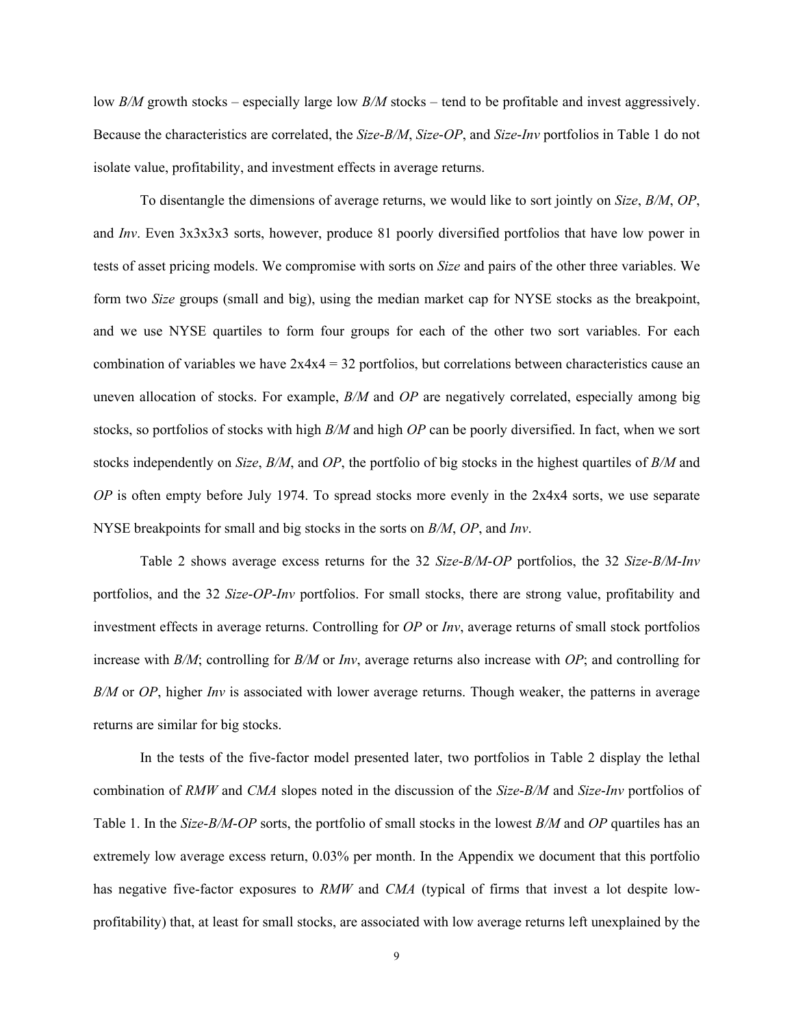low *B/M* growth stocks – especially large low *B/M* stocks – tend to be profitable and invest aggressively. Because the characteristics are correlated, the *Size*-*B/M*, *Size*-*OP*, and *Size*-*Inv* portfolios in Table 1 do not isolate value, profitability, and investment effects in average returns.

To disentangle the dimensions of average returns, we would like to sort jointly on *Size*, *B/M*, *OP*, and *Inv*. Even 3x3x3x3 sorts, however, produce 81 poorly diversified portfolios that have low power in tests of asset pricing models. We compromise with sorts on *Size* and pairs of the other three variables. We form two *Size* groups (small and big), using the median market cap for NYSE stocks as the breakpoint, and we use NYSE quartiles to form four groups for each of the other two sort variables. For each combination of variables we have 2x4x4 = 32 portfolios, but correlations between characteristics cause an uneven allocation of stocks. For example, *B/M* and *OP* are negatively correlated, especially among big stocks, so portfolios of stocks with high *B/M* and high *OP* can be poorly diversified. In fact, when we sort stocks independently on *Size*, *B/M*, and *OP*, the portfolio of big stocks in the highest quartiles of *B/M* and *OP* is often empty before July 1974. To spread stocks more evenly in the 2x4x4 sorts, we use separate NYSE breakpoints for small and big stocks in the sorts on *B/M*, *OP*, and *Inv*.

Table 2 shows average excess returns for the 32 *Size*-*B/M*-*OP* portfolios, the 32 *Size*-*B/M*-*Inv* portfolios, and the 32 *Size*-*OP*-*Inv* portfolios. For small stocks, there are strong value, profitability and investment effects in average returns. Controlling for *OP* or *Inv*, average returns of small stock portfolios increase with *B/M*; controlling for *B/M* or *Inv*, average returns also increase with *OP*; and controlling for *B/M* or *OP*, higher *Inv* is associated with lower average returns. Though weaker, the patterns in average returns are similar for big stocks.

In the tests of the five-factor model presented later, two portfolios in Table 2 display the lethal combination of *RMW* and *CMA* slopes noted in the discussion of the *Size*-*B/M* and *Size*-*Inv* portfolios of Table 1. In the *Size*-*B/M*-*OP* sorts, the portfolio of small stocks in the lowest *B/M* and *OP* quartiles has an extremely low average excess return, 0.03% per month. In the Appendix we document that this portfolio has negative five-factor exposures to *RMW* and *CMA* (typical of firms that invest a lot despite low-profitability) that, at least for small stocks, are associated with low average returns left unexplained by the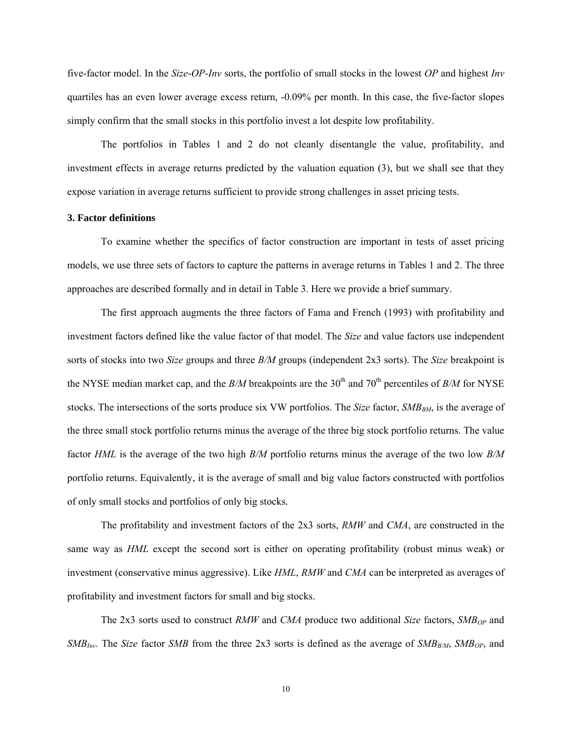five-factor model. In the *Size-OP-Inv* sorts, the portfolio of small stocks in the lowest *OP* and highest *Inv* quartiles has an even lower average excess return, -0.09% per month. In this case, the five-factor slopes simply confirm that the small stocks in this portfolio invest a lot despite low profitability.

The portfolios in Tables 1 and 2 do not cleanly disentangle the value, profitability, and investment effects in average returns predicted by the valuation equation (3), but we shall see that they expose variation in average returns sufficient to provide strong challenges in asset pricing tests.

### 3. Factor definitions

To examine whether the specifics of factor construction are important in tests of asset pricing models, we use three sets of factors to capture the patterns in average returns in Tables 1 and 2. The three approaches are described formally and in detail in Table 3. Here we provide a brief summary.

The first approach augments the three factors of Fama and French (1993) with profitability and investment factors defined like the value factor of that model. The *Size* and value factors use independent sorts of stocks into two *Size* groups and three *B/M* groups (independent 2x3 sorts). The *Size* breakpoint is the NYSE median market cap, and the *B/M* breakpoints are the 30th and 70th percentiles of *B/M* for NYSE stocks. The intersections of the sorts produce six VW portfolios. The *Size* factor, $SMB_{BM}$, is the average of the three small stock portfolio returns minus the average of the three big stock portfolio returns. The value factor *HML* is the average of the two high *B/M* portfolio returns minus the average of the two low *B/M* portfolio returns. Equivalently, it is the average of small and big value factors constructed with portfolios of only small stocks and portfolios of only big stocks.

The profitability and investment factors of the 2x3 sorts, *RMW* and *CMA*, are constructed in the same way as *HML* except the second sort is either on operating profitability (robust minus weak) or investment (conservative minus aggressive). Like *HML*, *RMW* and *CMA* can be interpreted as averages of profitability and investment factors for small and big stocks.

The 2x3 sorts used to construct *RMW* and *CMA* produce two additional *Size* factors, $SMB_{OP}$ and $SMB_{Inv}$. The *Size* factor *SMB* from the three 2x3 sorts is defined as the average of $SMB_{B/M}$, $SMB_{OP}$, and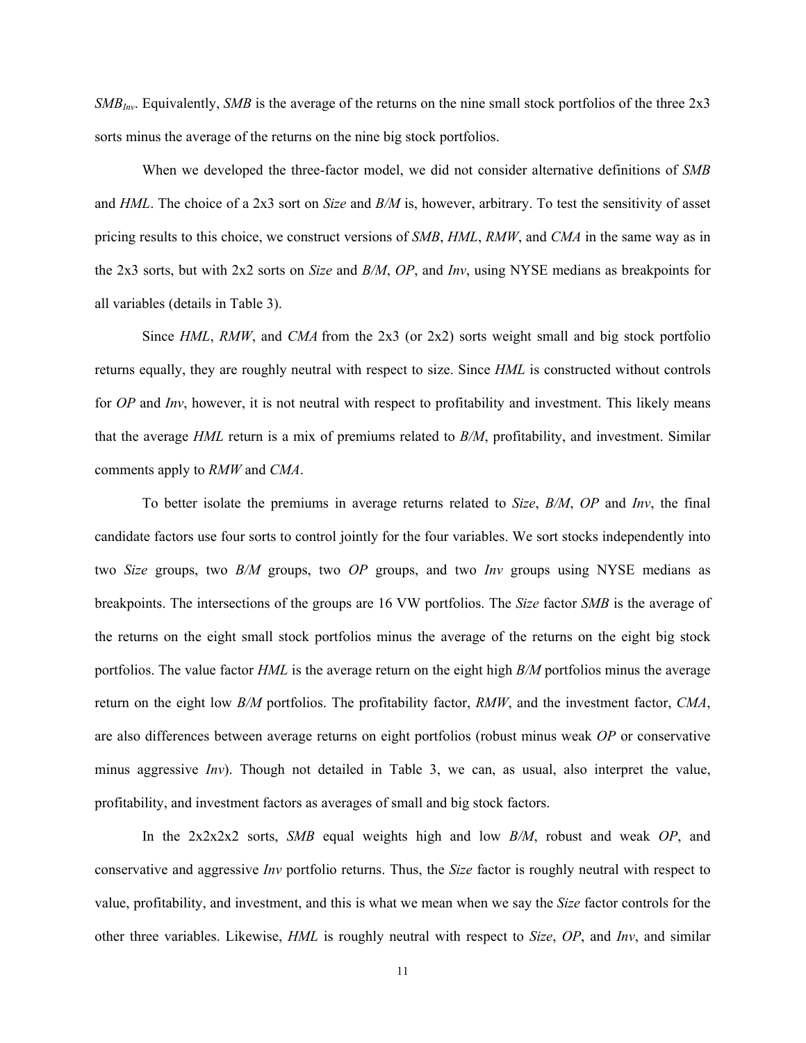$SMB_{Inv}$. Equivalently, *SMB* is the average of the returns on the nine small stock portfolios of the three 2x3 sorts minus the average of the returns on the nine big stock portfolios.

When we developed the three-factor model, we did not consider alternative definitions of *SMB* and *HML*. The choice of a 2x3 sort on *Size* and *B/M* is, however, arbitrary. To test the sensitivity of asset pricing results to this choice, we construct versions of *SMB*, *HML*, *RMW*, and *CMA* in the same way as in the 2x3 sorts, but with 2x2 sorts on *Size* and *B/M*, *OP*, and *Inv*, using NYSE medians as breakpoints for all variables (details in Table 3).

Since *HML*, *RMW*, and *CMA* from the 2x3 (or 2x2) sorts weight small and big stock portfolio returns equally, they are roughly neutral with respect to size. Since *HML* is constructed without controls for *OP* and *Inv*, however, it is not neutral with respect to profitability and investment. This likely means that the average *HML* return is a mix of premiums related to *B/M*, profitability, and investment. Similar comments apply to *RMW* and *CMA*.

To better isolate the premiums in average returns related to *Size*, *B/M*, *OP* and *Inv*, the final candidate factors use four sorts to control jointly for the four variables. We sort stocks independently into two *Size* groups, two *B/M* groups, two *OP* groups, and two *Inv* groups using NYSE medians as breakpoints. The intersections of the groups are 16 VW portfolios. The *Size* factor *SMB* is the average of the returns on the eight small stock portfolios minus the average of the returns on the eight big stock portfolios. The value factor *HML* is the average return on the eight high *B/M* portfolios minus the average return on the eight low *B/M* portfolios. The profitability factor, *RMW*, and the investment factor, *CMA*, are also differences between average returns on eight portfolios (robust minus weak *OP* or conservative minus aggressive *Inv*). Though not detailed in Table 3, we can, as usual, also interpret the value, profitability, and investment factors as averages of small and big stock factors.

In the 2x2x2x2 sorts, *SMB* equal weights high and low *B/M*, robust and weak *OP*, and conservative and aggressive *Inv* portfolio returns. Thus, the *Size* factor is roughly neutral with respect to value, profitability, and investment, and this is what we mean when we say the *Size* factor controls for the other three variables. Likewise, *HML* is roughly neutral with respect to *Size*, *OP*, and *Inv*, and similar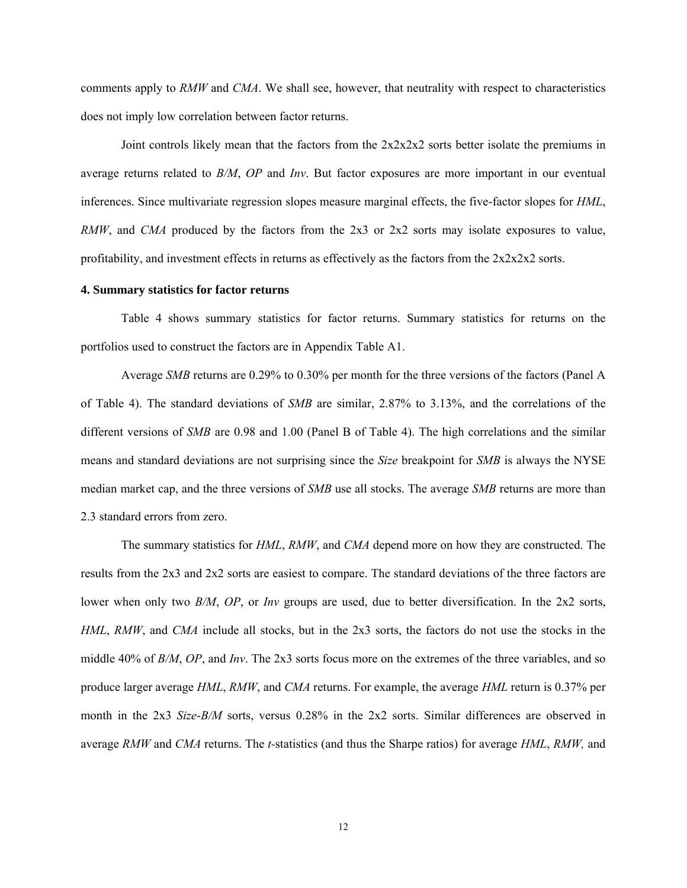comments apply to *RMW* and *CMA*. We shall see, however, that neutrality with respect to characteristics does not imply low correlation between factor returns.

Joint controls likely mean that the factors from the 2x2x2x2 sorts better isolate the premiums in average returns related to *B/M*, *OP* and *Inv*. But factor exposures are more important in our eventual inferences. Since multivariate regression slopes measure marginal effects, the five-factor slopes for *HML*, *RMW*, and *CMA* produced by the factors from the 2x3 or 2x2 sorts may isolate exposures to value, profitability, and investment effects in returns as effectively as the factors from the 2x2x2x2 sorts.

## 4. Summary statistics for factor returns

Table 4 shows summary statistics for factor returns. Summary statistics for returns on the portfolios used to construct the factors are in Appendix Table A1.

Average *SMB* returns are 0.29% to 0.30% per month for the three versions of the factors (Panel A of Table 4). The standard deviations of *SMB* are similar, 2.87% to 3.13%, and the correlations of the different versions of *SMB* are 0.98 and 1.00 (Panel B of Table 4). The high correlations and the similar means and standard deviations are not surprising since the *Size* breakpoint for *SMB* is always the NYSE median market cap, and the three versions of *SMB* use all stocks. The average *SMB* returns are more than 2.3 standard errors from zero.

The summary statistics for *HML*, *RMW*, and *CMA* depend more on how they are constructed. The results from the 2x3 and 2x2 sorts are easiest to compare. The standard deviations of the three factors are lower when only two *B/M*, *OP*, or *Inv* groups are used, due to better diversification. In the 2x2 sorts, *HML*, *RMW*, and *CMA* include all stocks, but in the 2x3 sorts, the factors do not use the stocks in the middle 40% of *B/M*, *OP*, and *Inv*. The 2x3 sorts focus more on the extremes of the three variables, and so produce larger average *HML*, *RMW*, and *CMA* returns. For example, the average *HML* return is 0.37% per month in the 2x3 *Size-B/M* sorts, versus 0.28% in the 2x2 sorts. Similar differences are observed in average *RMW* and *CMA* returns. The *t*-statistics (and thus the Sharpe ratios) for average *HML*, *RMW,* and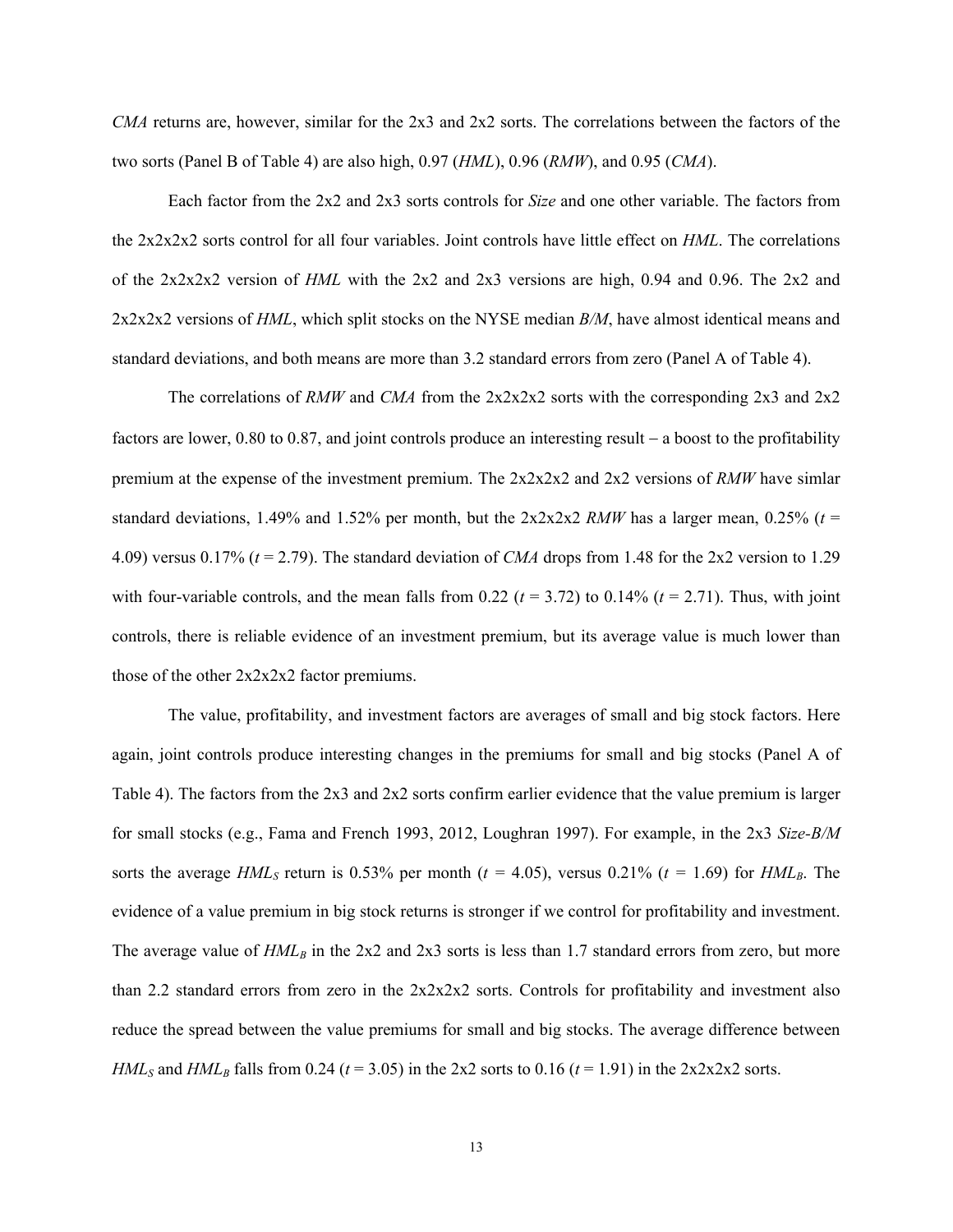*CMA* returns are, however, similar for the 2x3 and 2x2 sorts. The correlations between the factors of the two sorts (Panel B of Table 4) are also high, 0.97 (*HML*), 0.96 (*RMW*), and 0.95 (*CMA*).

Each factor from the 2x2 and 2x3 sorts controls for *Size* and one other variable. The factors from the 2x2x2x2 sorts control for all four variables. Joint controls have little effect on *HML*. The correlations of the 2x2x2x2 version of *HML* with the 2x2 and 2x3 versions are high, 0.94 and 0.96. The 2x2 and 2x2x2x2 versions of *HML*, which split stocks on the NYSE median *B/M*, have almost identical means and standard deviations, and both means are more than 3.2 standard errors from zero (Panel A of Table 4).

The correlations of *RMW* and *CMA* from the 2x2x2x2 sorts with the corresponding 2x3 and 2x2 factors are lower, 0.80 to 0.87, and joint controls produce an interesting result – a boost to the profitability premium at the expense of the investment premium. The 2x2x2x2 and 2x2 versions of *RMW* have simlar standard deviations, 1.49% and 1.52% per month, but the 2x2x2x2 *RMW* has a larger mean, 0.25% ($t$ = 4.09) versus 0.17% ($t$ = 2.79). The standard deviation of *CMA* drops from 1.48 for the 2x2 version to 1.29 with four-variable controls, and the mean falls from 0.22 ($t$ = 3.72) to 0.14% ($t$ = 2.71). Thus, with joint controls, there is reliable evidence of an investment premium, but its average value is much lower than those of the other 2x2x2x2 factor premiums.

The value, profitability, and investment factors are averages of small and big stock factors. Here again, joint controls produce interesting changes in the premiums for small and big stocks (Panel A of Table 4). The factors from the 2x3 and 2x2 sorts confirm earlier evidence that the value premium is larger for small stocks (e.g., Fama and French 1993, 2012, Loughran 1997). For example, in the 2x3 *Size-B/M* sorts the average $HML_S$ return is 0.53% per month ($t$ = 4.05), versus 0.21% ($t$ = 1.69) for $HML_B$. The evidence of a value premium in big stock returns is stronger if we control for profitability and investment. The average value of $HML_B$ in the 2x2 and 2x3 sorts is less than 1.7 standard errors from zero, but more than 2.2 standard errors from zero in the 2x2x2x2 sorts. Controls for profitability and investment also reduce the spread between the value premiums for small and big stocks. The average difference between $HML_S$ and $HML_B$ falls from 0.24 ($t$ = 3.05) in the 2x2 sorts to 0.16 ($t$ = 1.91) in the 2x2x2x2 sorts.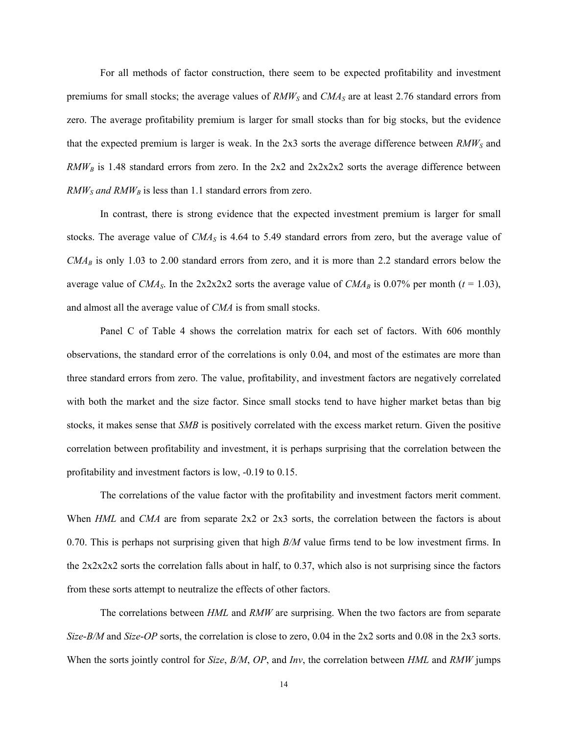For all methods of factor construction, there seem to be expected profitability and investment premiums for small stocks; the average values of $RMW_S$ and $CMA_S$ are at least 2.76 standard errors from zero. The average profitability premium is larger for small stocks than for big stocks, but the evidence that the expected premium is larger is weak. In the 2x3 sorts the average difference between $RMW_S$ and $RMW_B$ is 1.48 standard errors from zero. In the 2x2 and 2x2x2x2 sorts the average difference between $RMW_S$ and $RMW_B$ is less than 1.1 standard errors from zero.

In contrast, there is strong evidence that the expected investment premium is larger for small stocks. The average value of $CMA_S$ is 4.64 to 5.49 standard errors from zero, but the average value of $CMA_B$ is only 1.03 to 2.00 standard errors from zero, and it is more than 2.2 standard errors below the average value of $CMA_S$. In the 2x2x2x2 sorts the average value of $CMA_B$ is 0.07% per month ($t$ = 1.03), and almost all the average value of *CMA* is from small stocks.

Panel C of Table 4 shows the correlation matrix for each set of factors. With 606 monthly observations, the standard error of the correlations is only 0.04, and most of the estimates are more than three standard errors from zero. The value, profitability, and investment factors are negatively correlated with both the market and the size factor. Since small stocks tend to have higher market betas than big stocks, it makes sense that *SMB* is positively correlated with the excess market return. Given the positive correlation between profitability and investment, it is perhaps surprising that the correlation between the profitability and investment factors is low, -0.19 to 0.15.

The correlations of the value factor with the profitability and investment factors merit comment. When *HML* and *CMA* are from separate 2x2 or 2x3 sorts, the correlation between the factors is about 0.70. This is perhaps not surprising given that high *B/M* value firms tend to be low investment firms. In the 2x2x2x2 sorts the correlation falls about in half, to 0.37, which also is not surprising since the factors from these sorts attempt to neutralize the effects of other factors.

The correlations between *HML* and *RMW* are surprising. When the two factors are from separate *Size-B/M* and *Size-OP* sorts, the correlation is close to zero, 0.04 in the 2x2 sorts and 0.08 in the 2x3 sorts. When the sorts jointly control for *Size*, *B/M*, *OP*, and *Inv*, the correlation between *HML* and *RMW* jumps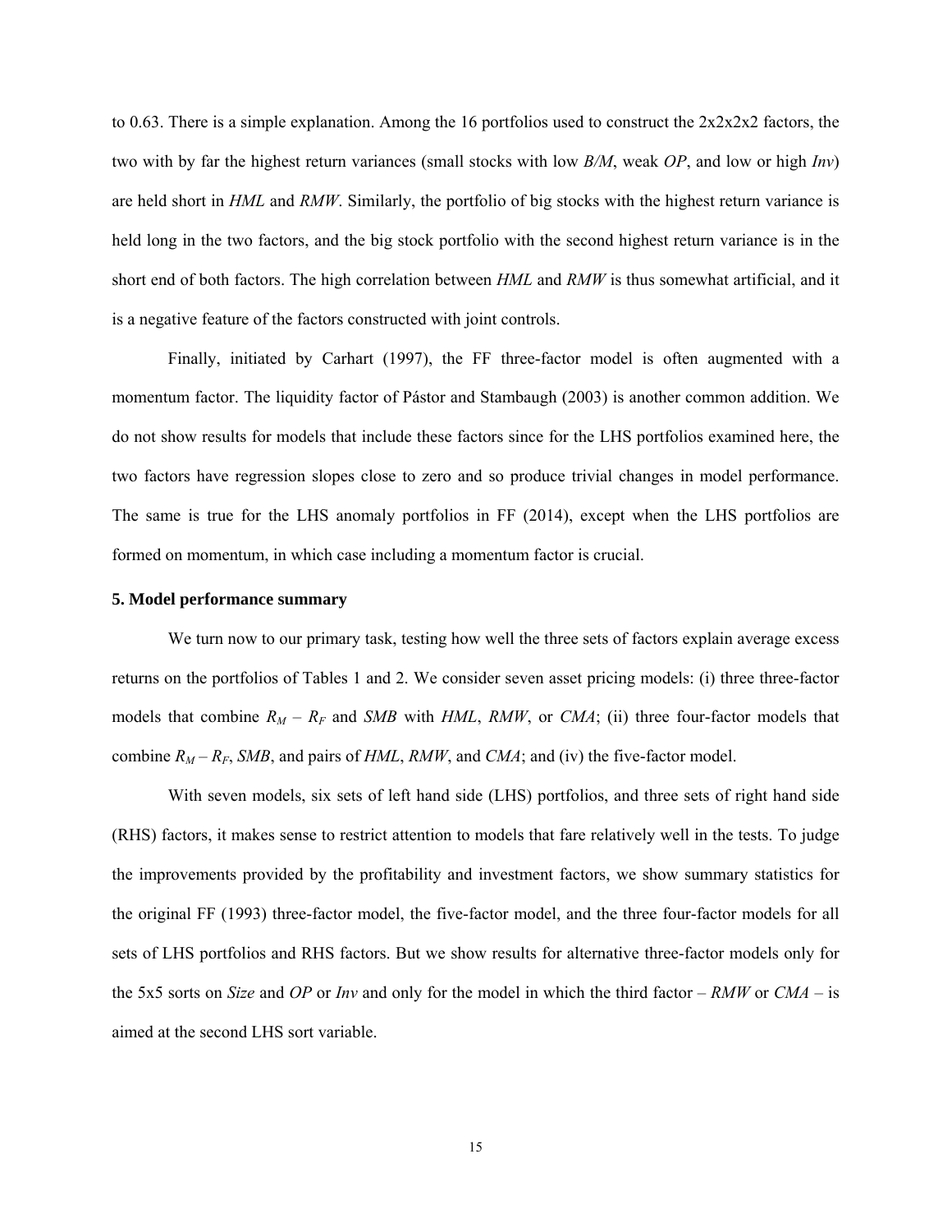to 0.63. There is a simple explanation. Among the 16 portfolios used to construct the 2x2x2x2 factors, the two with by far the highest return variances (small stocks with low *B/M*, weak *OP*, and low or high *Inv*) are held short in *HML* and *RMW*. Similarly, the portfolio of big stocks with the highest return variance is held long in the two factors, and the big stock portfolio with the second highest return variance is in the short end of both factors. The high correlation between *HML* and *RMW* is thus somewhat artificial, and it is a negative feature of the factors constructed with joint controls.

Finally, initiated by Carhart (1997), the FF three-factor model is often augmented with a momentum factor. The liquidity factor of Pástor and Stambaugh (2003) is another common addition. We do not show results for models that include these factors since for the LHS portfolios examined here, the two factors have regression slopes close to zero and so produce trivial changes in model performance. The same is true for the LHS anomaly portfolios in FF (2014), except when the LHS portfolios are formed on momentum, in which case including a momentum factor is crucial.

### 5. Model performance summary

We turn now to our primary task, testing how well the three sets of factors explain average excess returns on the portfolios of Tables 1 and 2. We consider seven asset pricing models: (i) three three-factor models that combine $R_M - R_F$ and *SMB* with *HML*, *RMW*, or *CMA*; (ii) three four-factor models that combine $R_M - R_F$, *SMB*, and pairs of *HML*, *RMW*, and *CMA*; and (iv) the five-factor model.

With seven models, six sets of left hand side (LHS) portfolios, and three sets of right hand side (RHS) factors, it makes sense to restrict attention to models that fare relatively well in the tests. To judge the improvements provided by the profitability and investment factors, we show summary statistics for the original FF (1993) three-factor model, the five-factor model, and the three four-factor models for all sets of LHS portfolios and RHS factors. But we show results for alternative three-factor models only for the 5x5 sorts on *Size* and *OP* or *Inv* and only for the model in which the third factor – *RMW* or *CMA* – is aimed at the second LHS sort variable.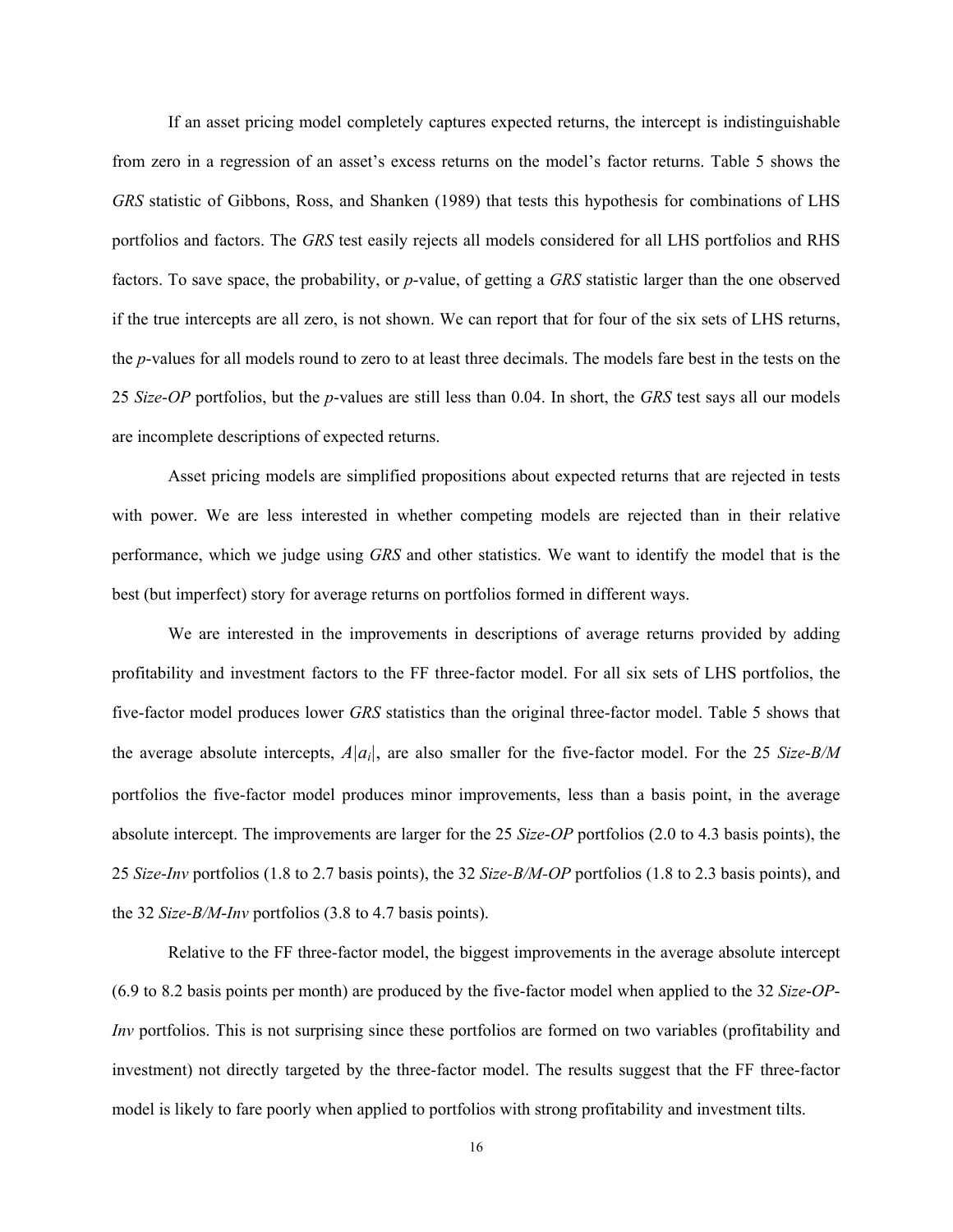If an asset pricing model completely captures expected returns, the intercept is indistinguishable from zero in a regression of an asset's excess returns on the model's factor returns. Table 5 shows the *GRS* statistic of Gibbons, Ross, and Shanken (1989) that tests this hypothesis for combinations of LHS portfolios and factors. The *GRS* test easily rejects all models considered for all LHS portfolios and RHS factors. To save space, the probability, or *p*-value, of getting a *GRS* statistic larger than the one observed if the true intercepts are all zero, is not shown. We can report that for four of the six sets of LHS returns, the *p*-values for all models round to zero to at least three decimals. The models fare best in the tests on the 25 *Size-OP* portfolios, but the *p*-values are still less than 0.04. In short, the *GRS* test says all our models are incomplete descriptions of expected returns.

Asset pricing models are simplified propositions about expected returns that are rejected in tests with power. We are less interested in whether competing models are rejected than in their relative performance, which we judge using *GRS* and other statistics. We want to identify the model that is the best (but imperfect) story for average returns on portfolios formed in different ways.

We are interested in the improvements in descriptions of average returns provided by adding profitability and investment factors to the FF three-factor model. For all six sets of LHS portfolios, the five-factor model produces lower *GRS* statistics than the original three-factor model. Table 5 shows that the average absolute intercepts, $A|a_i|$, are also smaller for the five-factor model. For the 25 *Size-B/M* portfolios the five-factor model produces minor improvements, less than a basis point, in the average absolute intercept. The improvements are larger for the 25 *Size-OP* portfolios (2.0 to 4.3 basis points), the 25 *Size-Inv* portfolios (1.8 to 2.7 basis points), the 32 *Size-B/M-OP* portfolios (1.8 to 2.3 basis points), and the 32 *Size-B/M-Inv* portfolios (3.8 to 4.7 basis points).

Relative to the FF three-factor model, the biggest improvements in the average absolute intercept (6.9 to 8.2 basis points per month) are produced by the five-factor model when applied to the 32 *Size-OP-Inv* portfolios. This is not surprising since these portfolios are formed on two variables (profitability and investment) not directly targeted by the three-factor model. The results suggest that the FF three-factor model is likely to fare poorly when applied to portfolios with strong profitability and investment tilts.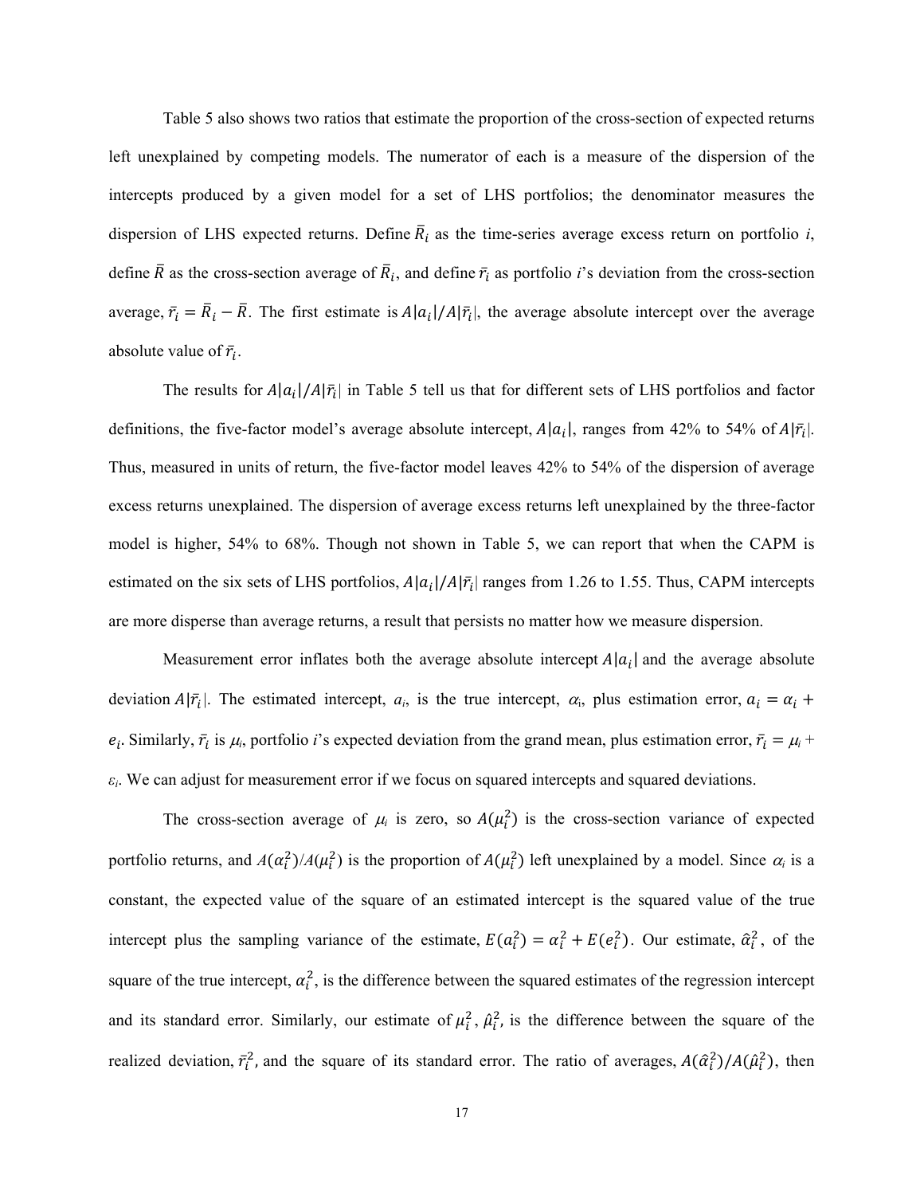Table 5 also shows two ratios that estimate the proportion of the cross-section of expected returns left unexplained by competing models. The numerator of each is a measure of the dispersion of the intercepts produced by a given model for a set of LHS portfolios; the denominator measures the dispersion of LHS expected returns. Define $\bar{R}_i$ as the time-series average excess return on portfolio $i$, define $\bar{R}$ as the cross-section average of $\bar{R}_i$, and define $\bar{r}_i$ as portfolio $i$'s deviation from the cross-section average, $\bar{r}_i = \bar{R}_i - \bar{R}$. The first estimate is $A|a_i|/A|\bar{r}_i|$, the average absolute intercept over the average absolute value of $\bar{r}_i$.

The results for $A|a_i|/A|\bar{r}_i|$ in Table 5 tell us that for different sets of LHS portfolios and factor definitions, the five-factor model's average absolute intercept, $A|a_i|$, ranges from 42% to 54% of $A|\bar{r}_i|$. Thus, measured in units of return, the five-factor model leaves 42% to 54% of the dispersion of average excess returns unexplained. The dispersion of average excess returns left unexplained by the three-factor model is higher, 54% to 68%. Though not shown in Table 5, we can report that when the CAPM is estimated on the six sets of LHS portfolios, $A|a_i|/A|\bar{r}_i|$ ranges from 1.26 to 1.55. Thus, CAPM intercepts are more disperse than average returns, a result that persists no matter how we measure dispersion.

Measurement error inflates both the average absolute intercept $A|a_i|$ and the average absolute deviation $A|\bar{r}_i|$. The estimated intercept, $a_i$, is the true intercept, $\alpha_i$, plus estimation error, $a_i = \alpha_i + e_i$. Similarly, $\bar{r}_i$ is $\mu_i$, portfolio $i$'s expected deviation from the grand mean, plus estimation error, $\bar{r}_i = \mu_i + \varepsilon_i$. We can adjust for measurement error if we focus on squared intercepts and squared deviations.

The cross-section average of $\mu_i$ is zero, so $A(\mu_i^2)$ is the cross-section variance of expected portfolio returns, and $A(\alpha_i^2)/A(\mu_i^2)$ is the proportion of $A(\mu_i^2)$ left unexplained by a model. Since $\alpha_i$ is a constant, the expected value of the square of an estimated intercept is the squared value of the true intercept plus the sampling variance of the estimate, $E(a_i^2) = \alpha_i^2 + E(e_i^2)$. Our estimate, $\hat{\alpha}_i^2$, of the square of the true intercept, $\alpha_i^2$, is the difference between the squared estimates of the regression intercept and its standard error. Similarly, our estimate of $\mu_i^2$, $\hat{\mu}_i^2$, is the difference between the square of the realized deviation, $\bar{r}_i^2$, and the square of its standard error. The ratio of averages, $A(\hat{\alpha}_i^2)/A(\hat{\mu}_i^2)$, then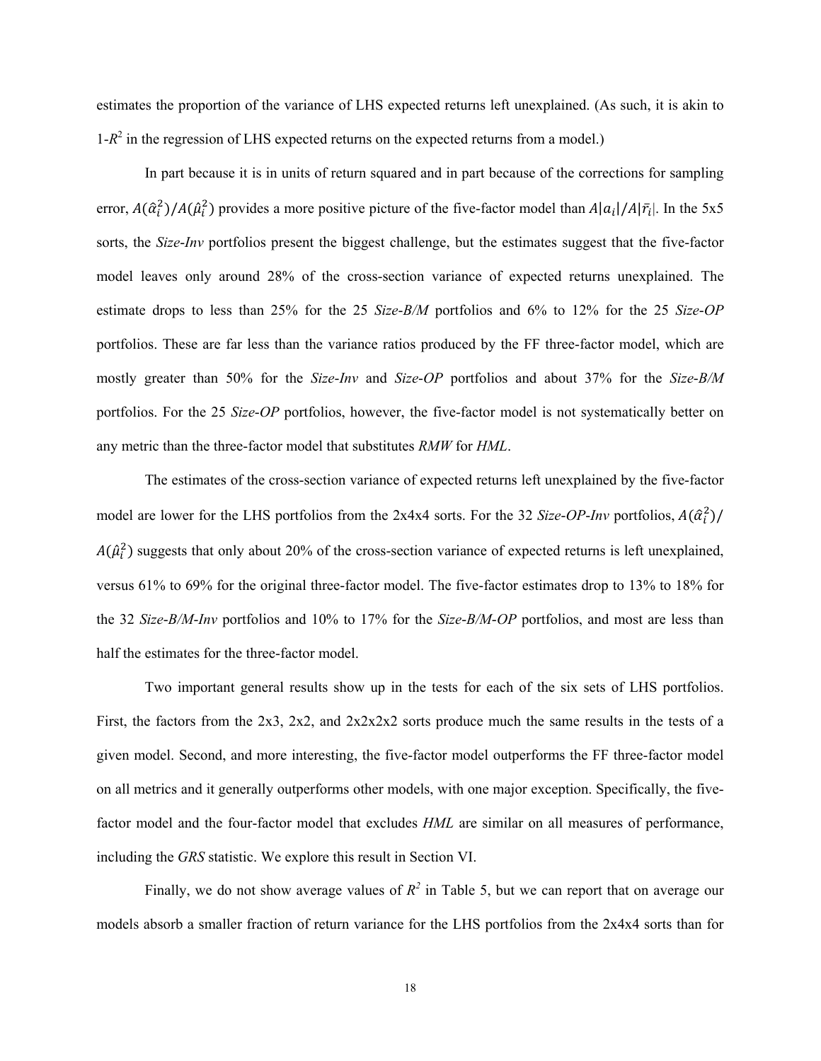estimates the proportion of the variance of LHS expected returns left unexplained. (As such, it is akin to 1-$R^2$ in the regression of LHS expected returns on the expected returns from a model.)

In part because it is in units of return squared and in part because of the corrections for sampling error, $A(\hat{\alpha}_i^2)/A(\hat{\mu}_i^2)$ provides a more positive picture of the five-factor model than $A|a_i|/A|\bar{r}_i|$. In the 5x5 sorts, the *Size-Inv* portfolios present the biggest challenge, but the estimates suggest that the five-factor model leaves only around 28% of the cross-section variance of expected returns unexplained. The estimate drops to less than 25% for the 25 *Size-B/M* portfolios and 6% to 12% for the 25 *Size-OP* portfolios. These are far less than the variance ratios produced by the FF three-factor model, which are mostly greater than 50% for the *Size-Inv* and *Size-OP* portfolios and about 37% for the *Size-B/M* portfolios. For the 25 *Size-OP* portfolios, however, the five-factor model is not systematically better on any metric than the three-factor model that substitutes *RMW* for *HML*.

The estimates of the cross-section variance of expected returns left unexplained by the five-factor model are lower for the LHS portfolios from the 2x4x4 sorts. For the 32 *Size-OP-Inv* portfolios, $A(\hat{\alpha}_i^2)/A(\hat{\mu}_i^2)$ suggests that only about 20% of the cross-section variance of expected returns is left unexplained, versus 61% to 69% for the original three-factor model. The five-factor estimates drop to 13% to 18% for the 32 *Size-B/M-Inv* portfolios and 10% to 17% for the *Size-B/M-OP* portfolios, and most are less than half the estimates for the three-factor model.

Two important general results show up in the tests for each of the six sets of LHS portfolios. First, the factors from the 2x3, 2x2, and 2x2x2x2 sorts produce much the same results in the tests of a given model. Second, and more interesting, the five-factor model outperforms the FF three-factor model on all metrics and it generally outperforms other models, with one major exception. Specifically, the five-factor model and the four-factor model that excludes *HML* are similar on all measures of performance, including the *GRS* statistic. We explore this result in Section VI.

Finally, we do not show average values of $R^2$ in Table 5, but we can report that on average our models absorb a smaller fraction of return variance for the LHS portfolios from the 2x4x4 sorts than for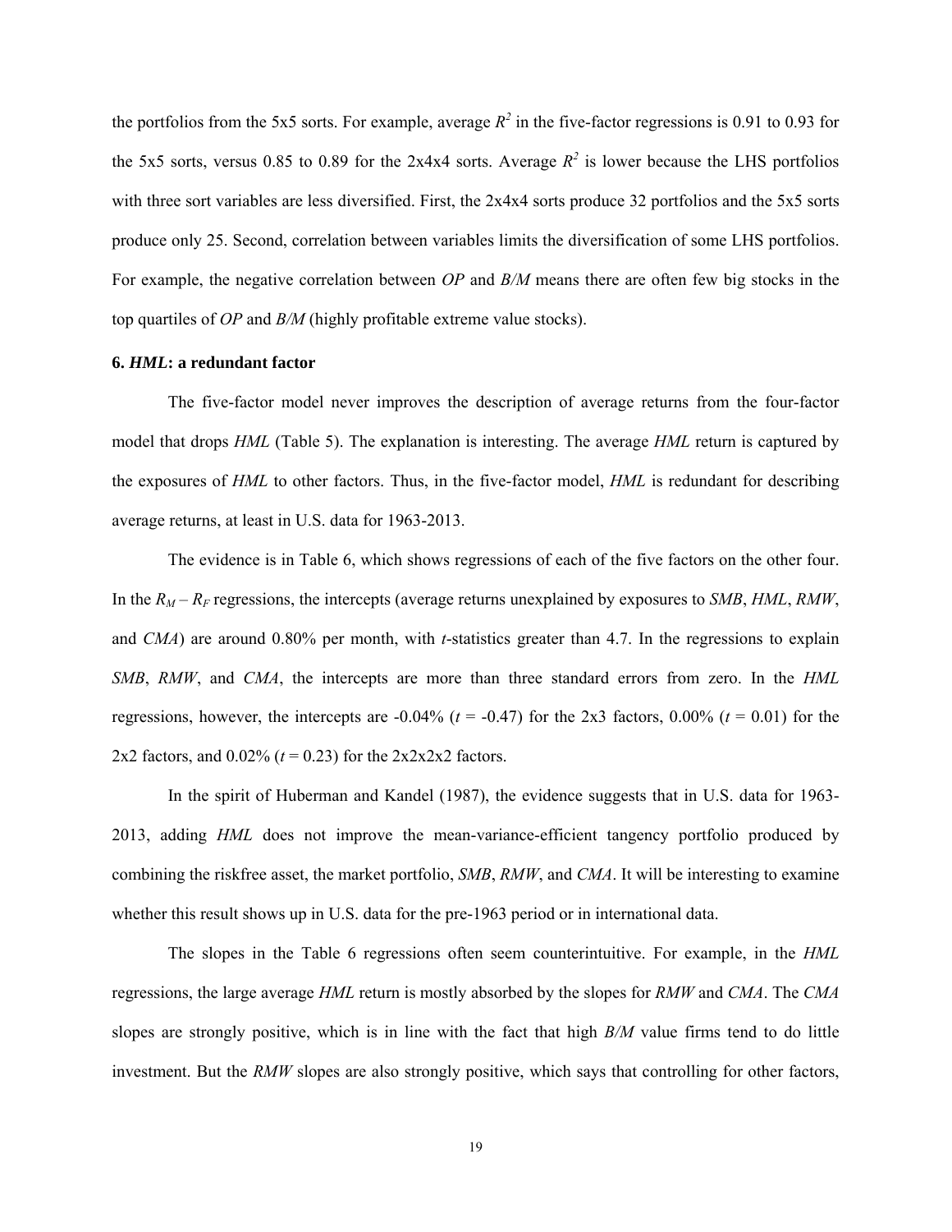the portfolios from the 5x5 sorts. For example, average $R^2$ in the five-factor regressions is 0.91 to 0.93 for the 5x5 sorts, versus 0.85 to 0.89 for the 2x4x4 sorts. Average $R^2$ is lower because the LHS portfolios with three sort variables are less diversified. First, the 2x4x4 sorts produce 32 portfolios and the 5x5 sorts produce only 25. Second, correlation between variables limits the diversification of some LHS portfolios. For example, the negative correlation between *OP* and *B/M* means there are often few big stocks in the top quartiles of *OP* and *B/M* (highly profitable extreme value stocks).

### 6. *HML*: a redundant factor

The five-factor model never improves the description of average returns from the four-factor model that drops *HML* (Table 5). The explanation is interesting. The average *HML* return is captured by the exposures of *HML* to other factors. Thus, in the five-factor model, *HML* is redundant for describing average returns, at least in U.S. data for 1963-2013.

The evidence is in Table 6, which shows regressions of each of the five factors on the other four. In the $R_M - R_F$ regressions, the intercepts (average returns unexplained by exposures to *SMB*, *HML*, *RMW*, and *CMA*) are around 0.80% per month, with *t*-statistics greater than 4.7. In the regressions to explain *SMB*, *RMW*, and *CMA*, the intercepts are more than three standard errors from zero. In the *HML* regressions, however, the intercepts are -0.04% ($t$ = -0.47) for the 2x3 factors, 0.00% ($t$ = 0.01) for the 2x2 factors, and 0.02% ($t$ = 0.23) for the 2x2x2x2 factors.

In the spirit of Huberman and Kandel (1987), the evidence suggests that in U.S. data for 1963-2013, adding *HML* does not improve the mean-variance-efficient tangency portfolio produced by combining the riskfree asset, the market portfolio, *SMB*, *RMW*, and *CMA*. It will be interesting to examine whether this result shows up in U.S. data for the pre-1963 period or in international data.

The slopes in the Table 6 regressions often seem counterintuitive. For example, in the *HML* regressions, the large average *HML* return is mostly absorbed by the slopes for *RMW* and *CMA*. The *CMA* slopes are strongly positive, which is in line with the fact that high *B/M* value firms tend to do little investment. But the *RMW* slopes are also strongly positive, which says that controlling for other factors,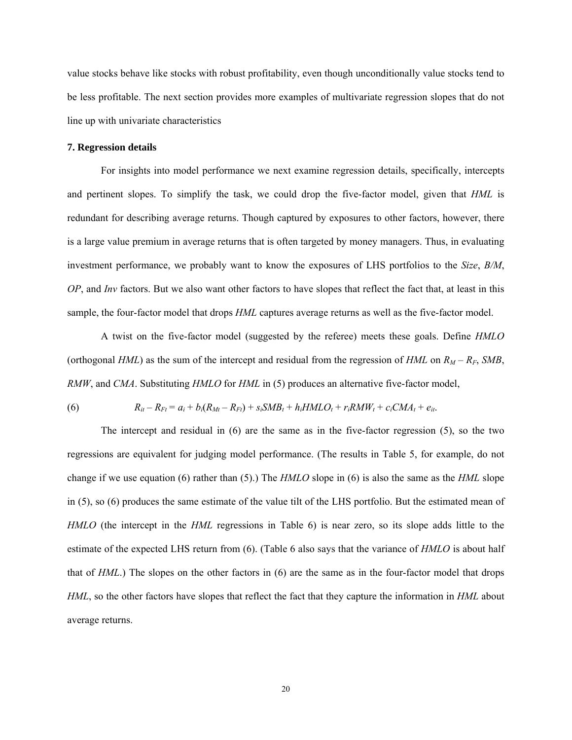value stocks behave like stocks with robust profitability, even though unconditionally value stocks tend to be less profitable. The next section provides more examples of multivariate regression slopes that do not line up with univariate characteristics

**7. Regression details**

For insights into model performance we next examine regression details, specifically, intercepts and pertinent slopes. To simplify the task, we could drop the five-factor model, given that *HML* is redundant for describing average returns. Though captured by exposures to other factors, however, there is a large value premium in average returns that is often targeted by money managers. Thus, in evaluating investment performance, we probably want to know the exposures of LHS portfolios to the *Size*, *B/M*, *OP*, and *Inv* factors. But we also want other factors to have slopes that reflect the fact that, at least in this sample, the four-factor model that drops *HML* captures average returns as well as the five-factor model.

A twist on the five-factor model (suggested by the referee) meets these goals. Define *HMLO* (orthogonal *HML*) as the sum of the intercept and residual from the regression of *HML* on $R_M - R_F$, *SMB*, *RMW*, and *CMA*. Substituting *HMLO* for *HML* in (5) produces an alternative five-factor model,

$$R_{it} - R_{Ft} = a_i + b_i(R_{Mt} - R_{Ft}) + s_iSMB_t + h_iHMLO_t + r_iRMW_t + c_iCMA_t + e_{it}. \quad (6)$$

The intercept and residual in (6) are the same as in the five-factor regression (5), so the two regressions are equivalent for judging model performance. (The results in Table 5, for example, do not change if we use equation (6) rather than (5).) The *HMLO* slope in (6) is also the same as the *HML* slope in (5), so (6) produces the same estimate of the value tilt of the LHS portfolio. But the estimated mean of *HMLO* (the intercept in the *HML* regressions in Table 6) is near zero, so its slope adds little to the estimate of the expected LHS return from (6). (Table 6 also says that the variance of *HMLO* is about half that of *HML*.) The slopes on the other factors in (6) are the same as in the four-factor model that drops *HML*, so the other factors have slopes that reflect the fact that they capture the information in *HML* about average returns.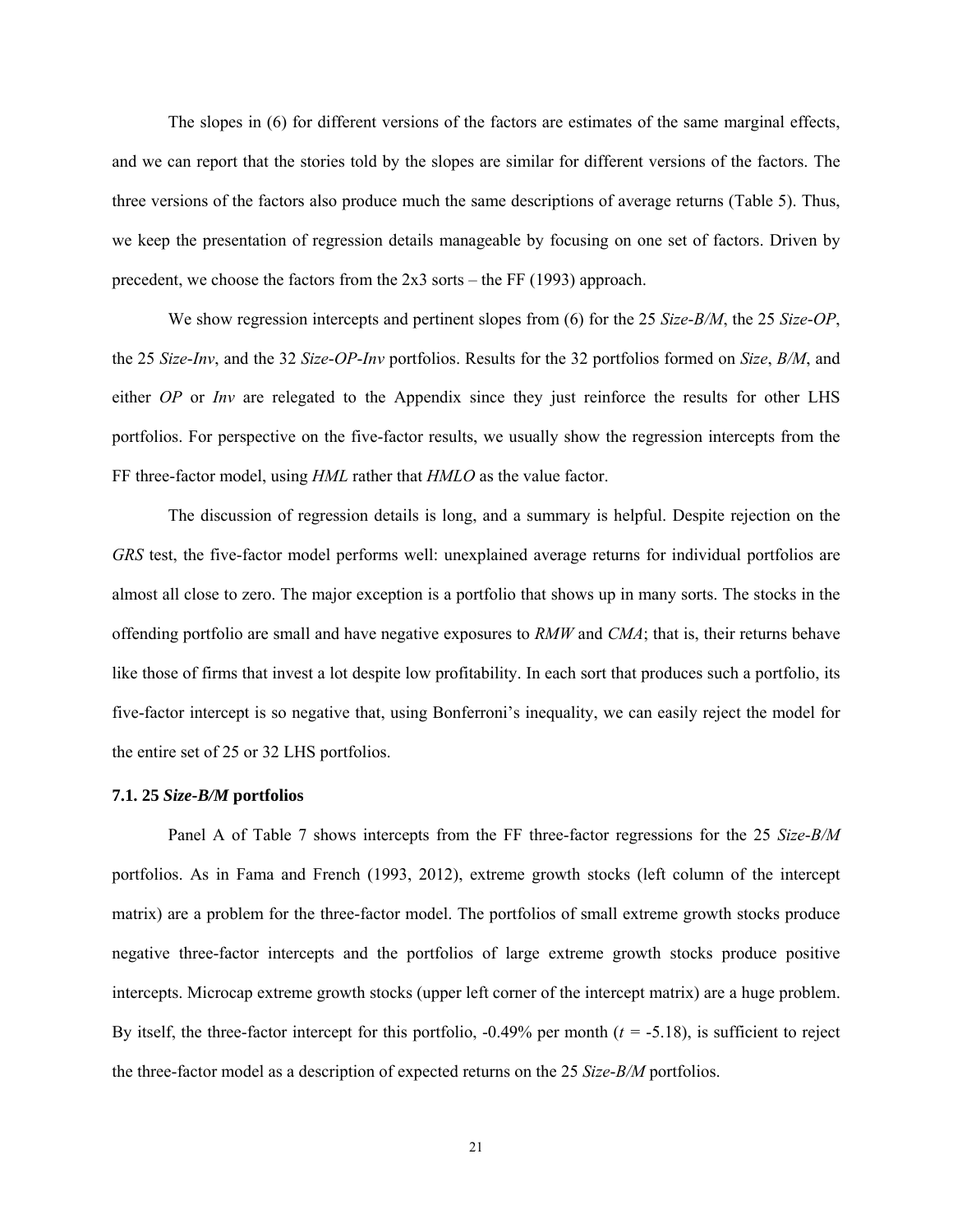The slopes in (6) for different versions of the factors are estimates of the same marginal effects, and we can report that the stories told by the slopes are similar for different versions of the factors. The three versions of the factors also produce much the same descriptions of average returns (Table 5). Thus, we keep the presentation of regression details manageable by focusing on one set of factors. Driven by precedent, we choose the factors from the 2x3 sorts – the FF (1993) approach.

We show regression intercepts and pertinent slopes from (6) for the 25 *Size-B/M*, the 25 *Size-OP*, the 25 *Size-Inv*, and the 32 *Size-OP-Inv* portfolios. Results for the 32 portfolios formed on *Size*, *B/M*, and either *OP* or *Inv* are relegated to the Appendix since they just reinforce the results for other LHS portfolios. For perspective on the five-factor results, we usually show the regression intercepts from the FF three-factor model, using *HML* rather that *HMLO* as the value factor.

The discussion of regression details is long, and a summary is helpful. Despite rejection on the *GRS* test, the five-factor model performs well: unexplained average returns for individual portfolios are almost all close to zero. The major exception is a portfolio that shows up in many sorts. The stocks in the offending portfolio are small and have negative exposures to *RMW* and *CMA*; that is, their returns behave like those of firms that invest a lot despite low profitability. In each sort that produces such a portfolio, its five-factor intercept is so negative that, using Bonferroni's inequality, we can easily reject the model for the entire set of 25 or 32 LHS portfolios.

### 7.1. 25 *Size-B/M* portfolios

Panel A of Table 7 shows intercepts from the FF three-factor regressions for the 25 *Size-B/M* portfolios. As in Fama and French (1993, 2012), extreme growth stocks (left column of the intercept matrix) are a problem for the three-factor model. The portfolios of small extreme growth stocks produce negative three-factor intercepts and the portfolios of large extreme growth stocks produce positive intercepts. Microcap extreme growth stocks (upper left corner of the intercept matrix) are a huge problem. By itself, the three-factor intercept for this portfolio, -0.49% per month ($t$ = -5.18), is sufficient to reject the three-factor model as a description of expected returns on the 25 *Size-B/M* portfolios.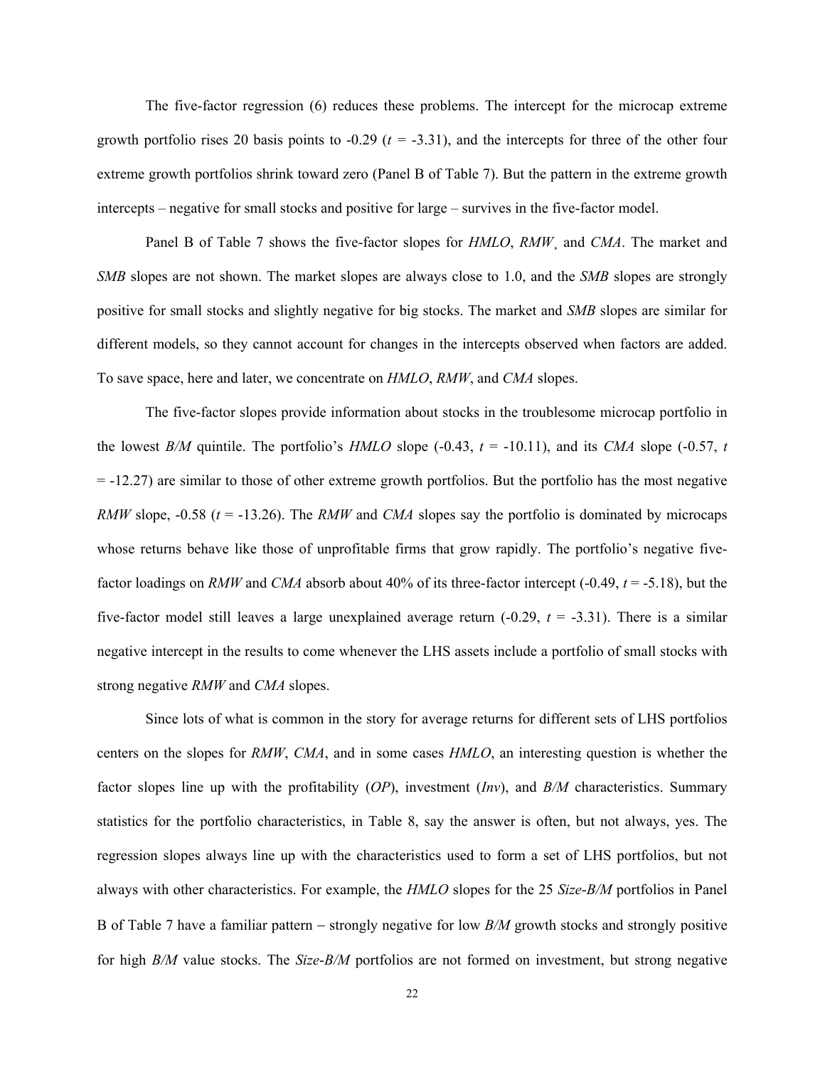The five-factor regression (6) reduces these problems. The intercept for the microcap extreme growth portfolio rises 20 basis points to -0.29 ($t$ = -3.31), and the intercepts for three of the other four extreme growth portfolios shrink toward zero (Panel B of Table 7). But the pattern in the extreme growth intercepts – negative for small stocks and positive for large – survives in the five-factor model.

Panel B of Table 7 shows the five-factor slopes for *HMLO*, *RMW*¸ and *CMA*. The market and *SMB* slopes are not shown. The market slopes are always close to 1.0, and the *SMB* slopes are strongly positive for small stocks and slightly negative for big stocks. The market and *SMB* slopes are similar for different models, so they cannot account for changes in the intercepts observed when factors are added. To save space, here and later, we concentrate on *HMLO*, *RMW*, and *CMA* slopes.

The five-factor slopes provide information about stocks in the troublesome microcap portfolio in the lowest *B/M* quintile. The portfolio's *HMLO* slope (-0.43, $t$ = -10.11), and its *CMA* slope (-0.57, $t$ = -12.27) are similar to those of other extreme growth portfolios. But the portfolio has the most negative *RMW* slope, -0.58 ($t$ = -13.26). The *RMW* and *CMA* slopes say the portfolio is dominated by microcaps whose returns behave like those of unprofitable firms that grow rapidly. The portfolio's negative five-factor loadings on *RMW* and *CMA* absorb about 40% of its three-factor intercept (-0.49, $t$ = -5.18), but the five-factor model still leaves a large unexplained average return (-0.29, $t$ = -3.31). There is a similar negative intercept in the results to come whenever the LHS assets include a portfolio of small stocks with strong negative *RMW* and *CMA* slopes.

Since lots of what is common in the story for average returns for different sets of LHS portfolios centers on the slopes for *RMW*, *CMA*, and in some cases *HMLO*, an interesting question is whether the factor slopes line up with the profitability (*OP*), investment (*Inv*), and *B/M* characteristics. Summary statistics for the portfolio characteristics, in Table 8, say the answer is often, but not always, yes. The regression slopes always line up with the characteristics used to form a set of LHS portfolios, but not always with other characteristics. For example, the *HMLO* slopes for the 25 *Size-B/M* portfolios in Panel B of Table 7 have a familiar pattern – strongly negative for low *B/M* growth stocks and strongly positive for high *B/M* value stocks. The *Size-B/M* portfolios are not formed on investment, but strong negative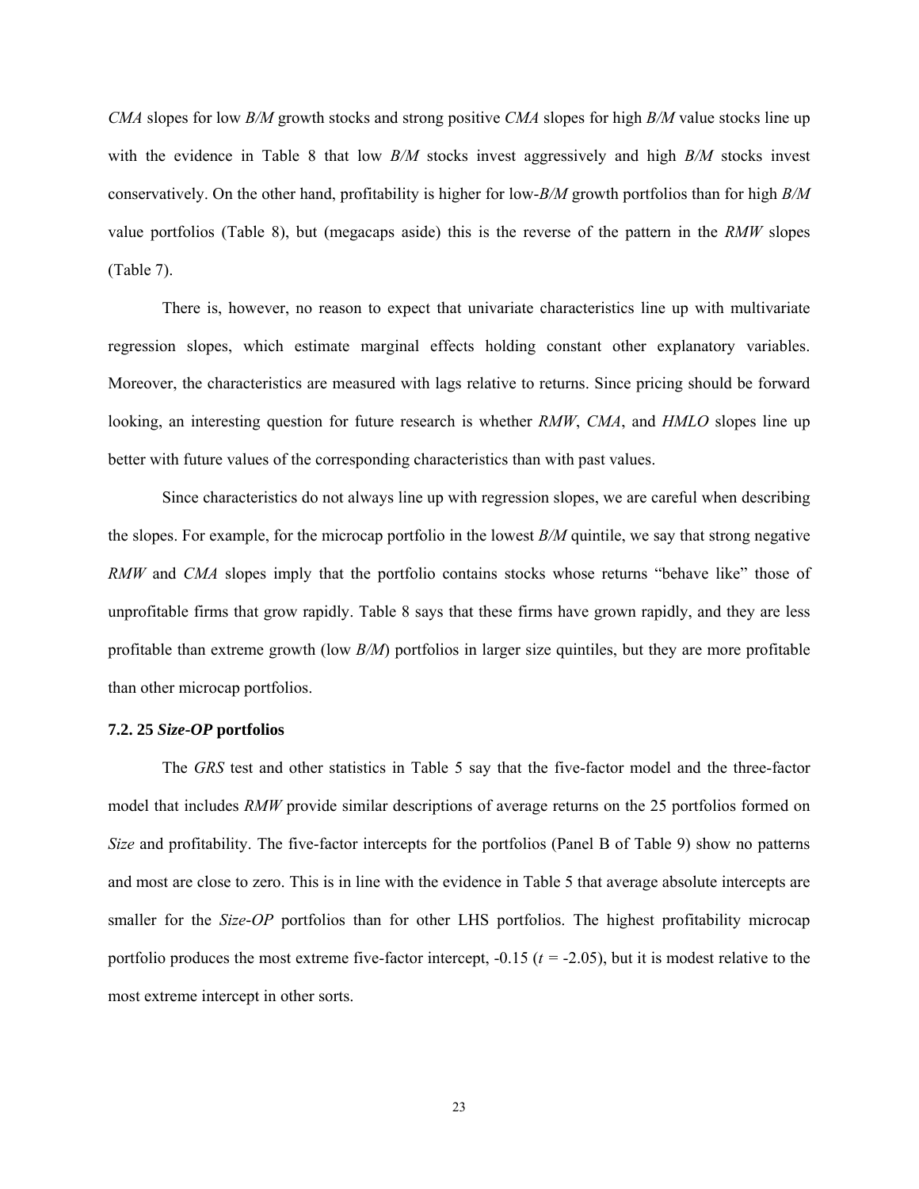*CMA* slopes for low *B/M* growth stocks and strong positive *CMA* slopes for high *B/M* value stocks line up with the evidence in Table 8 that low *B/M* stocks invest aggressively and high *B/M* stocks invest conservatively. On the other hand, profitability is higher for low-*B/M* growth portfolios than for high *B/M* value portfolios (Table 8), but (megacaps aside) this is the reverse of the pattern in the *RMW* slopes (Table 7).

There is, however, no reason to expect that univariate characteristics line up with multivariate regression slopes, which estimate marginal effects holding constant other explanatory variables. Moreover, the characteristics are measured with lags relative to returns. Since pricing should be forward looking, an interesting question for future research is whether *RMW*, *CMA*, and *HMLO* slopes line up better with future values of the corresponding characteristics than with past values.

Since characteristics do not always line up with regression slopes, we are careful when describing the slopes. For example, for the microcap portfolio in the lowest *B/M* quintile, we say that strong negative *RMW* and *CMA* slopes imply that the portfolio contains stocks whose returns "behave like" those of unprofitable firms that grow rapidly. Table 8 says that these firms have grown rapidly, and they are less profitable than extreme growth (low *B/M*) portfolios in larger size quintiles, but they are more profitable than other microcap portfolios.

### 7.2. 25 *Size-OP* portfolios

The *GRS* test and other statistics in Table 5 say that the five-factor model and the three-factor model that includes *RMW* provide similar descriptions of average returns on the 25 portfolios formed on *Size* and profitability. The five-factor intercepts for the portfolios (Panel B of Table 9) show no patterns and most are close to zero. This is in line with the evidence in Table 5 that average absolute intercepts are smaller for the *Size-OP* portfolios than for other LHS portfolios. The highest profitability microcap portfolio produces the most extreme five-factor intercept, -0.15 ($t$ = -2.05), but it is modest relative to the most extreme intercept in other sorts.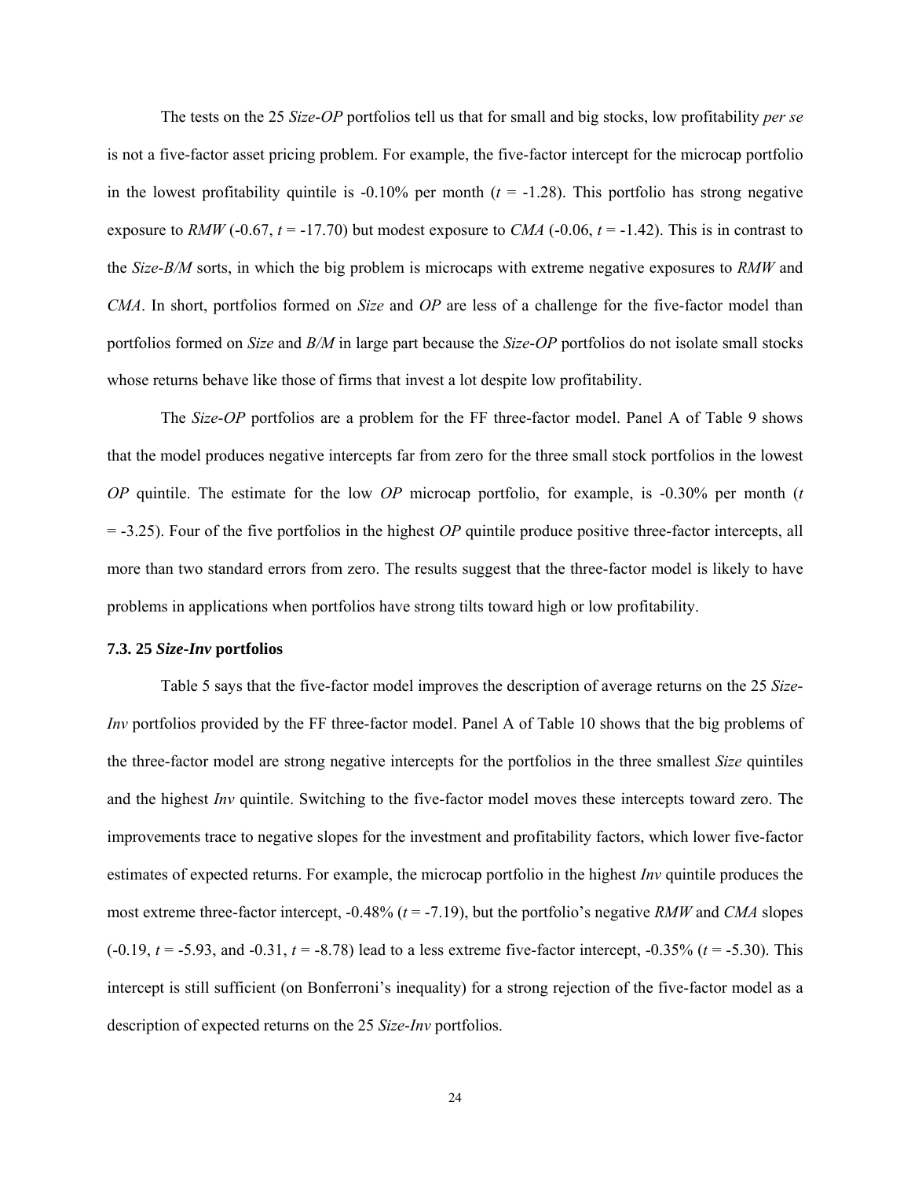The tests on the 25 *Size-OP* portfolios tell us that for small and big stocks, low profitability *per se* is not a five-factor asset pricing problem. For example, the five-factor intercept for the microcap portfolio in the lowest profitability quintile is -0.10% per month ($t$ = -1.28). This portfolio has strong negative exposure to *RMW* (-0.67, $t$ = -17.70) but modest exposure to *CMA* (-0.06, $t$ = -1.42). This is in contrast to the *Size-B/M* sorts, in which the big problem is microcaps with extreme negative exposures to *RMW* and *CMA*. In short, portfolios formed on *Size* and *OP* are less of a challenge for the five-factor model than portfolios formed on *Size* and *B/M* in large part because the *Size-OP* portfolios do not isolate small stocks whose returns behave like those of firms that invest a lot despite low profitability.

The *Size-OP* portfolios are a problem for the FF three-factor model. Panel A of Table 9 shows that the model produces negative intercepts far from zero for the three small stock portfolios in the lowest *OP* quintile. The estimate for the low *OP* microcap portfolio, for example, is -0.30% per month ($t$ = -3.25). Four of the five portfolios in the highest *OP* quintile produce positive three-factor intercepts, all more than two standard errors from zero. The results suggest that the three-factor model is likely to have problems in applications when portfolios have strong tilts toward high or low profitability.

### 7.3. 25 *Size-Inv* portfolios

Table 5 says that the five-factor model improves the description of average returns on the 25 *Size-Inv* portfolios provided by the FF three-factor model. Panel A of Table 10 shows that the big problems of the three-factor model are strong negative intercepts for the portfolios in the three smallest *Size* quintiles and the highest *Inv* quintile. Switching to the five-factor model moves these intercepts toward zero. The improvements trace to negative slopes for the investment and profitability factors, which lower five-factor estimates of expected returns. For example, the microcap portfolio in the highest *Inv* quintile produces the most extreme three-factor intercept, -0.48% ($t$ = -7.19), but the portfolio's negative *RMW* and *CMA* slopes (-0.19, $t$ = -5.93, and -0.31, $t$ = -8.78) lead to a less extreme five-factor intercept, -0.35% ($t$ = -5.30). This intercept is still sufficient (on Bonferroni's inequality) for a strong rejection of the five-factor model as a description of expected returns on the 25 *Size-Inv* portfolios.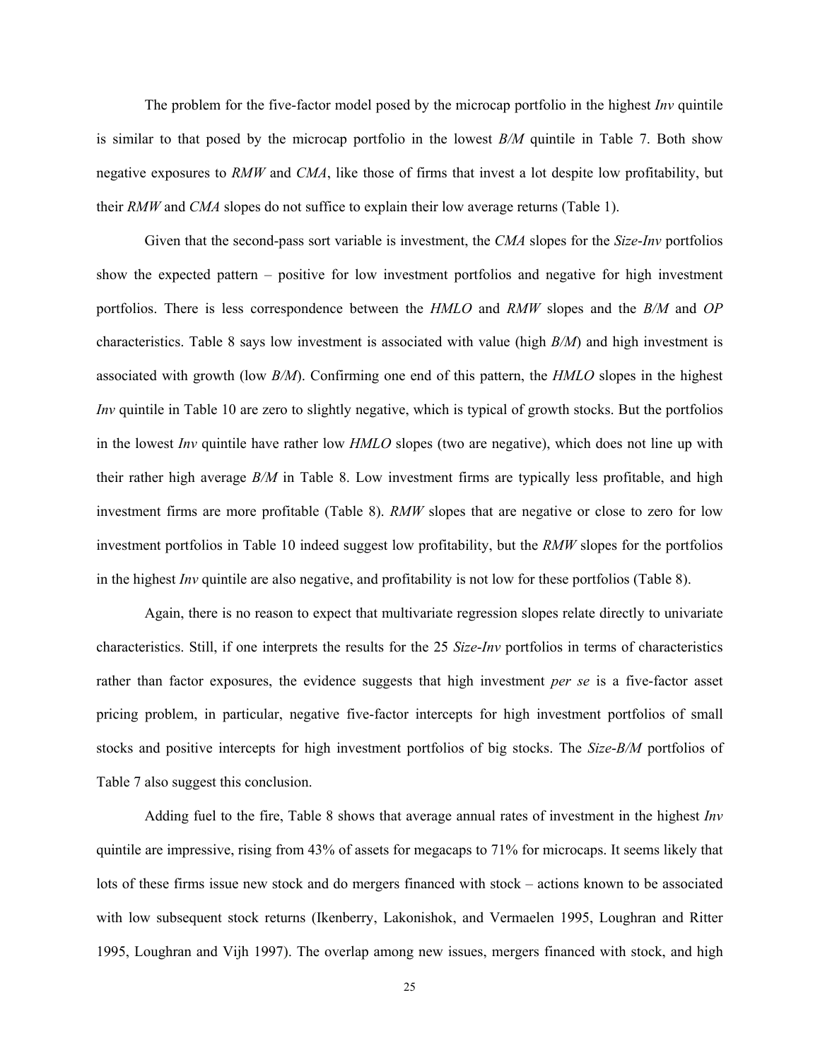The problem for the five-factor model posed by the microcap portfolio in the highest *Inv* quintile is similar to that posed by the microcap portfolio in the lowest *B/M* quintile in Table 7. Both show negative exposures to *RMW* and *CMA*, like those of firms that invest a lot despite low profitability, but their *RMW* and *CMA* slopes do not suffice to explain their low average returns (Table 1).

Given that the second-pass sort variable is investment, the *CMA* slopes for the *Size-Inv* portfolios show the expected pattern – positive for low investment portfolios and negative for high investment portfolios. There is less correspondence between the *HMLO* and *RMW* slopes and the *B/M* and *OP* characteristics. Table 8 says low investment is associated with value (high *B/M*) and high investment is associated with growth (low *B/M*). Confirming one end of this pattern, the *HMLO* slopes in the highest *Inv* quintile in Table 10 are zero to slightly negative, which is typical of growth stocks. But the portfolios in the lowest *Inv* quintile have rather low *HMLO* slopes (two are negative), which does not line up with their rather high average *B/M* in Table 8. Low investment firms are typically less profitable, and high investment firms are more profitable (Table 8). *RMW* slopes that are negative or close to zero for low investment portfolios in Table 10 indeed suggest low profitability, but the *RMW* slopes for the portfolios in the highest *Inv* quintile are also negative, and profitability is not low for these portfolios (Table 8).

Again, there is no reason to expect that multivariate regression slopes relate directly to univariate characteristics. Still, if one interprets the results for the 25 *Size-Inv* portfolios in terms of characteristics rather than factor exposures, the evidence suggests that high investment *per se* is a five-factor asset pricing problem, in particular, negative five-factor intercepts for high investment portfolios of small stocks and positive intercepts for high investment portfolios of big stocks. The *Size-B/M* portfolios of Table 7 also suggest this conclusion.

Adding fuel to the fire, Table 8 shows that average annual rates of investment in the highest *Inv* quintile are impressive, rising from 43% of assets for megacaps to 71% for microcaps. It seems likely that lots of these firms issue new stock and do mergers financed with stock – actions known to be associated with low subsequent stock returns (Ikenberry, Lakonishok, and Vermaelen 1995, Loughran and Ritter 1995, Loughran and Vijh 1997). The overlap among new issues, mergers financed with stock, and high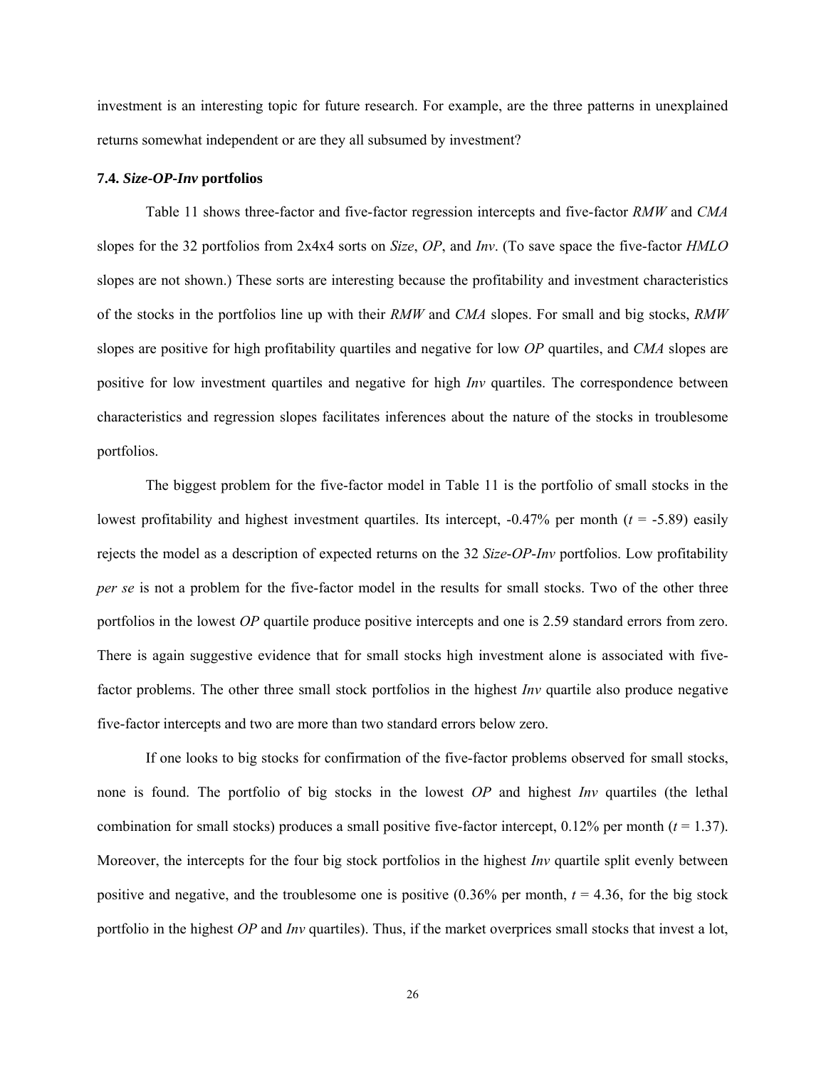investment is an interesting topic for future research. For example, are the three patterns in unexplained returns somewhat independent or are they all subsumed by investment?

### 7.4. *Size-OP-Inv* portfolios

Table 11 shows three-factor and five-factor regression intercepts and five-factor *RMW* and *CMA* slopes for the 32 portfolios from 2x4x4 sorts on *Size*, *OP*, and *Inv*. (To save space the five-factor *HMLO* slopes are not shown.) These sorts are interesting because the profitability and investment characteristics of the stocks in the portfolios line up with their *RMW* and *CMA* slopes. For small and big stocks, *RMW* slopes are positive for high profitability quartiles and negative for low *OP* quartiles, and *CMA* slopes are positive for low investment quartiles and negative for high *Inv* quartiles. The correspondence between characteristics and regression slopes facilitates inferences about the nature of the stocks in troublesome portfolios.

The biggest problem for the five-factor model in Table 11 is the portfolio of small stocks in the lowest profitability and highest investment quartiles. Its intercept, -0.47% per month ($t$ = -5.89) easily rejects the model as a description of expected returns on the 32 *Size-OP-Inv* portfolios. Low profitability *per se* is not a problem for the five-factor model in the results for small stocks. Two of the other three portfolios in the lowest *OP* quartile produce positive intercepts and one is 2.59 standard errors from zero. There is again suggestive evidence that for small stocks high investment alone is associated with five-factor problems. The other three small stock portfolios in the highest *Inv* quartile also produce negative five-factor intercepts and two are more than two standard errors below zero.

If one looks to big stocks for confirmation of the five-factor problems observed for small stocks, none is found. The portfolio of big stocks in the lowest *OP* and highest *Inv* quartiles (the lethal combination for small stocks) produces a small positive five-factor intercept, 0.12% per month ($t$ = 1.37). Moreover, the intercepts for the four big stock portfolios in the highest *Inv* quartile split evenly between positive and negative, and the troublesome one is positive (0.36% per month, $t$ = 4.36, for the big stock portfolio in the highest *OP* and *Inv* quartiles). Thus, if the market overprices small stocks that invest a lot,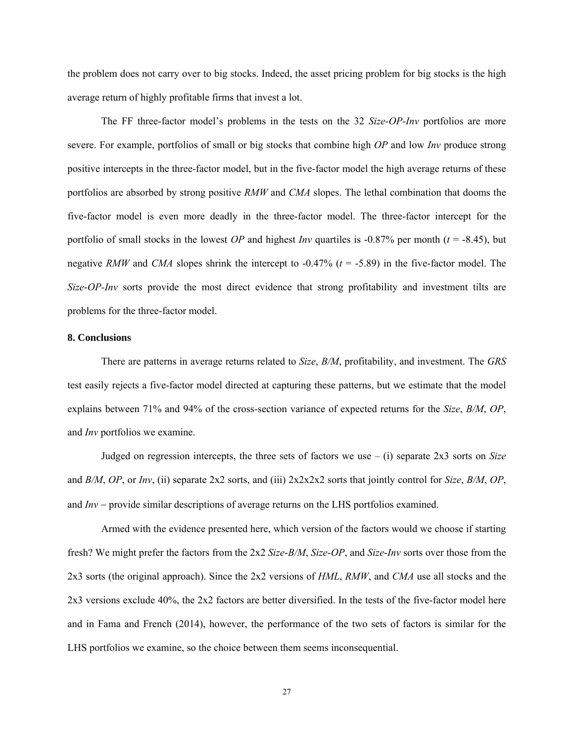the problem does not carry over to big stocks. Indeed, the asset pricing problem for big stocks is the high average return of highly profitable firms that invest a lot.

The FF three-factor model's problems in the tests on the 32 *Size-OP-Inv* portfolios are more severe. For example, portfolios of small or big stocks that combine high *OP* and low *Inv* produce strong positive intercepts in the three-factor model, but in the five-factor model the high average returns of these portfolios are absorbed by strong positive *RMW* and *CMA* slopes. The lethal combination that dooms the five-factor model is even more deadly in the three-factor model. The three-factor intercept for the portfolio of small stocks in the lowest *OP* and highest *Inv* quartiles is -0.87% per month ($t$ = -8.45), but negative *RMW* and *CMA* slopes shrink the intercept to -0.47% ($t$ = -5.89) in the five-factor model. The *Size-OP-Inv* sorts provide the most direct evidence that strong profitability and investment tilts are problems for the three-factor model.

**8. Conclusions**

There are patterns in average returns related to *Size*, *B/M*, profitability, and investment. The *GRS* test easily rejects a five-factor model directed at capturing these patterns, but we estimate that the model explains between 71% and 94% of the cross-section variance of expected returns for the *Size*, *B/M*, *OP*, and *Inv* portfolios we examine.

Judged on regression intercepts, the three sets of factors we use – (i) separate 2x3 sorts on *Size* and *B/M*, *OP*, or *Inv*, (ii) separate 2x2 sorts, and (iii) 2x2x2x2 sorts that jointly control for *Size*, *B/M*, *OP*, and *Inv* – provide similar descriptions of average returns on the LHS portfolios examined.

Armed with the evidence presented here, which version of the factors would we choose if starting fresh? We might prefer the factors from the 2x2 *Size-B/M*, *Size-OP*, and *Size-Inv* sorts over those from the 2x3 sorts (the original approach). Since the 2x2 versions of *HML*, *RMW*, and *CMA* use all stocks and the 2x3 versions exclude 40%, the 2x2 factors are better diversified. In the tests of the five-factor model here and in Fama and French (2014), however, the performance of the two sets of factors is similar for the LHS portfolios we examine, so the choice between them seems inconsequential.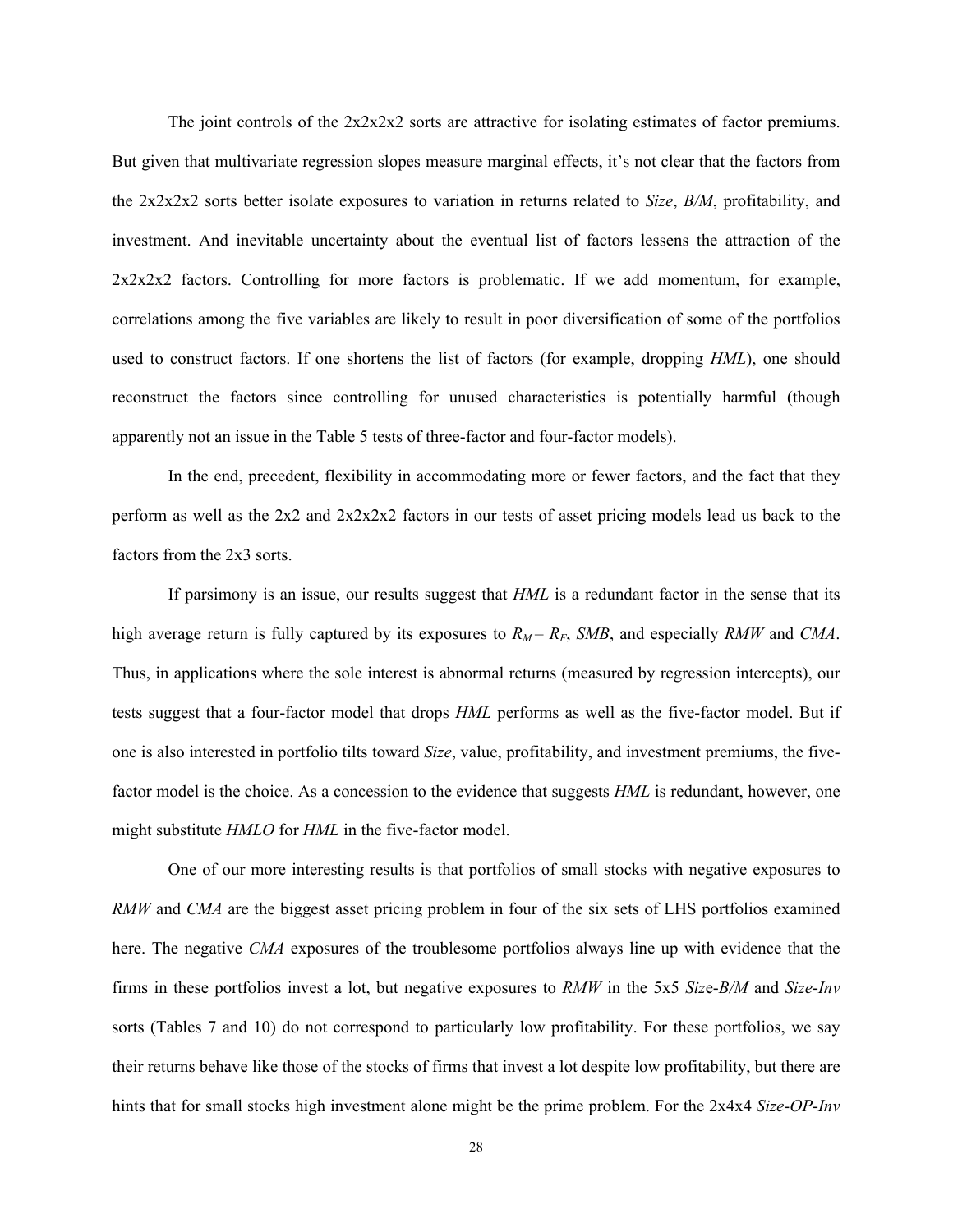The joint controls of the 2x2x2x2 sorts are attractive for isolating estimates of factor premiums. But given that multivariate regression slopes measure marginal effects, it's not clear that the factors from the 2x2x2x2 sorts better isolate exposures to variation in returns related to *Size*, *B/M*, profitability, and investment. And inevitable uncertainty about the eventual list of factors lessens the attraction of the 2x2x2x2 factors. Controlling for more factors is problematic. If we add momentum, for example, correlations among the five variables are likely to result in poor diversification of some of the portfolios used to construct factors. If one shortens the list of factors (for example, dropping *HML*), one should reconstruct the factors since controlling for unused characteristics is potentially harmful (though apparently not an issue in the Table 5 tests of three-factor and four-factor models).

In the end, precedent, flexibility in accommodating more or fewer factors, and the fact that they perform as well as the 2x2 and 2x2x2x2 factors in our tests of asset pricing models lead us back to the factors from the 2x3 sorts.

If parsimony is an issue, our results suggest that *HML* is a redundant factor in the sense that its high average return is fully captured by its exposures to $R_M - R_F$, *SMB*, and especially *RMW* and *CMA*. Thus, in applications where the sole interest is abnormal returns (measured by regression intercepts), our tests suggest that a four-factor model that drops *HML* performs as well as the five-factor model. But if one is also interested in portfolio tilts toward *Size*, value, profitability, and investment premiums, the five-factor model is the choice. As a concession to the evidence that suggests *HML* is redundant, however, one might substitute *HMLO* for *HML* in the five-factor model.

One of our more interesting results is that portfolios of small stocks with negative exposures to *RMW* and *CMA* are the biggest asset pricing problem in four of the six sets of LHS portfolios examined here. The negative *CMA* exposures of the troublesome portfolios always line up with evidence that the firms in these portfolios invest a lot, but negative exposures to *RMW* in the 5x5 *Size*-*B/M* and *Size*-*Inv* sorts (Tables 7 and 10) do not correspond to particularly low profitability. For these portfolios, we say their returns behave like those of the stocks of firms that invest a lot despite low profitability, but there are hints that for small stocks high investment alone might be the prime problem. For the 2x4x4 *Size*-*OP*-*Inv*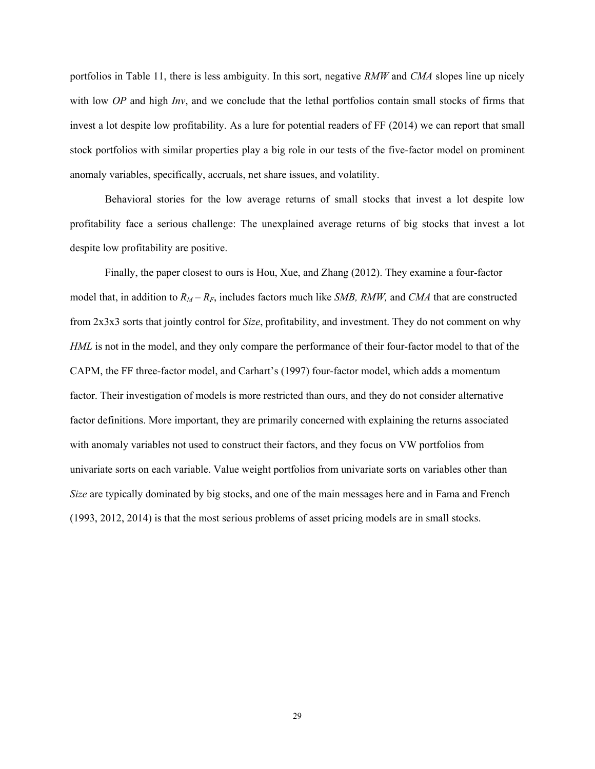portfolios in Table 11, there is less ambiguity. In this sort, negative *RMW* and *CMA* slopes line up nicely with low *OP* and high *Inv*, and we conclude that the lethal portfolios contain small stocks of firms that invest a lot despite low profitability. As a lure for potential readers of FF (2014) we can report that small stock portfolios with similar properties play a big role in our tests of the five-factor model on prominent anomaly variables, specifically, accruals, net share issues, and volatility.

Behavioral stories for the low average returns of small stocks that invest a lot despite low profitability face a serious challenge: The unexplained average returns of big stocks that invest a lot despite low profitability are positive.

Finally, the paper closest to ours is Hou, Xue, and Zhang (2012). They examine a four-factor model that, in addition to $R_M - R_F$, includes factors much like *SMB, RMW,* and *CMA* that are constructed from 2x3x3 sorts that jointly control for *Size*, profitability, and investment. They do not comment on why *HML* is not in the model, and they only compare the performance of their four-factor model to that of the CAPM, the FF three-factor model, and Carhart's (1997) four-factor model, which adds a momentum factor. Their investigation of models is more restricted than ours, and they do not consider alternative factor definitions. More important, they are primarily concerned with explaining the returns associated with anomaly variables not used to construct their factors, and they focus on VW portfolios from univariate sorts on each variable. Value weight portfolios from univariate sorts on variables other than *Size* are typically dominated by big stocks, and one of the main messages here and in Fama and French (1993, 2012, 2014) is that the most serious problems of asset pricing models are in small stocks.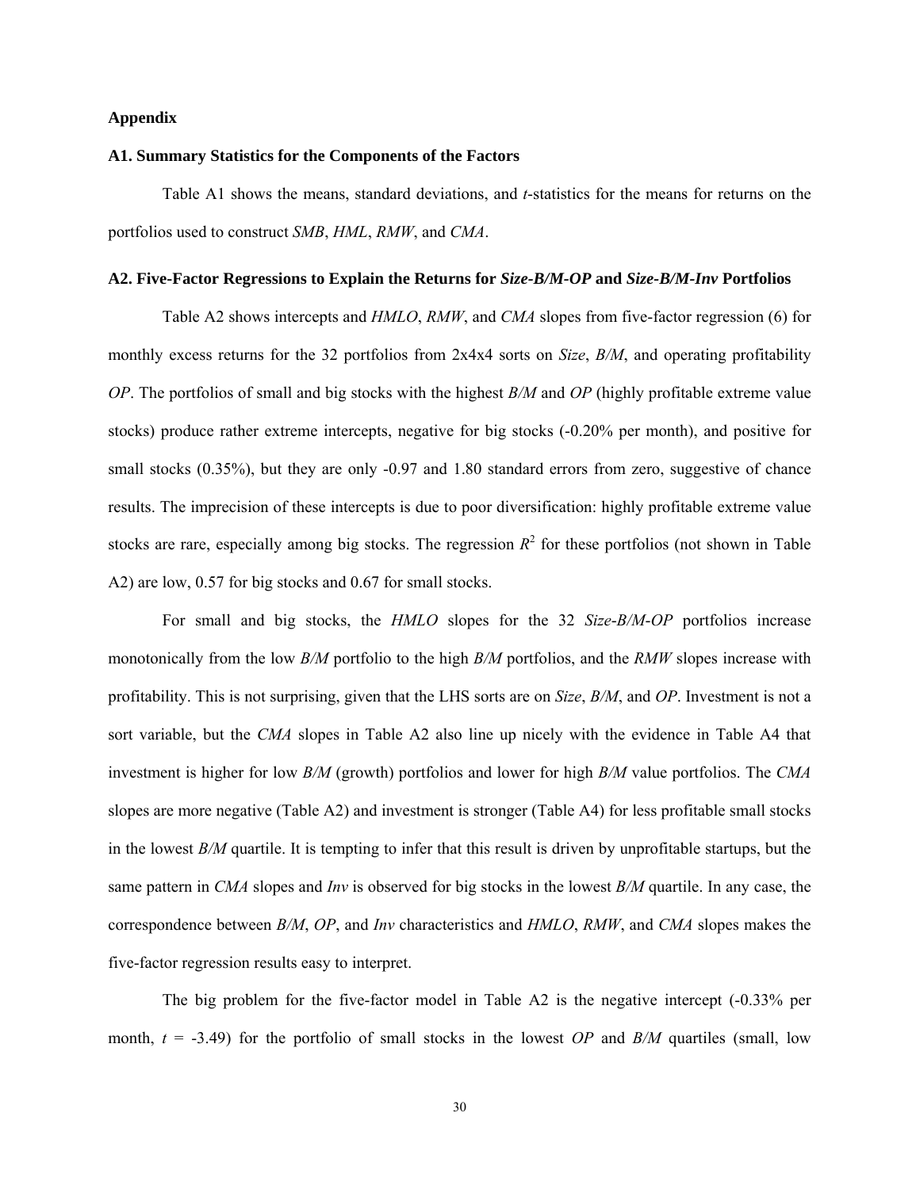**Appendix**

**A1. Summary Statistics for the Components of the Factors**

Table A1 shows the means, standard deviations, and *t*-statistics for the means for returns on the portfolios used to construct *SMB*, *HML*, *RMW*, and *CMA*.

**A2. Five-Factor Regressions to Explain the Returns for *Size-B/M-OP* and *Size-B/M-Inv* Portfolios**

Table A2 shows intercepts and *HMLO*, *RMW*, and *CMA* slopes from five-factor regression (6) for monthly excess returns for the 32 portfolios from 2x4x4 sorts on *Size*, *B/M*, and operating profitability *OP*. The portfolios of small and big stocks with the highest *B/M* and *OP* (highly profitable extreme value stocks) produce rather extreme intercepts, negative for big stocks (-0.20% per month), and positive for small stocks (0.35%), but they are only -0.97 and 1.80 standard errors from zero, suggestive of chance results. The imprecision of these intercepts is due to poor diversification: highly profitable extreme value stocks are rare, especially among big stocks. The regression $R^2$ for these portfolios (not shown in Table A2) are low, 0.57 for big stocks and 0.67 for small stocks.

For small and big stocks, the *HMLO* slopes for the 32 *Size-B/M-OP* portfolios increase monotonically from the low *B/M* portfolio to the high *B/M* portfolios, and the *RMW* slopes increase with profitability. This is not surprising, given that the LHS sorts are on *Size*, *B/M*, and *OP*. Investment is not a sort variable, but the *CMA* slopes in Table A2 also line up nicely with the evidence in Table A4 that investment is higher for low *B/M* (growth) portfolios and lower for high *B/M* value portfolios. The *CMA* slopes are more negative (Table A2) and investment is stronger (Table A4) for less profitable small stocks in the lowest *B/M* quartile. It is tempting to infer that this result is driven by unprofitable startups, but the same pattern in *CMA* slopes and *Inv* is observed for big stocks in the lowest *B/M* quartile. In any case, the correspondence between *B/M*, *OP*, and *Inv* characteristics and *HMLO*, *RMW*, and *CMA* slopes makes the five-factor regression results easy to interpret.

The big problem for the five-factor model in Table A2 is the negative intercept (-0.33% per month, $t$ = -3.49) for the portfolio of small stocks in the lowest *OP* and *B/M* quartiles (small, low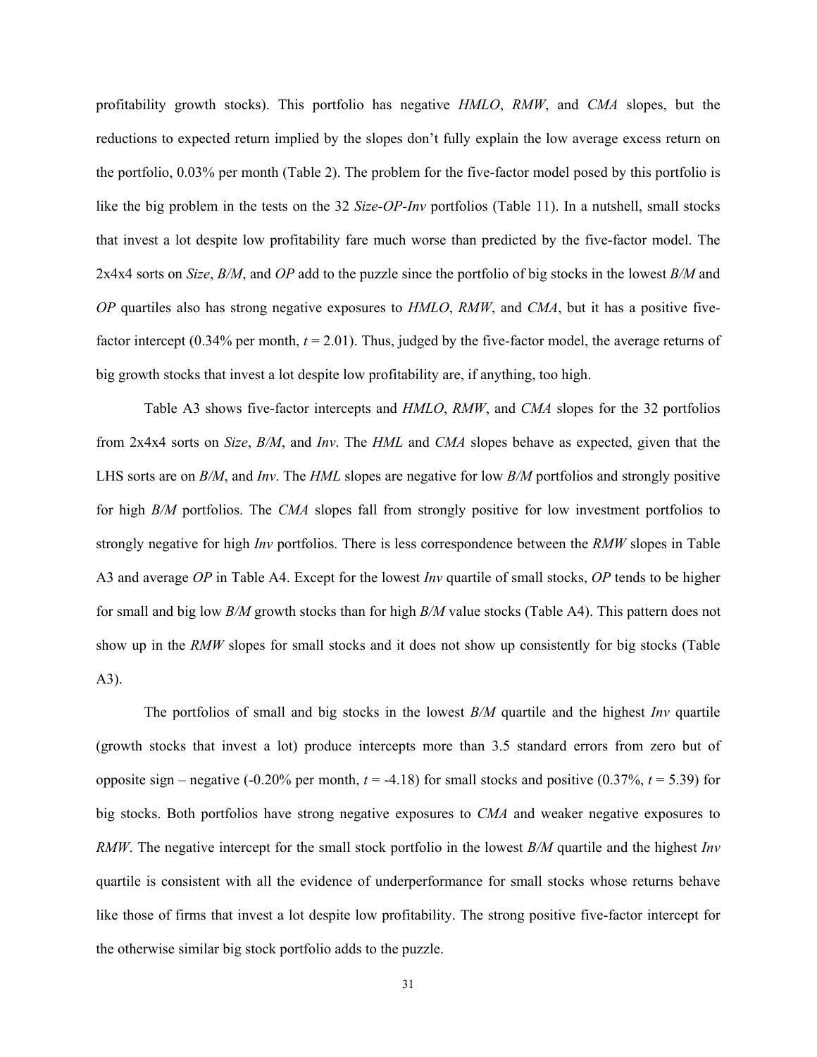profitability growth stocks). This portfolio has negative *HMLO*, *RMW*, and *CMA* slopes, but the reductions to expected return implied by the slopes don't fully explain the low average excess return on the portfolio, 0.03% per month (Table 2). The problem for the five-factor model posed by this portfolio is like the big problem in the tests on the 32 *Size-OP-Inv* portfolios (Table 11). In a nutshell, small stocks that invest a lot despite low profitability fare much worse than predicted by the five-factor model. The 2x4x4 sorts on *Size*, *B/M*, and *OP* add to the puzzle since the portfolio of big stocks in the lowest *B/M* and *OP* quartiles also has strong negative exposures to *HMLO*, *RMW*, and *CMA*, but it has a positive five-factor intercept (0.34% per month, $t$ = 2.01). Thus, judged by the five-factor model, the average returns of big growth stocks that invest a lot despite low profitability are, if anything, too high.

Table A3 shows five-factor intercepts and *HMLO*, *RMW*, and *CMA* slopes for the 32 portfolios from 2x4x4 sorts on *Size*, *B/M*, and *Inv*. The *HML* and *CMA* slopes behave as expected, given that the LHS sorts are on *B/M*, and *Inv*. The *HML* slopes are negative for low *B/M* portfolios and strongly positive for high *B/M* portfolios. The *CMA* slopes fall from strongly positive for low investment portfolios to strongly negative for high *Inv* portfolios. There is less correspondence between the *RMW* slopes in Table A3 and average *OP* in Table A4. Except for the lowest *Inv* quartile of small stocks, *OP* tends to be higher for small and big low *B/M* growth stocks than for high *B/M* value stocks (Table A4). This pattern does not show up in the *RMW* slopes for small stocks and it does not show up consistently for big stocks (Table A3).

The portfolios of small and big stocks in the lowest *B/M* quartile and the highest *Inv* quartile (growth stocks that invest a lot) produce intercepts more than 3.5 standard errors from zero but of opposite sign – negative (-0.20% per month, $t$ = -4.18) for small stocks and positive (0.37%, $t$ = 5.39) for big stocks. Both portfolios have strong negative exposures to *CMA* and weaker negative exposures to *RMW*. The negative intercept for the small stock portfolio in the lowest *B/M* quartile and the highest *Inv* quartile is consistent with all the evidence of underperformance for small stocks whose returns behave like those of firms that invest a lot despite low profitability. The strong positive five-factor intercept for the otherwise similar big stock portfolio adds to the puzzle.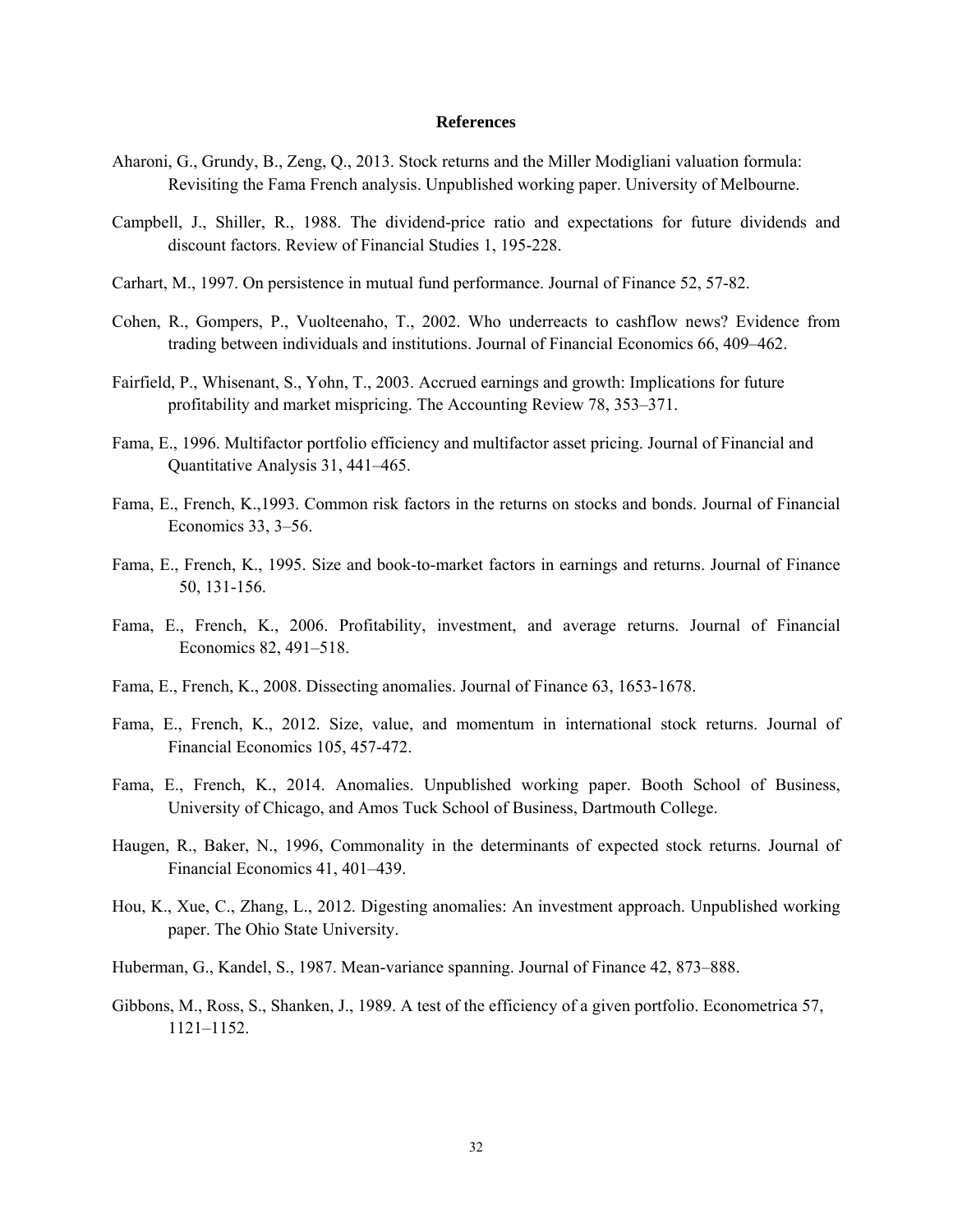## References

Aharoni, G., Grundy, B., Zeng, Q., 2013. Stock returns and the Miller Modigliani valuation formula: Revisiting the Fama French analysis. Unpublished working paper. University of Melbourne.

Campbell, J., Shiller, R., 1988. The dividend-price ratio and expectations for future dividends and discount factors. Review of Financial Studies 1, 195-228.

Carhart, M., 1997. On persistence in mutual fund performance. Journal of Finance 52, 57-82.

Cohen, R., Gompers, P., Vuolteenaho, T., 2002. Who underreacts to cashflow news? Evidence from trading between individuals and institutions. Journal of Financial Economics 66, 409–462.

Fairfield, P., Whisenant, S., Yohn, T., 2003. Accrued earnings and growth: Implications for future profitability and market mispricing. The Accounting Review 78, 353–371.

Fama, E., 1996. Multifactor portfolio efficiency and multifactor asset pricing. Journal of Financial and Quantitative Analysis 31, 441–465.

Fama, E., French, K.,1993. Common risk factors in the returns on stocks and bonds. Journal of Financial Economics 33, 3–56.

Fama, E., French, K., 1995. Size and book-to-market factors in earnings and returns. Journal of Finance 50, 131-156.

Fama, E., French, K., 2006. Profitability, investment, and average returns. Journal of Financial Economics 82, 491–518.

Fama, E., French, K., 2008. Dissecting anomalies. Journal of Finance 63, 1653-1678.

Fama, E., French, K., 2012. Size, value, and momentum in international stock returns. Journal of Financial Economics 105, 457-472.

Fama, E., French, K., 2014. Anomalies. Unpublished working paper. Booth School of Business, University of Chicago, and Amos Tuck School of Business, Dartmouth College.

Haugen, R., Baker, N., 1996, Commonality in the determinants of expected stock returns. Journal of Financial Economics 41, 401–439.

Hou, K., Xue, C., Zhang, L., 2012. Digesting anomalies: An investment approach. Unpublished working paper. The Ohio State University.

Huberman, G., Kandel, S., 1987. Mean-variance spanning. Journal of Finance 42, 873–888.

Gibbons, M., Ross, S., Shanken, J., 1989. A test of the efficiency of a given portfolio. Econometrica 57, 1121–1152.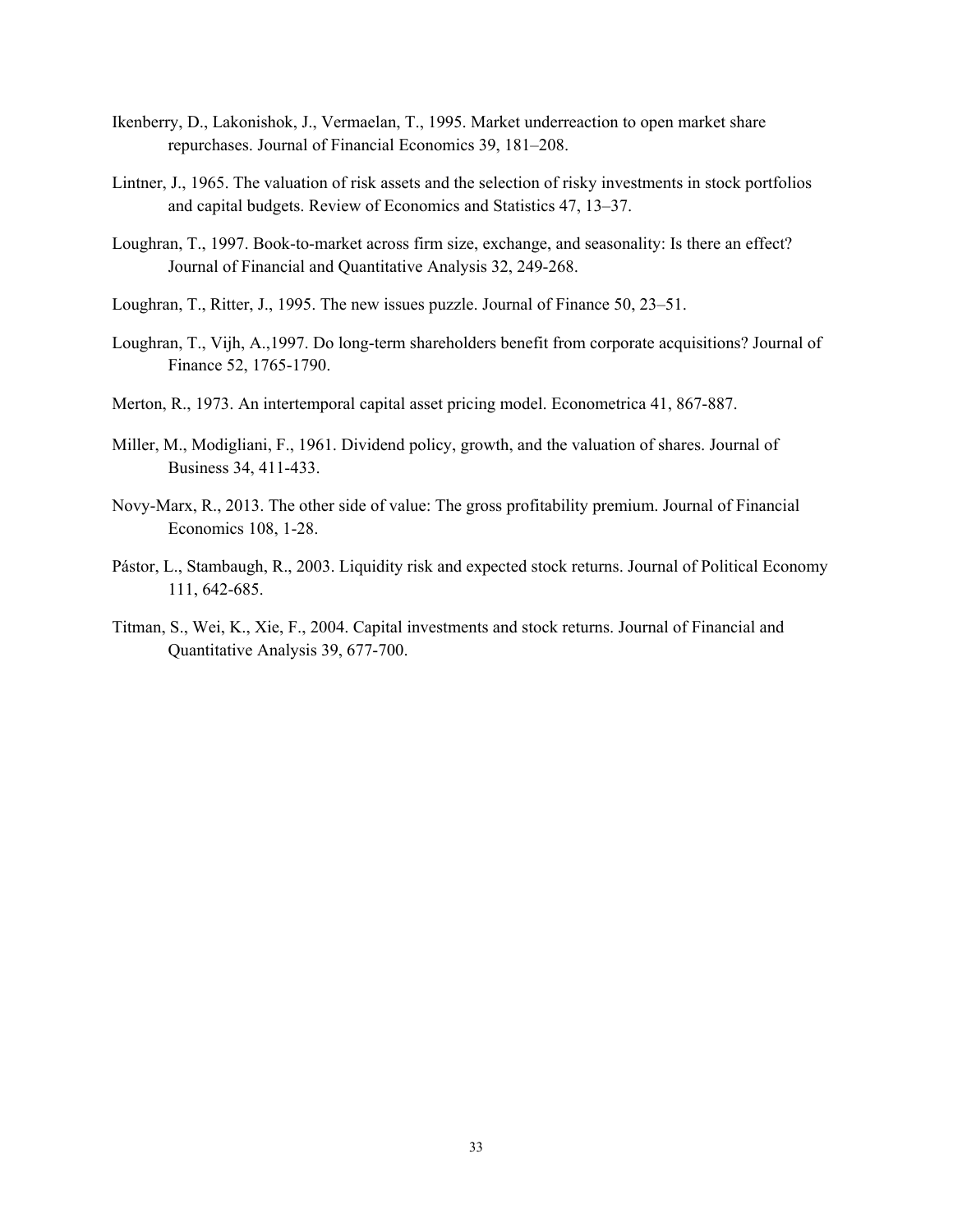Ikenberry, D., Lakonishok, J., Vermaelan, T., 1995. Market underreaction to open market share repurchases. Journal of Financial Economics 39, 181–208.

Lintner, J., 1965. The valuation of risk assets and the selection of risky investments in stock portfolios and capital budgets. Review of Economics and Statistics 47, 13–37.

Loughran, T., 1997. Book-to-market across firm size, exchange, and seasonality: Is there an effect? Journal of Financial and Quantitative Analysis 32, 249-268.

Loughran, T., Ritter, J., 1995. The new issues puzzle. Journal of Finance 50, 23–51.

Loughran, T., Vijh, A.,1997. Do long-term shareholders benefit from corporate acquisitions? Journal of Finance 52, 1765-1790.

Merton, R., 1973. An intertemporal capital asset pricing model. Econometrica 41, 867-887.

Miller, M., Modigliani, F., 1961. Dividend policy, growth, and the valuation of shares. Journal of Business 34, 411-433.

Novy-Marx, R., 2013. The other side of value: The gross profitability premium. Journal of Financial Economics 108, 1-28.

Pástor, L., Stambaugh, R., 2003. Liquidity risk and expected stock returns. Journal of Political Economy 111, 642-685.

Titman, S., Wei, K., Xie, F., 2004. Capital investments and stock returns. Journal of Financial and Quantitative Analysis 39, 677-700.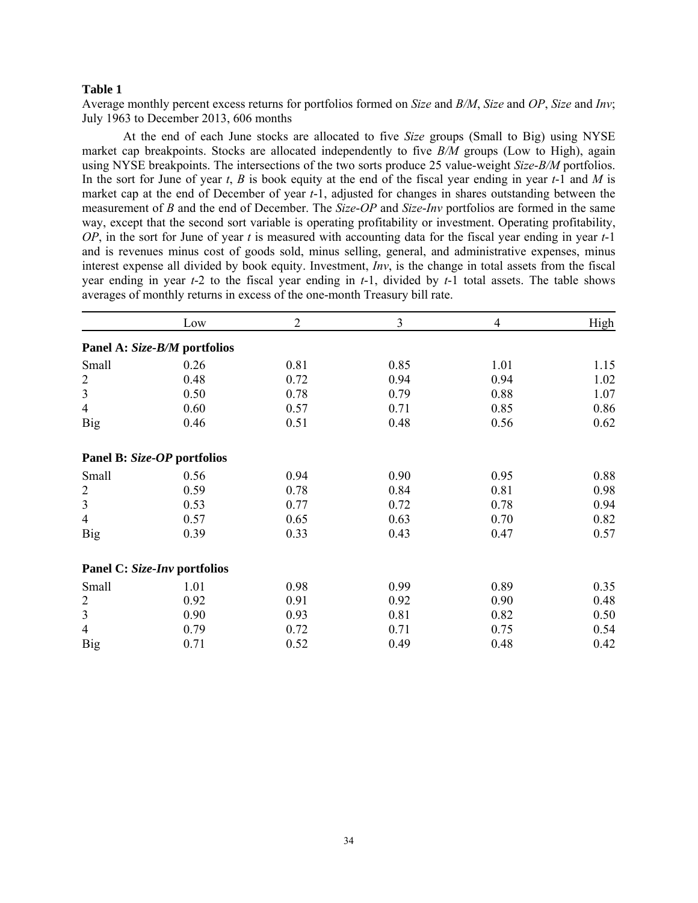**Table 1**

Average monthly percent excess returns for portfolios formed on *Size* and *B/M*, *Size* and *OP*, *Size* and *Inv*; July 1963 to December 2013, 606 months

At the end of each June stocks are allocated to five *Size* groups (Small to Big) using NYSE market cap breakpoints. Stocks are allocated independently to five *B/M* groups (Low to High), again using NYSE breakpoints. The intersections of the two sorts produce 25 value-weight *Size-B/M* portfolios. In the sort for June of year *t*, *B* is book equity at the end of the fiscal year ending in year *t*-1 and *M* is market cap at the end of December of year *t*-1, adjusted for changes in shares outstanding between the measurement of *B* and the end of December. The *Size-OP* and *Size-Inv* portfolios are formed in the same way, except that the second sort variable is operating profitability or investment. Operating profitability, *OP*, in the sort for June of year *t* is measured with accounting data for the fiscal year ending in year *t*-1 and is revenues minus cost of goods sold, minus selling, general, and administrative expenses, minus interest expense all divided by book equity. Investment, *Inv*, is the change in total assets from the fiscal year ending in year *t*-2 to the fiscal year ending in *t*-1, divided by *t*-1 total assets. The table shows averages of monthly returns in excess of the one-month Treasury bill rate.

| | Low | 2 | 3 | 4 | High |
|---|---|---|---|---|---|
| **Panel A: *Size-B/M* portfolios** | | | | | |
| Small | 0.26 | 0.81 | 0.85 | 1.01 | 1.15 |
| 2 | 0.48 | 0.72 | 0.94 | 0.94 | 1.02 |
| 3 | 0.50 | 0.78 | 0.79 | 0.88 | 1.07 |
| 4 | 0.60 | 0.57 | 0.71 | 0.85 | 0.86 |
| Big | 0.46 | 0.51 | 0.48 | 0.56 | 0.62 |
| **Panel B: *Size-OP* portfolios** | | | | | |
| Small | 0.56 | 0.94 | 0.90 | 0.95 | 0.88 |
| 2 | 0.59 | 0.78 | 0.84 | 0.81 | 0.98 |
| 3 | 0.53 | 0.77 | 0.72 | 0.78 | 0.94 |
| 4 | 0.57 | 0.65 | 0.63 | 0.70 | 0.82 |
| Big | 0.39 | 0.33 | 0.43 | 0.47 | 0.57 |
| **Panel C: *Size-Inv* portfolios** | | | | | |
| Small | 1.01 | 0.98 | 0.99 | 0.89 | 0.35 |
| 2 | 0.92 | 0.91 | 0.92 | 0.90 | 0.48 |
| 3 | 0.90 | 0.93 | 0.81 | 0.82 | 0.50 |
| 4 | 0.79 | 0.72 | 0.71 | 0.75 | 0.54 |
| Big | 0.71 | 0.52 | 0.49 | 0.48 | 0.42 |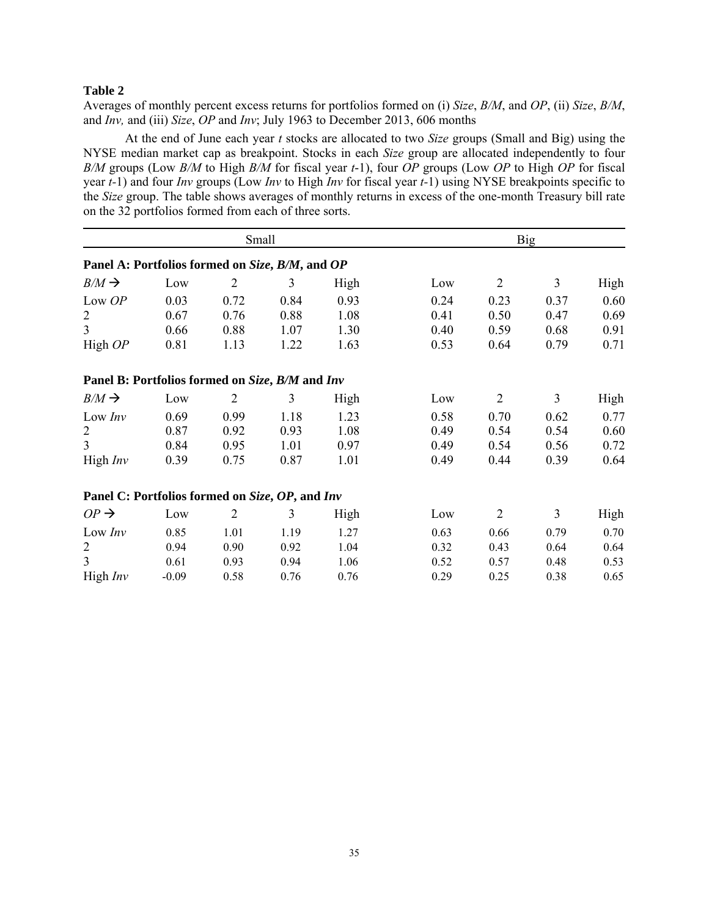**Table 2**

Averages of monthly percent excess returns for portfolios formed on (i) *Size*, *B/M*, and *OP*, (ii) *Size*, *B/M*, and *Inv,* and (iii) *Size*, *OP* and *Inv*; July 1963 to December 2013, 606 months

At the end of June each year *t* stocks are allocated to two *Size* groups (Small and Big) using the NYSE median market cap as breakpoint. Stocks in each *Size* group are allocated independently to four *B/M* groups (Low *B/M* to High *B/M* for fiscal year *t*-1), four *OP* groups (Low *OP* to High *OP* for fiscal year *t*-1) and four *Inv* groups (Low *Inv* to High *Inv* for fiscal year *t*-1) using NYSE breakpoints specific to the *Size* group. The table shows averages of monthly returns in excess of the one-month Treasury bill rate on the 32 portfolios formed from each of three sorts.

| | Small | | | | Big | | | |
|---|---|---|---|---|---|---|---|---|
| **Panel A: Portfolios formed on *Size*, *B/M*, and *OP*** | | | | | | | | |
| *B/M* → | Low | 2 | 3 | High | Low | 2 | 3 | High |
| Low *OP* | 0.03 | 0.72 | 0.84 | 0.93 | 0.24 | 0.23 | 0.37 | 0.60 |
| 2 | 0.67 | 0.76 | 0.88 | 1.08 | 0.41 | 0.50 | 0.47 | 0.69 |
| 3 | 0.66 | 0.88 | 1.07 | 1.30 | 0.40 | 0.59 | 0.68 | 0.91 |
| High *OP* | 0.81 | 1.13 | 1.22 | 1.63 | 0.53 | 0.64 | 0.79 | 0.71 |
| **Panel B: Portfolios formed on *Size*, *B/M* and *Inv*** | | | | | | | | |
| *B/M* → | Low | 2 | 3 | High | Low | 2 | 3 | High |
| Low *Inv* | 0.69 | 0.99 | 1.18 | 1.23 | 0.58 | 0.70 | 0.62 | 0.77 |
| 2 | 0.87 | 0.92 | 0.93 | 1.08 | 0.49 | 0.54 | 0.54 | 0.60 |
| 3 | 0.84 | 0.95 | 1.01 | 0.97 | 0.49 | 0.54 | 0.56 | 0.72 |
| High *Inv* | 0.39 | 0.75 | 0.87 | 1.01 | 0.49 | 0.44 | 0.39 | 0.64 |
| **Panel C: Portfolios formed on *Size*, *OP*, and *Inv*** | | | | | | | | |
| *OP* → | Low | 2 | 3 | High | Low | 2 | 3 | High |
| Low *Inv* | 0.85 | 1.01 | 1.19 | 1.27 | 0.63 | 0.66 | 0.79 | 0.70 |
| 2 | 0.94 | 0.90 | 0.92 | 1.04 | 0.32 | 0.43 | 0.64 | 0.64 |
| 3 | 0.61 | 0.93 | 0.94 | 1.06 | 0.52 | 0.57 | 0.48 | 0.53 |
| High *Inv* | -0.09 | 0.58 | 0.76 | 0.76 | 0.29 | 0.25 | 0.38 | 0.65 |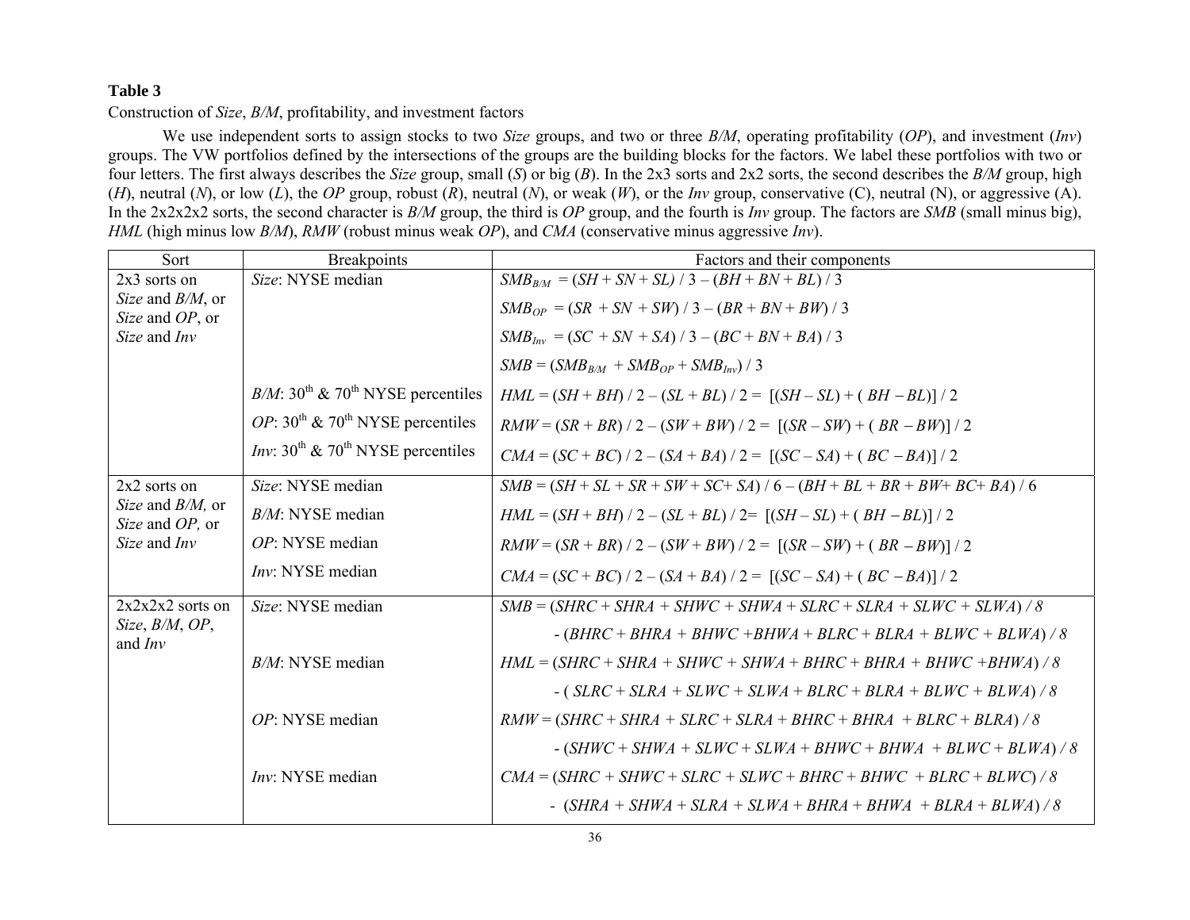**Table 3**

Construction of *Size*, *B/M*, profitability, and investment factors

We use independent sorts to assign stocks to two *Size* groups, and two or three *B/M*, operating profitability (*OP*), and investment (*Inv*) groups. The VW portfolios defined by the intersections of the groups are the building blocks for the factors. We label these portfolios with two or four letters. The first always describes the *Size* group, small (*S*) or big (*B*). In the 2x3 sorts and 2x2 sorts, the second describes the *B/M* group, high (*H*), neutral (*N*), or low (*L*), the *OP* group, robust (*R*), neutral (*N*), or weak (*W*), or the *Inv* group, conservative (C), neutral (N), or aggressive (A). In the 2x2x2x2 sorts, the second character is *B/M* group, the third is *OP* group, and the fourth is *Inv* group. The factors are *SMB* (small minus big), *HML* (high minus low *B/M*), *RMW* (robust minus weak *OP*), and *CMA* (conservative minus aggressive *Inv*).

| Sort | Breakpoints | Factors and their components |
|---|---|---|
| 2x3 sorts on *Size* and *B/M*, or *Size* and *OP*, or *Size* and *Inv* | *Size*: NYSE median | $SMB_{B/M} = (SH + SN + SL) / 3 - (BH + BN + BL) / 3$ |
| | | $SMB_{OP} = (SR + SN + SW) / 3 - (BR + BN + BW) / 3$ |
| | | $SMB_{Inv} = (SC + SN + SA) / 3 - (BC + BN + BA) / 3$ |
| | | $SMB = (SMB_{B/M} + SMB_{OP} + SMB_{Inv}) / 3$ |
| | *B/M*: 30th & 70th NYSE percentiles | $HML = (SH + BH) / 2 - (SL + BL) / 2 = [(SH - SL) + (BH - BL)] / 2$ |
| | *OP*: 30th & 70th NYSE percentiles | $RMW = (SR + BR) / 2 - (SW + BW) / 2 = [(SR - SW) + (BR - BW)] / 2$ |
| | *Inv*: 30th & 70th NYSE percentiles | $CMA = (SC + BC) / 2 - (SA + BA) / 2 = [(SC - SA) + (BC - BA)] / 2$ |
| 2x2 sorts on *Size* and *B/M*, or *Size* and *OP*, or *Size* and *Inv* | *Size*: NYSE median | $SMB = (SH + SL + SR + SW + SC + SA) / 6 - (BH + BL + BR + BW + BC + BA) / 6$ |
| | *B/M*: NYSE median | $HML = (SH + BH) / 2 - (SL + BL) / 2 = [(SH - SL) + (BH - BL)] / 2$ |
| | *OP*: NYSE median | $RMW = (SR + BR) / 2 - (SW + BW) / 2 = [(SR - SW) + (BR - BW)] / 2$ |
| | *Inv*: NYSE median | $CMA = (SC + BC) / 2 - (SA + BA) / 2 = [(SC - SA) + (BC - BA)] / 2$ |
| 2x2x2x2 sorts on *Size*, *B/M*, *OP*, and *Inv* | *Size*: NYSE median | $SMB = (SHRC + SHRA + SHWC + SHWA + SLRC + SLRA + SLWC + SLWA) / 8$ |
| | | $- (BHRC + BHRA + BHWC + BHWA + BLRC + BLRA + BLWC + BLWA) / 8$ |
| | *B/M*: NYSE median | $HML = (SHRC + SHRA + SHWC + SHWA + BHRC + BHRA + BHWC + BHWA) / 8$ |
| | | $- (SLRC + SLRA + SLWC + SLWA + BLRC + BLRA + BLWC + BLWA) / 8$ |
| | *OP*: NYSE median | $RMW = (SHRC + SHRA + SLRC + SLRA + BHRC + BHRA + BLRC + BLRA) / 8$ |
| | | $- (SHWC + SHWA + SLWC + SLWA + BHWC + BHWA + BLWC + BLWA) / 8$ |
| | *Inv*: NYSE median | $CMA = (SHRC + SHWC + SLRC + SLWC + BHRC + BHWC + BLRC + BLWC) / 8$ |
| | | $- (SHRA + SHWA + SLRA + SLWA + BHRA + BHWA + BLRA + BLWA) / 8$ |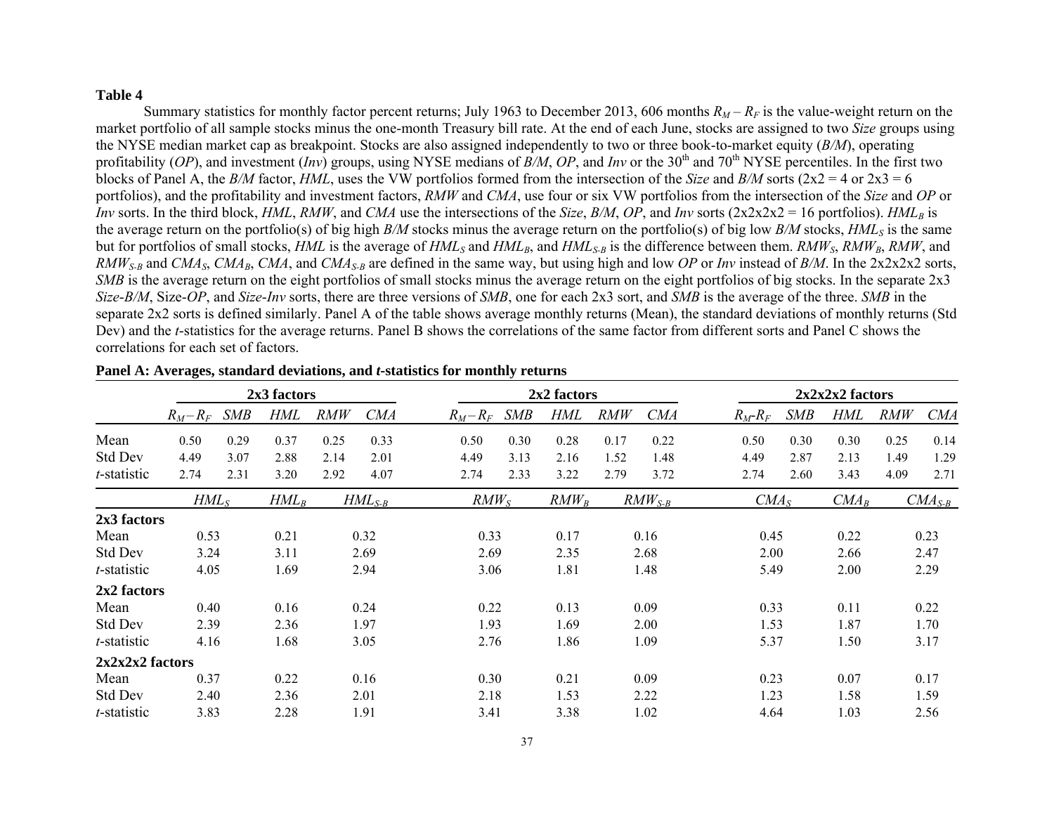**Table 4**

Summary statistics for monthly factor percent returns; July 1963 to December 2013, 606 months $R_M - R_F$ is the value-weight return on the market portfolio of all sample stocks minus the one-month Treasury bill rate. At the end of each June, stocks are assigned to two *Size* groups using the NYSE median market cap as breakpoint. Stocks are also assigned independently to two or three book-to-market equity (*B/M*), operating profitability (*OP*), and investment (*Inv*) groups, using NYSE medians of *B/M*, *OP*, and *Inv* or the 30th and 70th NYSE percentiles. In the first two blocks of Panel A, the *B/M* factor, *HML*, uses the VW portfolios formed from the intersection of the *Size* and *B/M* sorts (2x2 = 4 or 2x3 = 6 portfolios), and the profitability and investment factors, *RMW* and *CMA*, use four or six VW portfolios from the intersection of the *Size* and *OP* or *Inv* sorts. In the third block, *HML*, *RMW*, and *CMA* use the intersections of the *Size*, *B/M*, *OP*, and *Inv* sorts (2x2x2x2 = 16 portfolios). $HML_B$ is the average return on the portfolio(s) of big high *B/M* stocks minus the average return on the portfolio(s) of big low *B/M* stocks, $HML_S$ is the same but for portfolios of small stocks, *HML* is the average of $HML_S$ and $HML_B$, and $HML_{S-B}$ is the difference between them. $RMW_S$, $RMW_B$, *RMW*, and $RMW_{S-B}$ and $CMA_S$, $CMA_B$, *CMA*, and $CMA_{S-B}$ are defined in the same way, but using high and low *OP* or *Inv* instead of *B/M*. In the 2x2x2x2 sorts, *SMB* is the average return on the eight portfolios of small stocks minus the average return on the eight portfolios of big stocks. In the separate 2x3 *Size*-*B/M*, Size-*OP*, and *Size*-*Inv* sorts, there are three versions of *SMB*, one for each 2x3 sort, and *SMB* is the average of the three. *SMB* in the separate 2x2 sorts is defined similarly. Panel A of the table shows average monthly returns (Mean), the standard deviations of monthly returns (Std Dev) and the *t*-statistics for the average returns. Panel B shows the correlations of the same factor from different sorts and Panel C shows the correlations for each set of factors.

**Panel A: Averages, standard deviations, and *t*-statistics for monthly returns**

| | 2x3 factors | | | | | 2x2 factors | | | | | 2x2x2x2 factors | | | | |
|---|---|---|---|---|---|---|---|---|---|---|---|---|---|---|---|
| | $R_M - R_F$ | *SMB* | *HML* | *RMW* | *CMA* | $R_M - R_F$ | *SMB* | *HML* | *RMW* | *CMA* | $R_M - R_F$ | *SMB* | *HML* | *RMW* | *CMA* |
| Mean | 0.50 | 0.29 | 0.37 | 0.25 | 0.33 | 0.50 | 0.30 | 0.28 | 0.17 | 0.22 | 0.50 | 0.30 | 0.30 | 0.25 | 0.14 |
| Std Dev | 4.49 | 3.07 | 2.88 | 2.14 | 2.01 | 4.49 | 3.13 | 2.16 | 1.52 | 1.48 | 4.49 | 2.87 | 2.13 | 1.49 | 1.29 |
| *t*-statistic | 2.74 | 2.31 | 3.20 | 2.92 | 4.07 | 2.74 | 2.33 | 3.22 | 2.79 | 3.72 | 2.74 | 2.60 | 3.43 | 4.09 | 2.71 |

| | $HML_S$ | $HML_B$ | $HML_{S-B}$ | $RMW_S$ | $RMW_B$ | $RMW_{S-B}$ | $CMA_S$ | $CMA_B$ | $CMA_{S-B}$ |
|---|---|---|---|---|---|---|---|---|---|
| **2x3 factors** | | | | | | | | | |
| Mean | 0.53 | 0.21 | 0.32 | 0.33 | 0.17 | 0.16 | 0.45 | 0.22 | 0.23 |
| Std Dev | 3.24 | 3.11 | 2.69 | 2.69 | 2.35 | 2.68 | 2.00 | 2.66 | 2.47 |
| *t*-statistic | 4.05 | 1.69 | 2.94 | 3.06 | 1.81 | 1.48 | 5.49 | 2.00 | 2.29 |
| **2x2 factors** | | | | | | | | | |
| Mean | 0.40 | 0.16 | 0.24 | 0.22 | 0.13 | 0.09 | 0.33 | 0.11 | 0.22 |
| Std Dev | 2.39 | 2.36 | 1.97 | 1.93 | 1.69 | 2.00 | 1.53 | 1.87 | 1.70 |
| *t*-statistic | 4.16 | 1.68 | 3.05 | 2.76 | 1.86 | 1.09 | 5.37 | 1.50 | 3.17 |
| **2x2x2x2 factors** | | | | | | | | | |
| Mean | 0.37 | 0.22 | 0.16 | 0.30 | 0.21 | 0.09 | 0.23 | 0.07 | 0.17 |
| Std Dev | 2.40 | 2.36 | 2.01 | 2.18 | 1.53 | 2.22 | 1.23 | 1.58 | 1.59 |
| *t*-statistic | 3.83 | 2.28 | 1.91 | 3.41 | 3.38 | 1.02 | 4.64 | 1.03 | 2.56 |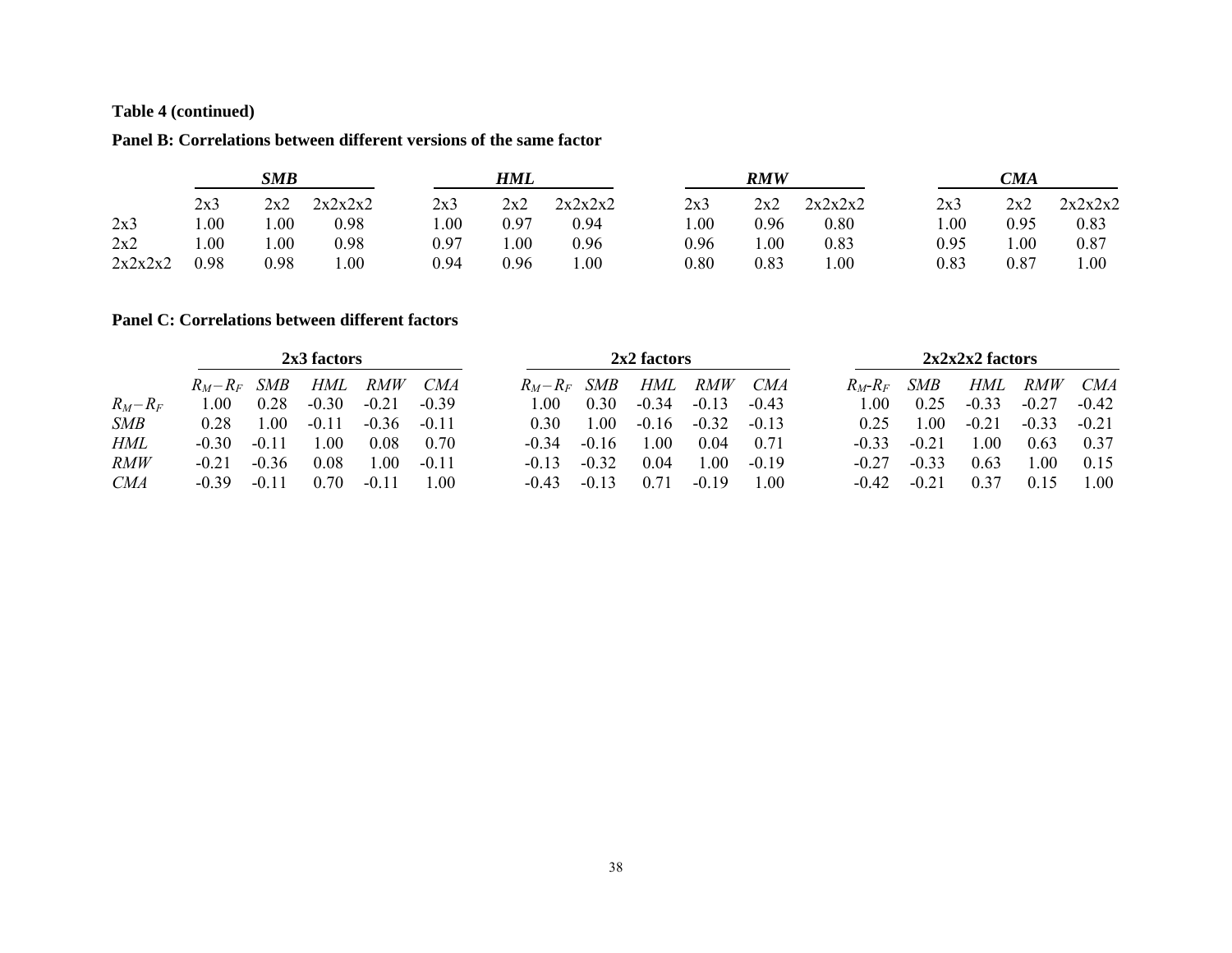**Table 4 (continued)**

**Panel B: Correlations between different versions of the same factor**

| | ***SMB*** | | | ***HML*** | | | ***RMW*** | | | ***CMA*** | | |
|---|---|---|---|---|---|---|---|---|---|---|---|---|
| | 2x3 | 2x2 | 2x2x2x2 | 2x3 | 2x2 | 2x2x2x2 | 2x3 | 2x2 | 2x2x2x2 | 2x3 | 2x2 | 2x2x2x2 |
| 2x3 | 1.00 | 1.00 | 0.98 | 1.00 | 0.97 | 0.94 | 1.00 | 0.96 | 0.80 | 1.00 | 0.95 | 0.83 |
| 2x2 | 1.00 | 1.00 | 0.98 | 0.97 | 1.00 | 0.96 | 0.96 | 1.00 | 0.83 | 0.95 | 1.00 | 0.87 |
| 2x2x2x2 | 0.98 | 0.98 | 1.00 | 0.94 | 0.96 | 1.00 | 0.80 | 0.83 | 1.00 | 0.83 | 0.87 | 1.00 |

**Panel C: Correlations between different factors**

| | **2x3 factors** | | | | | **2x2 factors** | | | | | **2x2x2x2 factors** | | | | |
|---|---|---|---|---|---|---|---|---|---|---|---|---|---|---|---|
| | $R_M - R_F$ | *SMB* | *HML* | *RMW* | *CMA* | $R_M - R_F$ | *SMB* | *HML* | *RMW* | *CMA* | $R_M$-$R_F$ | *SMB* | *HML* | *RMW* | *CMA* |
| $R_M - R_F$ | 1.00 | 0.28 | -0.30 | -0.21 | -0.39 | 1.00 | 0.30 | -0.34 | -0.13 | -0.43 | 1.00 | 0.25 | -0.33 | -0.27 | -0.42 |
| *SMB* | 0.28 | 1.00 | -0.11 | -0.36 | -0.11 | 0.30 | 1.00 | -0.16 | -0.32 | -0.13 | 0.25 | 1.00 | -0.21 | -0.33 | -0.21 |
| *HML* | -0.30 | -0.11 | 1.00 | 0.08 | 0.70 | -0.34 | -0.16 | 1.00 | 0.04 | 0.71 | -0.33 | -0.21 | 1.00 | 0.63 | 0.37 |
| *RMW* | -0.21 | -0.36 | 0.08 | 1.00 | -0.11 | -0.13 | -0.32 | 0.04 | 1.00 | -0.19 | -0.27 | -0.33 | 0.63 | 1.00 | 0.15 |
| *CMA* | -0.39 | -0.11 | 0.70 | -0.11 | 1.00 | -0.43 | -0.13 | 0.71 | -0.19 | 1.00 | -0.42 | -0.21 | 0.37 | 0.15 | 1.00 |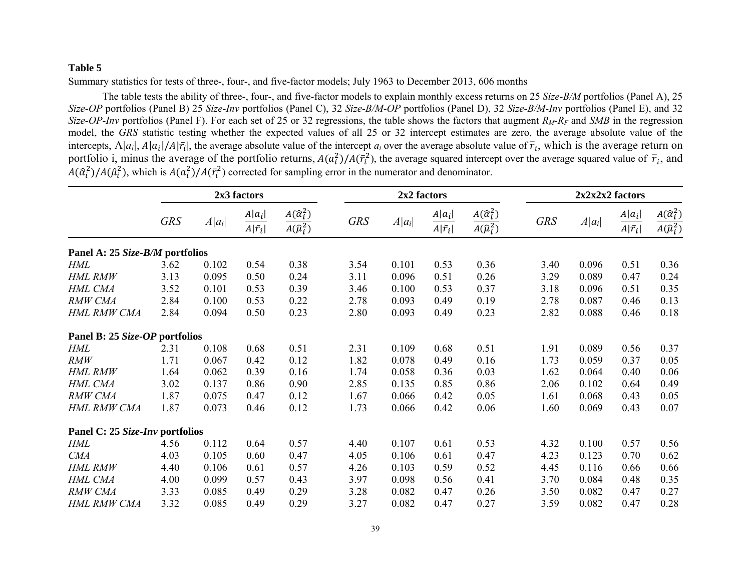**Table 5**

Summary statistics for tests of three-, four-, and five-factor models; July 1963 to December 2013, 606 months

The table tests the ability of three-, four-, and five-factor models to explain monthly excess returns on 25 *Size-B/M* portfolios (Panel A), 25 *Size-OP* portfolios (Panel B) 25 *Size-Inv* portfolios (Panel C), 32 *Size-B/M-OP* portfolios (Panel D), 32 *Size-B/M-Inv* portfolios (Panel E), and 32 *Size-OP-Inv* portfolios (Panel F). For each set of 25 or 32 regressions, the table shows the factors that augment $R_M$-$R_F$ and *SMB* in the regression model, the *GRS* statistic testing whether the expected values of all 25 or 32 intercept estimates are zero, the average absolute value of the intercepts, $A|a_i|$, $A|a_i|/A|\bar{r}_i|$, the average absolute value of the intercept $a_i$ over the average absolute value of $\bar{r}_i$, which is the average return on portfolio i, minus the average of the portfolio returns, $A(a_i^2)/A(\bar{r}_i^2)$, the average squared intercept over the average squared value of $\bar{r}_i$, and $A(\hat{a}_i^2)/A(\hat{\mu}_i^2)$, which is $A(a_i^2)/A(\bar{r}_i^2)$ corrected for sampling error in the numerator and denominator.

| | 2x3 factors | | | | 2x2 factors | | | | 2x2x2x2 factors | | | |
|---|---|---|---|---|---|---|---|---|---|---|---|---|
| | *GRS* | $A\|a_i\|$ | $\frac{A\|a_i\|}{A\|\bar{r}_i\|}$ | $\frac{A(\hat{a}_i^2)}{A(\hat{\mu}_i^2)}$ | *GRS* | $A\|a_i\|$ | $\frac{A\|a_i\|}{A\|\bar{r}_i\|}$ | $\frac{A(\hat{a}_i^2)}{A(\hat{\mu}_i^2)}$ | *GRS* | $A\|a_i\|$ | $\frac{A\|a_i\|}{A\|\bar{r}_i\|}$ | $\frac{A(\hat{a}_i^2)}{A(\hat{\mu}_i^2)}$ |
| **Panel A: 25 *Size-B/M* portfolios** | | | | | | | | | | | | |
| *HML* | 3.62 | 0.102 | 0.54 | 0.38 | 3.54 | 0.101 | 0.53 | 0.36 | 3.40 | 0.096 | 0.51 | 0.36 |
| *HML RMW* | 3.13 | 0.095 | 0.50 | 0.24 | 3.11 | 0.096 | 0.51 | 0.26 | 3.29 | 0.089 | 0.47 | 0.24 |
| *HML CMA* | 3.52 | 0.101 | 0.53 | 0.39 | 3.46 | 0.100 | 0.53 | 0.37 | 3.18 | 0.096 | 0.51 | 0.35 |
| *RMW CMA* | 2.84 | 0.100 | 0.53 | 0.22 | 2.78 | 0.093 | 0.49 | 0.19 | 2.78 | 0.087 | 0.46 | 0.13 |
| *HML RMW CMA* | 2.84 | 0.094 | 0.50 | 0.23 | 2.80 | 0.093 | 0.49 | 0.23 | 2.82 | 0.088 | 0.46 | 0.18 |
| **Panel B: 25 *Size-OP* portfolios** | | | | | | | | | | | | |
| *HML* | 2.31 | 0.108 | 0.68 | 0.51 | 2.31 | 0.109 | 0.68 | 0.51 | 1.91 | 0.089 | 0.56 | 0.37 |
| *RMW* | 1.71 | 0.067 | 0.42 | 0.12 | 1.82 | 0.078 | 0.49 | 0.16 | 1.73 | 0.059 | 0.37 | 0.05 |
| *HML RMW* | 1.64 | 0.062 | 0.39 | 0.16 | 1.74 | 0.058 | 0.36 | 0.03 | 1.62 | 0.064 | 0.40 | 0.06 |
| *HML CMA* | 3.02 | 0.137 | 0.86 | 0.90 | 2.85 | 0.135 | 0.85 | 0.86 | 2.06 | 0.102 | 0.64 | 0.49 |
| *RMW CMA* | 1.87 | 0.075 | 0.47 | 0.12 | 1.67 | 0.066 | 0.42 | 0.05 | 1.61 | 0.068 | 0.43 | 0.05 |
| *HML RMW CMA* | 1.87 | 0.073 | 0.46 | 0.12 | 1.73 | 0.066 | 0.42 | 0.06 | 1.60 | 0.069 | 0.43 | 0.07 |
| **Panel C: 25 *Size-Inv* portfolios** | | | | | | | | | | | | |
| *HML* | 4.56 | 0.112 | 0.64 | 0.57 | 4.40 | 0.107 | 0.61 | 0.53 | 4.32 | 0.100 | 0.57 | 0.56 |
| *CMA* | 4.03 | 0.105 | 0.60 | 0.47 | 4.05 | 0.106 | 0.61 | 0.47 | 4.23 | 0.123 | 0.70 | 0.62 |
| *HML RMW* | 4.40 | 0.106 | 0.61 | 0.57 | 4.26 | 0.103 | 0.59 | 0.52 | 4.45 | 0.116 | 0.66 | 0.66 |
| *HML CMA* | 4.00 | 0.099 | 0.57 | 0.43 | 3.97 | 0.098 | 0.56 | 0.41 | 3.70 | 0.084 | 0.48 | 0.35 |
| *RMW CMA* | 3.33 | 0.085 | 0.49 | 0.29 | 3.28 | 0.082 | 0.47 | 0.26 | 3.50 | 0.082 | 0.47 | 0.27 |
| *HML RMW CMA* | 3.32 | 0.085 | 0.49 | 0.29 | 3.27 | 0.082 | 0.47 | 0.27 | 3.59 | 0.082 | 0.47 | 0.28 |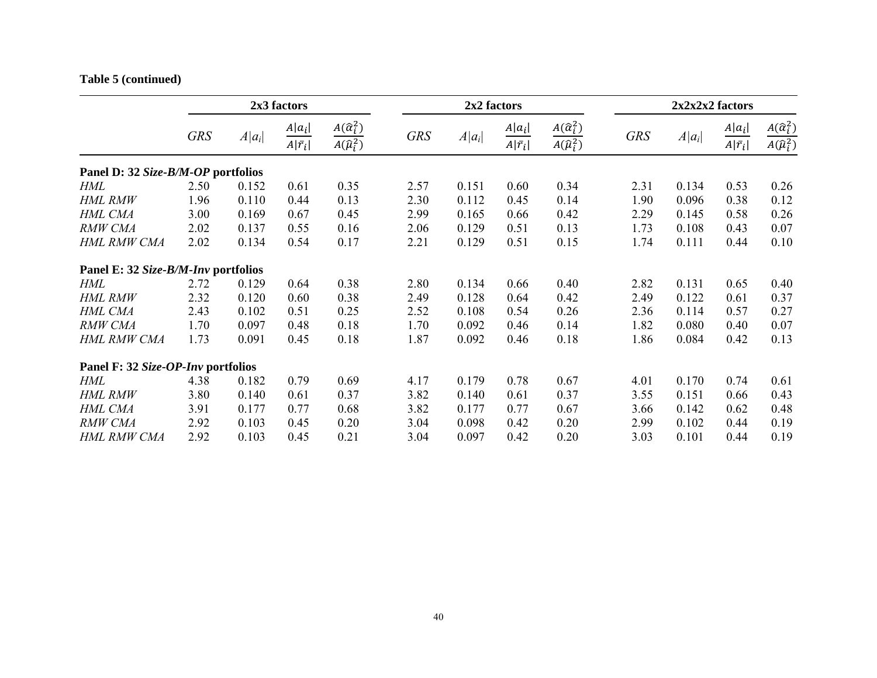**Table 5 (continued)**

| | 2x3 factors | | | | 2x2 factors | | | | 2x2x2x2 factors | | | |
|---|---|---|---|---|---|---|---|---|---|---|---|---|
| | *GRS* | $A\|a_i\|$ | $\frac{A\|a_i\|}{A\|\bar{r}_i\|}$ | $\frac{A(\hat{\alpha}_i^2)}{A(\hat{\mu}_i^2)}$ | *GRS* | $A\|a_i\|$ | $\frac{A\|a_i\|}{A\|\bar{r}_i\|}$ | $\frac{A(\hat{\alpha}_i^2)}{A(\hat{\mu}_i^2)}$ | *GRS* | $A\|a_i\|$ | $\frac{A\|a_i\|}{A\|\bar{r}_i\|}$ | $\frac{A(\hat{\alpha}_i^2)}{A(\hat{\mu}_i^2)}$ |
| **Panel D: 32 *Size-B/M-OP* portfolios** | | | | | | | | | | | | |
| *HML* | 2.50 | 0.152 | 0.61 | 0.35 | 2.57 | 0.151 | 0.60 | 0.34 | 2.31 | 0.134 | 0.53 | 0.26 |
| *HML RMW* | 1.96 | 0.110 | 0.44 | 0.13 | 2.30 | 0.112 | 0.45 | 0.14 | 1.90 | 0.096 | 0.38 | 0.12 |
| *HML CMA* | 3.00 | 0.169 | 0.67 | 0.45 | 2.99 | 0.165 | 0.66 | 0.42 | 2.29 | 0.145 | 0.58 | 0.26 |
| *RMW CMA* | 2.02 | 0.137 | 0.55 | 0.16 | 2.06 | 0.129 | 0.51 | 0.13 | 1.73 | 0.108 | 0.43 | 0.07 |
| *HML RMW CMA* | 2.02 | 0.134 | 0.54 | 0.17 | 2.21 | 0.129 | 0.51 | 0.15 | 1.74 | 0.111 | 0.44 | 0.10 |
| **Panel E: 32 *Size-B/M-Inv* portfolios** | | | | | | | | | | | | |
| *HML* | 2.72 | 0.129 | 0.64 | 0.38 | 2.80 | 0.134 | 0.66 | 0.40 | 2.82 | 0.131 | 0.65 | 0.40 |
| *HML RMW* | 2.32 | 0.120 | 0.60 | 0.38 | 2.49 | 0.128 | 0.64 | 0.42 | 2.49 | 0.122 | 0.61 | 0.37 |
| *HML CMA* | 2.43 | 0.102 | 0.51 | 0.25 | 2.52 | 0.108 | 0.54 | 0.26 | 2.36 | 0.114 | 0.57 | 0.27 |
| *RMW CMA* | 1.70 | 0.097 | 0.48 | 0.18 | 1.70 | 0.092 | 0.46 | 0.14 | 1.82 | 0.080 | 0.40 | 0.07 |
| *HML RMW CMA* | 1.73 | 0.091 | 0.45 | 0.18 | 1.87 | 0.092 | 0.46 | 0.18 | 1.86 | 0.084 | 0.42 | 0.13 |
| **Panel F: 32 *Size-OP-Inv* portfolios** | | | | | | | | | | | | |
| *HML* | 4.38 | 0.182 | 0.79 | 0.69 | 4.17 | 0.179 | 0.78 | 0.67 | 4.01 | 0.170 | 0.74 | 0.61 |
| *HML RMW* | 3.80 | 0.140 | 0.61 | 0.37 | 3.82 | 0.140 | 0.61 | 0.37 | 3.55 | 0.151 | 0.66 | 0.43 |
| *HML CMA* | 3.91 | 0.177 | 0.77 | 0.68 | 3.82 | 0.177 | 0.77 | 0.67 | 3.66 | 0.142 | 0.62 | 0.48 |
| *RMW CMA* | 2.92 | 0.103 | 0.45 | 0.20 | 3.04 | 0.098 | 0.42 | 0.20 | 2.99 | 0.102 | 0.44 | 0.19 |
| *HML RMW CMA* | 2.92 | 0.103 | 0.45 | 0.21 | 3.04 | 0.097 | 0.42 | 0.20 | 3.03 | 0.101 | 0.44 | 0.19 |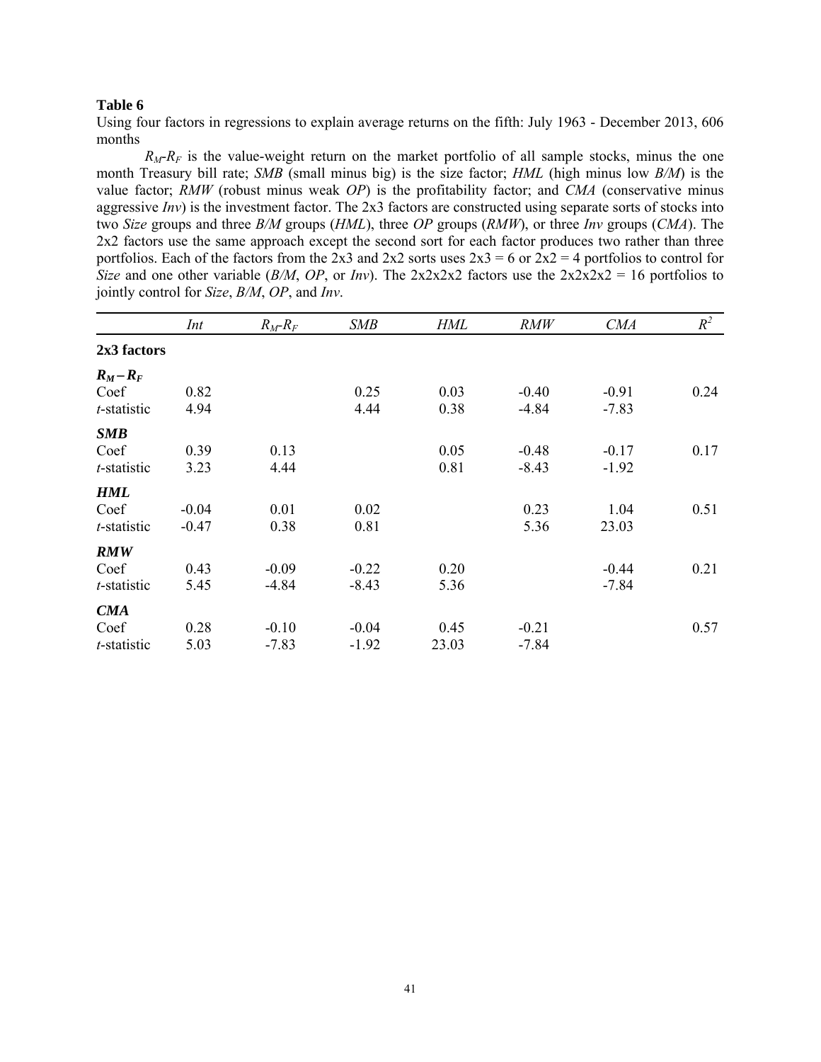**Table 6**

Using four factors in regressions to explain average returns on the fifth: July 1963 - December 2013, 606 months

$R_M$-$R_F$ is the value-weight return on the market portfolio of all sample stocks, minus the one month Treasury bill rate; *SMB* (small minus big) is the size factor; *HML* (high minus low *B/M*) is the value factor; *RMW* (robust minus weak *OP*) is the profitability factor; and *CMA* (conservative minus aggressive *Inv*) is the investment factor. The 2x3 factors are constructed using separate sorts of stocks into two *Size* groups and three *B/M* groups (*HML*), three *OP* groups (*RMW*), or three *Inv* groups (*CMA*). The 2x2 factors use the same approach except the second sort for each factor produces two rather than three portfolios. Each of the factors from the 2x3 and 2x2 sorts uses 2x3 = 6 or 2x2 = 4 portfolios to control for *Size* and one other variable (*B/M*, *OP*, or *Inv*). The 2x2x2x2 factors use the 2x2x2x2 = 16 portfolios to jointly control for *Size*, *B/M*, *OP*, and *Inv*.

| | *Int* | $R_M$-$R_F$ | *SMB* | *HML* | *RMW* | *CMA* | $R^2$ |
|---|---|---|---|---|---|---|---|
| **2x3 factors** | | | | | | | |
| ***$R_M - R_F$*** | | | | | | | |
| Coef | 0.82 | | 0.25 | 0.03 | -0.40 | -0.91 | 0.24 |
| *t*-statistic | 4.94 | | 4.44 | 0.38 | -4.84 | -7.83 | |
| ***SMB*** | | | | | | | |
| Coef | 0.39 | 0.13 | | 0.05 | -0.48 | -0.17 | 0.17 |
| *t*-statistic | 3.23 | 4.44 | | 0.81 | -8.43 | -1.92 | |
| ***HML*** | | | | | | | |
| Coef | -0.04 | 0.01 | 0.02 | | 0.23 | 1.04 | 0.51 |
| *t*-statistic | -0.47 | 0.38 | 0.81 | | 5.36 | 23.03 | |
| ***RMW*** | | | | | | | |
| Coef | 0.43 | -0.09 | -0.22 | 0.20 | | -0.44 | 0.21 |
| *t*-statistic | 5.45 | -4.84 | -8.43 | 5.36 | | -7.84 | |
| ***CMA*** | | | | | | | |
| Coef | 0.28 | -0.10 | -0.04 | 0.45 | -0.21 | | 0.57 |
| *t*-statistic | 5.03 | -7.83 | -1.92 | 23.03 | -7.84 | | |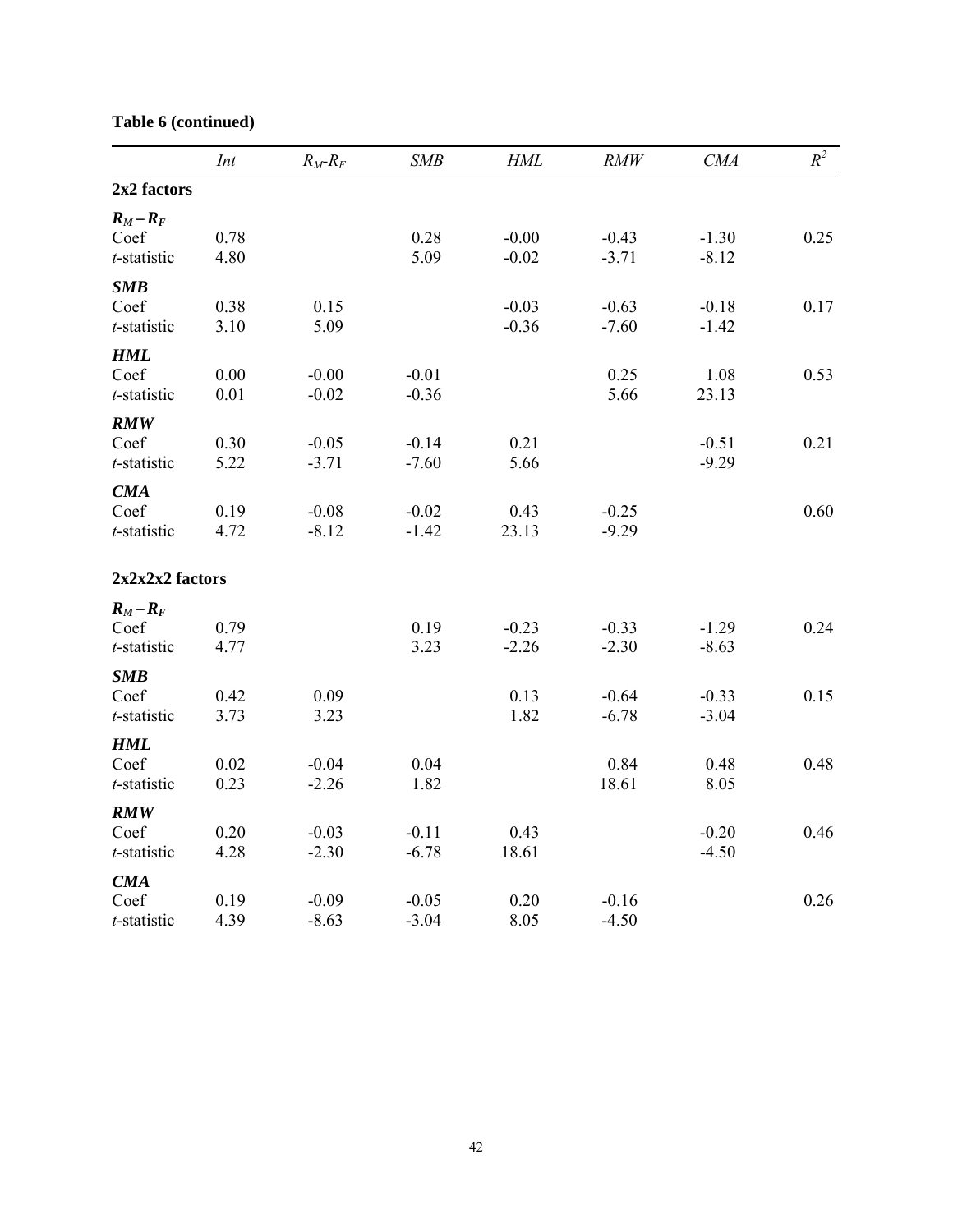**Table 6 (continued)**

| | *Int* | $R_M$-$R_F$ | *SMB* | *HML* | *RMW* | *CMA* | $R^2$ |
|---|---|---|---|---|---|---|---|
| **2x2 factors** | | | | | | | |
| $\boldsymbol{R_M-R_F}$ | | | | | | | |
| Coef | 0.78 | | 0.28 | -0.00 | -0.43 | -1.30 | 0.25 |
| *t*-statistic | 4.80 | | 5.09 | -0.02 | -3.71 | -8.12 | |
| ***SMB*** | | | | | | | |
| Coef | 0.38 | 0.15 | | -0.03 | -0.63 | -0.18 | 0.17 |
| *t*-statistic | 3.10 | 5.09 | | -0.36 | -7.60 | -1.42 | |
| ***HML*** | | | | | | | |
| Coef | 0.00 | -0.00 | -0.01 | | 0.25 | 1.08 | 0.53 |
| *t*-statistic | 0.01 | -0.02 | -0.36 | | 5.66 | 23.13 | |
| ***RMW*** | | | | | | | |
| Coef | 0.30 | -0.05 | -0.14 | 0.21 | | -0.51 | 0.21 |
| *t*-statistic | 5.22 | -3.71 | -7.60 | 5.66 | | -9.29 | |
| ***CMA*** | | | | | | | |
| Coef | 0.19 | -0.08 | -0.02 | 0.43 | -0.25 | | 0.60 |
| *t*-statistic | 4.72 | -8.12 | -1.42 | 23.13 | -9.29 | | |
| **2x2x2x2 factors** | | | | | | | |
| $\boldsymbol{R_M-R_F}$ | | | | | | | |
| Coef | 0.79 | | 0.19 | -0.23 | -0.33 | -1.29 | 0.24 |
| *t*-statistic | 4.77 | | 3.23 | -2.26 | -2.30 | -8.63 | |
| ***SMB*** | | | | | | | |
| Coef | 0.42 | 0.09 | | 0.13 | -0.64 | -0.33 | 0.15 |
| *t*-statistic | 3.73 | 3.23 | | 1.82 | -6.78 | -3.04 | |
| ***HML*** | | | | | | | |
| Coef | 0.02 | -0.04 | 0.04 | | 0.84 | 0.48 | 0.48 |
| *t*-statistic | 0.23 | -2.26 | 1.82 | | 18.61 | 8.05 | |
| ***RMW*** | | | | | | | |
| Coef | 0.20 | -0.03 | -0.11 | 0.43 | | -0.20 | 0.46 |
| *t*-statistic | 4.28 | -2.30 | -6.78 | 18.61 | | -4.50 | |
| ***CMA*** | | | | | | | |
| Coef | 0.19 | -0.09 | -0.05 | 0.20 | -0.16 | | 0.26 |
| *t*-statistic | 4.39 | -8.63 | -3.04 | 8.05 | -4.50 | | |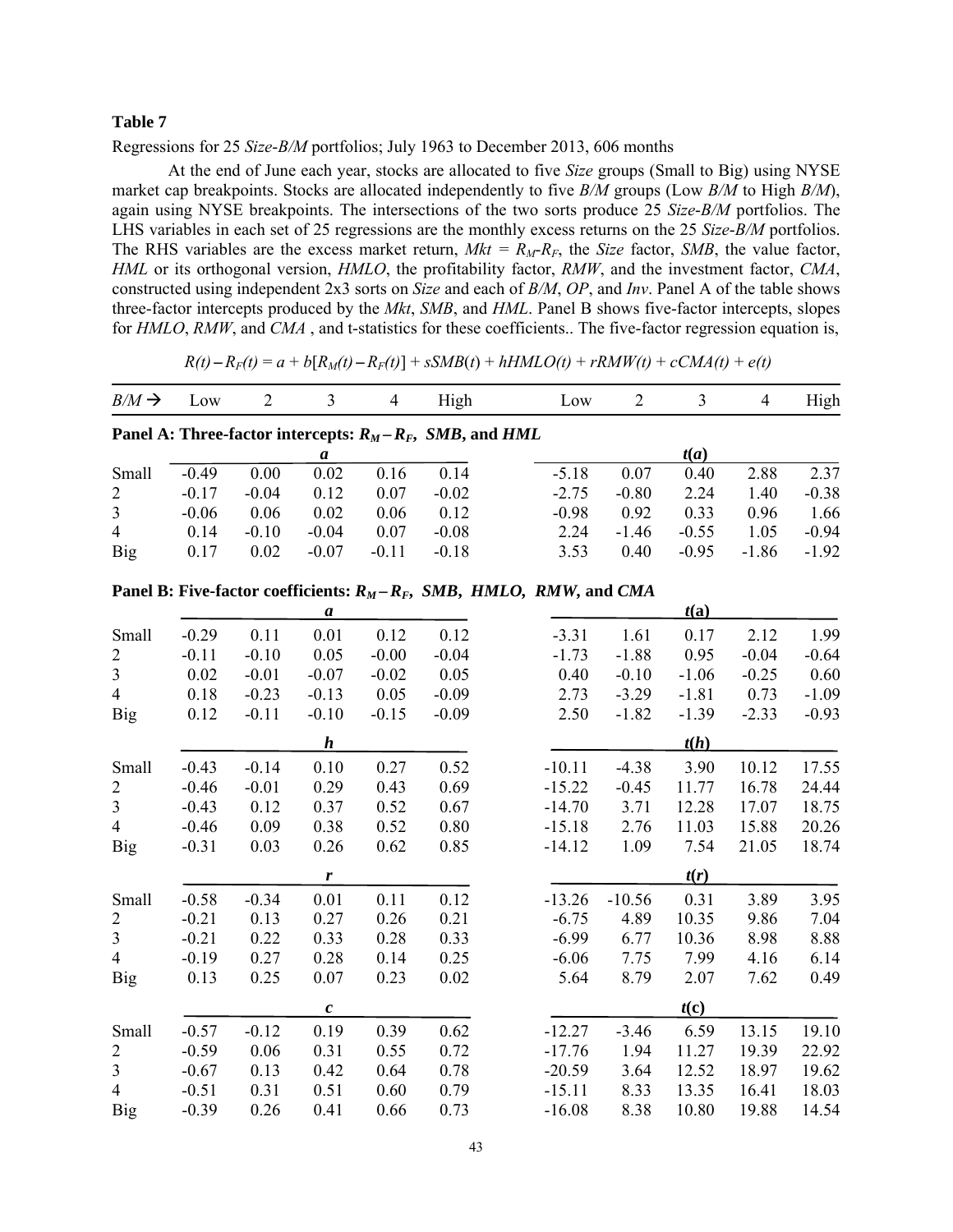**Table 7**

Regressions for 25 *Size-B/M* portfolios; July 1963 to December 2013, 606 months

At the end of June each year, stocks are allocated to five *Size* groups (Small to Big) using NYSE market cap breakpoints. Stocks are allocated independently to five *B/M* groups (Low *B/M* to High *B/M*), again using NYSE breakpoints. The intersections of the two sorts produce 25 *Size-B/M* portfolios. The LHS variables in each set of 25 regressions are the monthly excess returns on the 25 *Size-B/M* portfolios. The RHS variables are the excess market return, $Mkt = R_M - R_F$, the *Size* factor, *SMB*, the value factor, *HML* or its orthogonal version, *HMLO*, the profitability factor, *RMW*, and the investment factor, *CMA*, constructed using independent 2x3 sorts on *Size* and each of *B/M*, *OP*, and *Inv*. Panel A of the table shows three-factor intercepts produced by the *Mkt*, *SMB*, and *HML*. Panel B shows five-factor intercepts, slopes for *HMLO*, *RMW*, and *CMA* , and t-statistics for these coefficients.. The five-factor regression equation is,

$$R(t) - R_F(t) = a + b[R_M(t) - R_F(t)] + sSMB(t) + hHMLO(t) + rRMW(t) + cCMA(t) + e(t)$$

| $B/M$ → | Low | 2 | 3 | 4 | High | Low | 2 | 3 | 4 | High |
|---|---|---|---|---|---|---|---|---|---|---|
| **Panel A: Three-factor intercepts: $R_M - R_F$, *SMB*, and *HML*** | | | | | | | | | | |
| | | | ***a*** | | | | | ***t(a)*** | | |
| Small | -0.49 | 0.00 | 0.02 | 0.16 | 0.14 | -5.18 | 0.07 | 0.40 | 2.88 | 2.37 |
| 2 | -0.17 | -0.04 | 0.12 | 0.07 | -0.02 | -2.75 | -0.80 | 2.24 | 1.40 | -0.38 |
| 3 | -0.06 | 0.06 | 0.02 | 0.06 | 0.12 | -0.98 | 0.92 | 0.33 | 0.96 | 1.66 |
| 4 | 0.14 | -0.10 | -0.04 | 0.07 | -0.08 | 2.24 | -1.46 | -0.55 | 1.05 | -0.94 |
| Big | 0.17 | 0.02 | -0.07 | -0.11 | -0.18 | 3.53 | 0.40 | -0.95 | -1.86 | -1.92 |
| **Panel B: Five-factor coefficients: $R_M - R_F$, *SMB*, *HMLO*, *RMW*, and *CMA*** | | | | | | | | | | |
| | | | ***a*** | | | | | ***t*(a)** | | |
| Small | -0.29 | 0.11 | 0.01 | 0.12 | 0.12 | -3.31 | 1.61 | 0.17 | 2.12 | 1.99 |
| 2 | -0.11 | -0.10 | 0.05 | -0.00 | -0.04 | -1.73 | -1.88 | 0.95 | -0.04 | -0.64 |
| 3 | 0.02 | -0.01 | -0.07 | -0.02 | 0.05 | 0.40 | -0.10 | -1.06 | -0.25 | 0.60 |
| 4 | 0.18 | -0.23 | -0.13 | 0.05 | -0.09 | 2.73 | -3.29 | -1.81 | 0.73 | -1.09 |
| Big | 0.12 | -0.11 | -0.10 | -0.15 | -0.09 | 2.50 | -1.82 | -1.39 | -2.33 | -0.93 |
| | | | ***h*** | | | | | ***t(h)*** | | |
| Small | -0.43 | -0.14 | 0.10 | 0.27 | 0.52 | -10.11 | -4.38 | 3.90 | 10.12 | 17.55 |
| 2 | -0.46 | -0.01 | 0.29 | 0.43 | 0.69 | -15.22 | -0.45 | 11.77 | 16.78 | 24.44 |
| 3 | -0.43 | 0.12 | 0.37 | 0.52 | 0.67 | -14.70 | 3.71 | 12.28 | 17.07 | 18.75 |
| 4 | -0.46 | 0.09 | 0.38 | 0.52 | 0.80 | -15.18 | 2.76 | 11.03 | 15.88 | 20.26 |
| Big | -0.31 | 0.03 | 0.26 | 0.62 | 0.85 | -14.12 | 1.09 | 7.54 | 21.05 | 18.74 |
| | | | ***r*** | | | | | ***t(r)*** | | |
| Small | -0.58 | -0.34 | 0.01 | 0.11 | 0.12 | -13.26 | -10.56 | 0.31 | 3.89 | 3.95 |
| 2 | -0.21 | 0.13 | 0.27 | 0.26 | 0.21 | -6.75 | 4.89 | 10.35 | 9.86 | 7.04 |
| 3 | -0.21 | 0.22 | 0.33 | 0.28 | 0.33 | -6.99 | 6.77 | 10.36 | 8.98 | 8.88 |
| 4 | -0.19 | 0.27 | 0.28 | 0.14 | 0.25 | -6.06 | 7.75 | 7.99 | 4.16 | 6.14 |
| Big | 0.13 | 0.25 | 0.07 | 0.23 | 0.02 | 5.64 | 8.79 | 2.07 | 7.62 | 0.49 |
| | | | ***c*** | | | | | ***t*(c)** | | |
| Small | -0.57 | -0.12 | 0.19 | 0.39 | 0.62 | -12.27 | -3.46 | 6.59 | 13.15 | 19.10 |
| 2 | -0.59 | 0.06 | 0.31 | 0.55 | 0.72 | -17.76 | 1.94 | 11.27 | 19.39 | 22.92 |
| 3 | -0.67 | 0.13 | 0.42 | 0.64 | 0.78 | -20.59 | 3.64 | 12.52 | 18.97 | 19.62 |
| 4 | -0.51 | 0.31 | 0.51 | 0.60 | 0.79 | -15.11 | 8.33 | 13.35 | 16.41 | 18.03 |
| Big | -0.39 | 0.26 | 0.41 | 0.66 | 0.73 | -16.08 | 8.38 | 10.80 | 19.88 | 14.54 |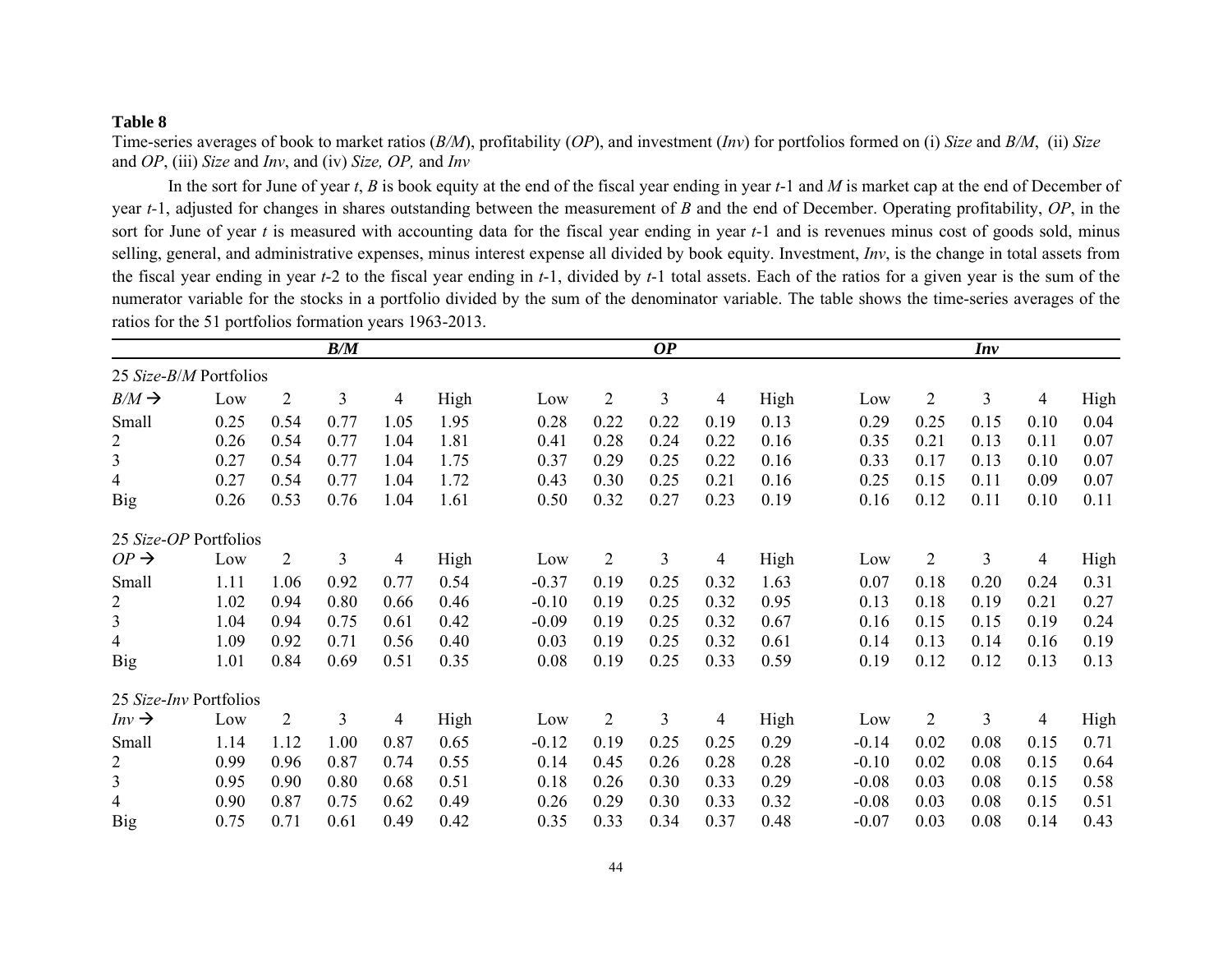**Table 8**

Time-series averages of book to market ratios (*B/M*), profitability (*OP*), and investment (*Inv*) for portfolios formed on (i) *Size* and *B/M*, (ii) *Size* and *OP*, (iii) *Size* and *Inv*, and (iv) *Size, OP,* and *Inv*

In the sort for June of year *t*, *B* is book equity at the end of the fiscal year ending in year *t*-1 and *M* is market cap at the end of December of year *t*-1, adjusted for changes in shares outstanding between the measurement of *B* and the end of December. Operating profitability, *OP*, in the sort for June of year *t* is measured with accounting data for the fiscal year ending in year *t*-1 and is revenues minus cost of goods sold, minus selling, general, and administrative expenses, minus interest expense all divided by book equity. Investment, *Inv*, is the change in total assets from the fiscal year ending in year *t*-2 to the fiscal year ending in *t*-1, divided by *t*-1 total assets. Each of the ratios for a given year is the sum of the numerator variable for the stocks in a portfolio divided by the sum of the denominator variable. The table shows the time-series averages of the ratios for the 51 portfolios formation years 1963-2013.

| | ***B/M*** | | | | | ***OP*** | | | | | ***Inv*** | | | | |
|---|---|---|---|---|---|---|---|---|---|---|---|---|---|---|---|
| 25 *Size-B/M* Portfolios | | | | | | | | | | | | | | | |
| *B/M* → | Low | 2 | 3 | 4 | High | Low | 2 | 3 | 4 | High | Low | 2 | 3 | 4 | High |
| Small | 0.25 | 0.54 | 0.77 | 1.05 | 1.95 | 0.28 | 0.22 | 0.22 | 0.19 | 0.13 | 0.29 | 0.25 | 0.15 | 0.10 | 0.04 |
| 2 | 0.26 | 0.54 | 0.77 | 1.04 | 1.81 | 0.41 | 0.28 | 0.24 | 0.22 | 0.16 | 0.35 | 0.21 | 0.13 | 0.11 | 0.07 |
| 3 | 0.27 | 0.54 | 0.77 | 1.04 | 1.75 | 0.37 | 0.29 | 0.25 | 0.22 | 0.16 | 0.33 | 0.17 | 0.13 | 0.10 | 0.07 |
| 4 | 0.27 | 0.54 | 0.77 | 1.04 | 1.72 | 0.43 | 0.30 | 0.25 | 0.21 | 0.16 | 0.25 | 0.15 | 0.11 | 0.09 | 0.07 |
| Big | 0.26 | 0.53 | 0.76 | 1.04 | 1.61 | 0.50 | 0.32 | 0.27 | 0.23 | 0.19 | 0.16 | 0.12 | 0.11 | 0.10 | 0.11 |
| 25 *Size-OP* Portfolios | | | | | | | | | | | | | | | |
| *OP* → | Low | 2 | 3 | 4 | High | Low | 2 | 3 | 4 | High | Low | 2 | 3 | 4 | High |
| Small | 1.11 | 1.06 | 0.92 | 0.77 | 0.54 | -0.37 | 0.19 | 0.25 | 0.32 | 1.63 | 0.07 | 0.18 | 0.20 | 0.24 | 0.31 |
| 2 | 1.02 | 0.94 | 0.80 | 0.66 | 0.46 | -0.10 | 0.19 | 0.25 | 0.32 | 0.95 | 0.13 | 0.18 | 0.19 | 0.21 | 0.27 |
| 3 | 1.04 | 0.94 | 0.75 | 0.61 | 0.42 | -0.09 | 0.19 | 0.25 | 0.32 | 0.67 | 0.16 | 0.15 | 0.15 | 0.19 | 0.24 |
| 4 | 1.09 | 0.92 | 0.71 | 0.56 | 0.40 | 0.03 | 0.19 | 0.25 | 0.32 | 0.61 | 0.14 | 0.13 | 0.14 | 0.16 | 0.19 |
| Big | 1.01 | 0.84 | 0.69 | 0.51 | 0.35 | 0.08 | 0.19 | 0.25 | 0.33 | 0.59 | 0.19 | 0.12 | 0.12 | 0.13 | 0.13 |
| 25 *Size-Inv* Portfolios | | | | | | | | | | | | | | | |
| *Inv* → | Low | 2 | 3 | 4 | High | Low | 2 | 3 | 4 | High | Low | 2 | 3 | 4 | High |
| Small | 1.14 | 1.12 | 1.00 | 0.87 | 0.65 | -0.12 | 0.19 | 0.25 | 0.25 | 0.29 | -0.14 | 0.02 | 0.08 | 0.15 | 0.71 |
| 2 | 0.99 | 0.96 | 0.87 | 0.74 | 0.55 | 0.14 | 0.45 | 0.26 | 0.28 | 0.28 | -0.10 | 0.02 | 0.08 | 0.15 | 0.64 |
| 3 | 0.95 | 0.90 | 0.80 | 0.68 | 0.51 | 0.18 | 0.26 | 0.30 | 0.33 | 0.29 | -0.08 | 0.03 | 0.08 | 0.15 | 0.58 |
| 4 | 0.90 | 0.87 | 0.75 | 0.62 | 0.49 | 0.26 | 0.29 | 0.30 | 0.33 | 0.32 | -0.08 | 0.03 | 0.08 | 0.15 | 0.51 |
| Big | 0.75 | 0.71 | 0.61 | 0.49 | 0.42 | 0.35 | 0.33 | 0.34 | 0.37 | 0.48 | -0.07 | 0.03 | 0.08 | 0.14 | 0.43 |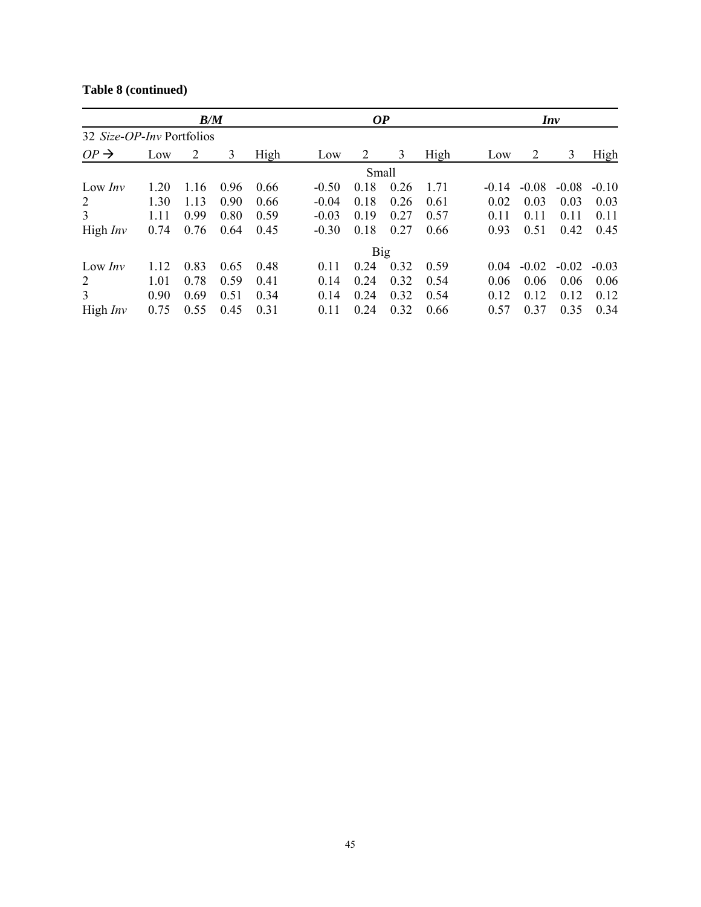**Table 8 (continued)**

| | *B/M* | | | | *OP* | | | | *Inv* | | | |
|---|---|---|---|---|---|---|---|---|---|---|---|---|
| 32 *Size-OP-Inv* Portfolios | | | | | | | | | | | | |
| *OP* → | Low | 2 | 3 | High | Low | 2 | 3 | High | Low | 2 | 3 | High |
| | | | | | Small | | | | | | | |
| Low *Inv* | 1.20 | 1.16 | 0.96 | 0.66 | -0.50 | 0.18 | 0.26 | 1.71 | -0.14 | -0.08 | -0.08 | -0.10 |
| 2 | 1.30 | 1.13 | 0.90 | 0.66 | -0.04 | 0.18 | 0.26 | 0.61 | 0.02 | 0.03 | 0.03 | 0.03 |
| 3 | 1.11 | 0.99 | 0.80 | 0.59 | -0.03 | 0.19 | 0.27 | 0.57 | 0.11 | 0.11 | 0.11 | 0.11 |
| High *Inv* | 0.74 | 0.76 | 0.64 | 0.45 | -0.30 | 0.18 | 0.27 | 0.66 | 0.93 | 0.51 | 0.42 | 0.45 |
| | | | | | Big | | | | | | | |
| Low *Inv* | 1.12 | 0.83 | 0.65 | 0.48 | 0.11 | 0.24 | 0.32 | 0.59 | 0.04 | -0.02 | -0.02 | -0.03 |
| 2 | 1.01 | 0.78 | 0.59 | 0.41 | 0.14 | 0.24 | 0.32 | 0.54 | 0.06 | 0.06 | 0.06 | 0.06 |
| 3 | 0.90 | 0.69 | 0.51 | 0.34 | 0.14 | 0.24 | 0.32 | 0.54 | 0.12 | 0.12 | 0.12 | 0.12 |
| High *Inv* | 0.75 | 0.55 | 0.45 | 0.31 | 0.11 | 0.24 | 0.32 | 0.66 | 0.57 | 0.37 | 0.35 | 0.34 |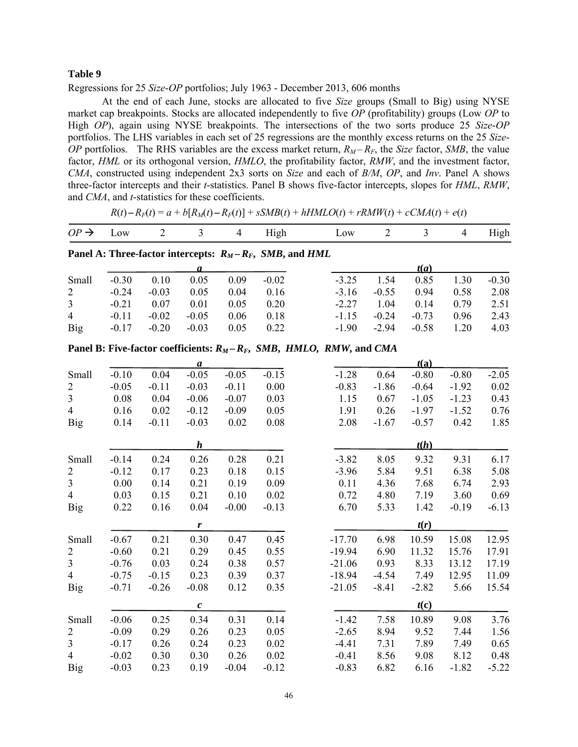**Table 9**

Regressions for 25 *Size*-*OP* portfolios; July 1963 - December 2013, 606 months

At the end of each June, stocks are allocated to five *Size* groups (Small to Big) using NYSE market cap breakpoints. Stocks are allocated independently to five *OP* (profitability) groups (Low *OP* to High *OP*), again using NYSE breakpoints. The intersections of the two sorts produce 25 *Size*-*OP* portfolios. The LHS variables in each set of 25 regressions are the monthly excess returns on the 25 *Size*-*OP* portfolios. The RHS variables are the excess market return, $R_M - R_F$, the *Size* factor, *SMB*, the value factor, *HML* or its orthogonal version, *HMLO*, the profitability factor, *RMW*, and the investment factor, *CMA*, constructed using independent 2x3 sorts on *Size* and each of *B/M*, *OP*, and *Inv*. Panel A shows three-factor intercepts and their *t*-statistics. Panel B shows five-factor intercepts, slopes for *HML*, *RMW*, and *CMA*, and *t*-statistics for these coefficients.

$$R(t) - R_F(t) = a + b[R_M(t) - R_F(t)] + sSMB(t) + hHMLO(t) + rRMW(t) + cCMA(t) + e(t)$$

| *OP* → | Low | 2 | 3 | 4 | High | Low | 2 | 3 | 4 | High |
|---|---|---|---|---|---|---|---|---|---|---|
| **Panel A: Three-factor intercepts: $R_M - R_F$, *SMB*, and *HML*** | | | | | | | | | | |
| | | | ***a*** | | | | | ***t*(*a*)** | | |
| Small | -0.30 | 0.10 | 0.05 | 0.09 | -0.02 | -3.25 | 1.54 | 0.85 | 1.30 | -0.30 |
| 2 | -0.24 | -0.03 | 0.05 | 0.04 | 0.16 | -3.16 | -0.55 | 0.94 | 0.58 | 2.08 |
| 3 | -0.21 | 0.07 | 0.01 | 0.05 | 0.20 | -2.27 | 1.04 | 0.14 | 0.79 | 2.51 |
| 4 | -0.11 | -0.02 | -0.05 | 0.06 | 0.18 | -1.15 | -0.24 | -0.73 | 0.96 | 2.43 |
| Big | -0.17 | -0.20 | -0.03 | 0.05 | 0.22 | -1.90 | -2.94 | -0.58 | 1.20 | 4.03 |
| **Panel B: Five-factor coefficients: $R_M - R_F$, *SMB*, *HMLO*, *RMW*, and *CMA*** | | | | | | | | | | |
| | | | ***a*** | | | | | ***t*(a)** | | |
| Small | -0.10 | 0.04 | -0.05 | -0.05 | -0.15 | -1.28 | 0.64 | -0.80 | -0.80 | -2.05 |
| 2 | -0.05 | -0.11 | -0.03 | -0.11 | 0.00 | -0.83 | -1.86 | -0.64 | -1.92 | 0.02 |
| 3 | 0.08 | 0.04 | -0.06 | -0.07 | 0.03 | 1.15 | 0.67 | -1.05 | -1.23 | 0.43 |
| 4 | 0.16 | 0.02 | -0.12 | -0.09 | 0.05 | 1.91 | 0.26 | -1.97 | -1.52 | 0.76 |
| Big | 0.14 | -0.11 | -0.03 | 0.02 | 0.08 | 2.08 | -1.67 | -0.57 | 0.42 | 1.85 |
| | | | ***h*** | | | | | ***t*(*h*)** | | |
| Small | -0.14 | 0.24 | 0.26 | 0.28 | 0.21 | -3.82 | 8.05 | 9.32 | 9.31 | 6.17 |
| 2 | -0.12 | 0.17 | 0.23 | 0.18 | 0.15 | -3.96 | 5.84 | 9.51 | 6.38 | 5.08 |
| 3 | 0.00 | 0.14 | 0.21 | 0.19 | 0.09 | 0.11 | 4.36 | 7.68 | 6.74 | 2.93 |
| 4 | 0.03 | 0.15 | 0.21 | 0.10 | 0.02 | 0.72 | 4.80 | 7.19 | 3.60 | 0.69 |
| Big | 0.22 | 0.16 | 0.04 | -0.00 | -0.13 | 6.70 | 5.33 | 1.42 | -0.19 | -6.13 |
| | | | ***r*** | | | | | ***t*(*r*)** | | |
| Small | -0.67 | 0.21 | 0.30 | 0.47 | 0.45 | -17.70 | 6.98 | 10.59 | 15.08 | 12.95 |
| 2 | -0.60 | 0.21 | 0.29 | 0.45 | 0.55 | -19.94 | 6.90 | 11.32 | 15.76 | 17.91 |
| 3 | -0.76 | 0.03 | 0.24 | 0.38 | 0.57 | -21.06 | 0.93 | 8.33 | 13.12 | 17.19 |
| 4 | -0.75 | -0.15 | 0.23 | 0.39 | 0.37 | -18.94 | -4.54 | 7.49 | 12.95 | 11.09 |
| Big | -0.71 | -0.26 | -0.08 | 0.12 | 0.35 | -21.05 | -8.41 | -2.82 | 5.66 | 15.54 |
| | | | ***c*** | | | | | ***t*(c)** | | |
| Small | -0.06 | 0.25 | 0.34 | 0.31 | 0.14 | -1.42 | 7.58 | 10.89 | 9.08 | 3.76 |
| 2 | -0.09 | 0.29 | 0.26 | 0.23 | 0.05 | -2.65 | 8.94 | 9.52 | 7.44 | 1.56 |
| 3 | -0.17 | 0.26 | 0.24 | 0.23 | 0.02 | -4.41 | 7.31 | 7.89 | 7.49 | 0.65 |
| 4 | -0.02 | 0.30 | 0.30 | 0.26 | 0.02 | -0.41 | 8.56 | 9.08 | 8.12 | 0.48 |
| Big | -0.03 | 0.23 | 0.19 | -0.04 | -0.12 | -0.83 | 6.82 | 6.16 | -1.82 | -5.22 |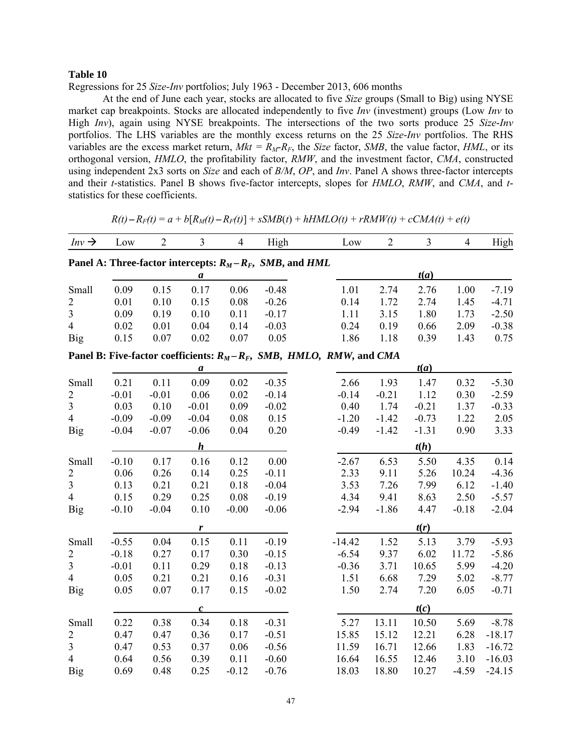**Table 10**

Regressions for 25 *Size-Inv* portfolios; July 1963 - December 2013, 606 months

At the end of June each year, stocks are allocated to five *Size* groups (Small to Big) using NYSE market cap breakpoints. Stocks are allocated independently to five *Inv* (investment) groups (Low *Inv* to High *Inv*), again using NYSE breakpoints. The intersections of the two sorts produce 25 *Size-Inv* portfolios. The LHS variables are the monthly excess returns on the 25 *Size-Inv* portfolios. The RHS variables are the excess market return, $Mkt = R_M\text{-}R_F$, the *Size* factor, *SMB*, the value factor, *HML*, or its orthogonal version, *HMLO*, the profitability factor, *RMW*, and the investment factor, *CMA*, constructed using independent 2x3 sorts on *Size* and each of *B/M*, *OP*, and *Inv*. Panel A shows three-factor intercepts and their *t*-statistics. Panel B shows five-factor intercepts, slopes for *HMLO*, *RMW*, and *CMA*, and *t*-statistics for these coefficients.

$$R(t) - R_F(t) = a + b[R_M(t) - R_F(t)] + sSMB(t) + hHMLO(t) + rRMW(t) + cCMA(t) + e(t)$$

| $Inv$ → | Low | 2 | 3 | 4 | High | Low | 2 | 3 | 4 | High |
|---|---|---|---|---|---|---|---|---|---|---|
| **Panel A: Three-factor intercepts: $R_M - R_F$, *SMB*, and *HML*** | | | | | | | | | | |
| | | | ***a*** | | | | | ***t*(*a*)** | | |
| Small | 0.09 | 0.15 | 0.17 | 0.06 | -0.48 | 1.01 | 2.74 | 2.76 | 1.00 | -7.19 |
| 2 | 0.01 | 0.10 | 0.15 | 0.08 | -0.26 | 0.14 | 1.72 | 2.74 | 1.45 | -4.71 |
| 3 | 0.09 | 0.19 | 0.10 | 0.11 | -0.17 | 1.11 | 3.15 | 1.80 | 1.73 | -2.50 |
| 4 | 0.02 | 0.01 | 0.04 | 0.14 | -0.03 | 0.24 | 0.19 | 0.66 | 2.09 | -0.38 |
| Big | 0.15 | 0.07 | 0.02 | 0.07 | 0.05 | 1.86 | 1.18 | 0.39 | 1.43 | 0.75 |
| **Panel B: Five-factor coefficients: $R_M - R_F$, *SMB*, *HMLO*, *RMW*, and *CMA*** | | | | | | | | | | |
| | | | ***a*** | | | | | ***t*(*a*)** | | |
| Small | 0.21 | 0.11 | 0.09 | 0.02 | -0.35 | 2.66 | 1.93 | 1.47 | 0.32 | -5.30 |
| 2 | -0.01 | -0.01 | 0.06 | 0.02 | -0.14 | -0.14 | -0.21 | 1.12 | 0.30 | -2.59 |
| 3 | 0.03 | 0.10 | -0.01 | 0.09 | -0.02 | 0.40 | 1.74 | -0.21 | 1.37 | -0.33 |
| 4 | -0.09 | -0.09 | -0.04 | 0.08 | 0.15 | -1.20 | -1.42 | -0.73 | 1.22 | 2.05 |
| Big | -0.04 | -0.07 | -0.06 | 0.04 | 0.20 | -0.49 | -1.42 | -1.31 | 0.90 | 3.33 |
| | | | ***h*** | | | | | ***t*(*h*)** | | |
| Small | -0.10 | 0.17 | 0.16 | 0.12 | 0.00 | -2.67 | 6.53 | 5.50 | 4.35 | 0.14 |
| 2 | 0.06 | 0.26 | 0.14 | 0.25 | -0.11 | 2.33 | 9.11 | 5.26 | 10.24 | -4.36 |
| 3 | 0.13 | 0.21 | 0.21 | 0.18 | -0.04 | 3.53 | 7.26 | 7.99 | 6.12 | -1.40 |
| 4 | 0.15 | 0.29 | 0.25 | 0.08 | -0.19 | 4.34 | 9.41 | 8.63 | 2.50 | -5.57 |
| Big | -0.10 | -0.04 | 0.10 | -0.00 | -0.06 | -2.94 | -1.86 | 4.47 | -0.18 | -2.04 |
| | | | ***r*** | | | | | ***t*(*r*)** | | |
| Small | -0.55 | 0.04 | 0.15 | 0.11 | -0.19 | -14.42 | 1.52 | 5.13 | 3.79 | -5.93 |
| 2 | -0.18 | 0.27 | 0.17 | 0.30 | -0.15 | -6.54 | 9.37 | 6.02 | 11.72 | -5.86 |
| 3 | -0.01 | 0.11 | 0.29 | 0.18 | -0.13 | -0.36 | 3.71 | 10.65 | 5.99 | -4.20 |
| 4 | 0.05 | 0.21 | 0.21 | 0.16 | -0.31 | 1.51 | 6.68 | 7.29 | 5.02 | -8.77 |
| Big | 0.05 | 0.07 | 0.17 | 0.15 | -0.02 | 1.50 | 2.74 | 7.20 | 6.05 | -0.71 |
| | | | ***c*** | | | | | ***t*(*c*)** | | |
| Small | 0.22 | 0.38 | 0.34 | 0.18 | -0.31 | 5.27 | 13.11 | 10.50 | 5.69 | -8.78 |
| 2 | 0.47 | 0.47 | 0.36 | 0.17 | -0.51 | 15.85 | 15.12 | 12.21 | 6.28 | -18.17 |
| 3 | 0.47 | 0.53 | 0.37 | 0.06 | -0.56 | 11.59 | 16.71 | 12.66 | 1.83 | -16.72 |
| 4 | 0.64 | 0.56 | 0.39 | 0.11 | -0.60 | 16.64 | 16.55 | 12.46 | 3.10 | -16.03 |
| Big | 0.69 | 0.48 | 0.25 | -0.12 | -0.76 | 18.03 | 18.80 | 10.27 | -4.59 | -24.15 |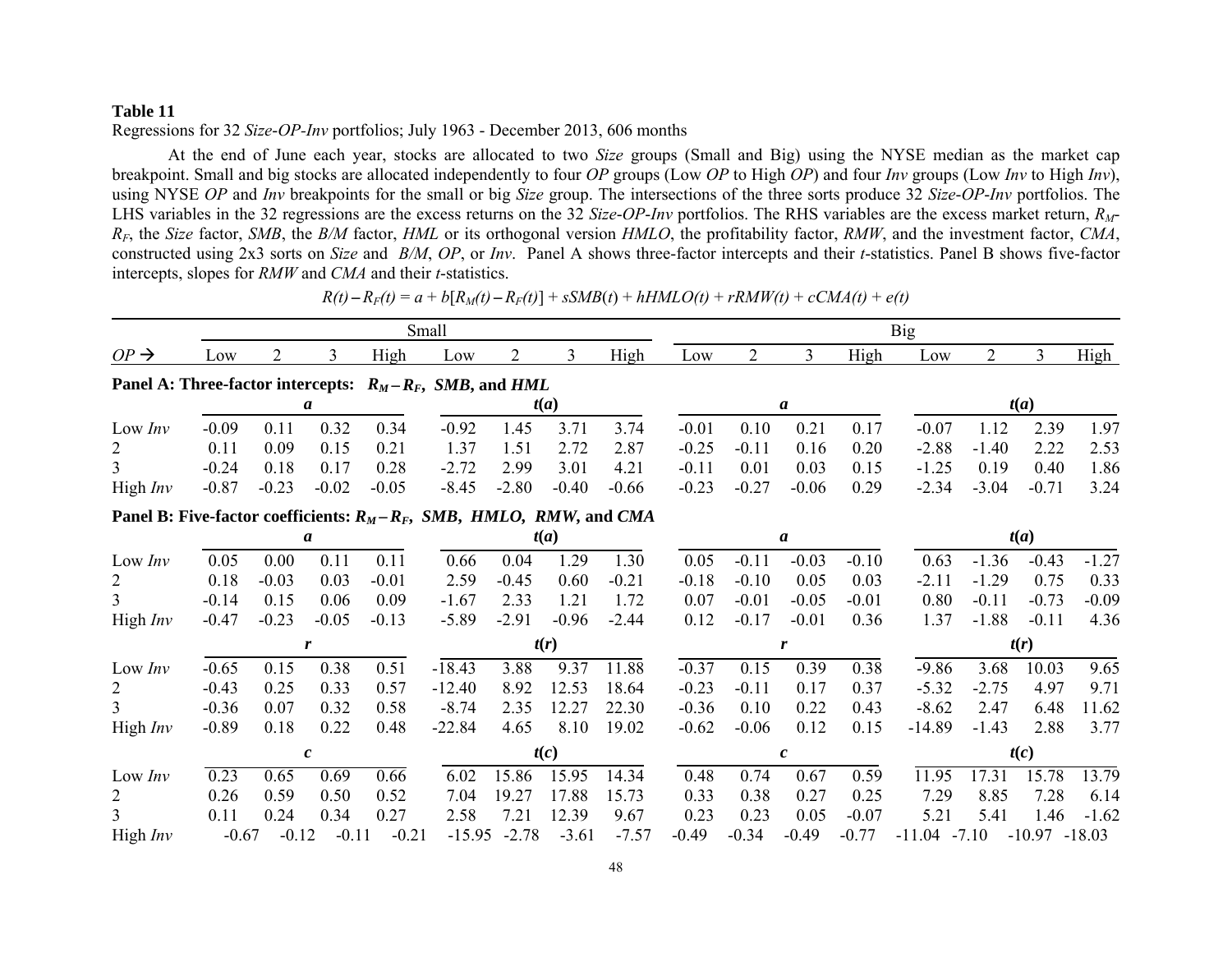**Table 11**

Regressions for 32 *Size-OP-Inv* portfolios; July 1963 - December 2013, 606 months

At the end of June each year, stocks are allocated to two *Size* groups (Small and Big) using the NYSE median as the market cap breakpoint. Small and big stocks are allocated independently to four *OP* groups (Low *OP* to High *OP*) and four *Inv* groups (Low *Inv* to High *Inv*), using NYSE *OP* and *Inv* breakpoints for the small or big *Size* group. The intersections of the three sorts produce 32 *Size-OP-Inv* portfolios. The LHS variables in the 32 regressions are the excess returns on the 32 *Size-OP-Inv* portfolios. The RHS variables are the excess market return, $R_M$-$R_F$, the *Size* factor, *SMB*, the *B/M* factor, *HML* or its orthogonal version *HMLO*, the profitability factor, *RMW*, and the investment factor, *CMA*, constructed using 2x3 sorts on *Size* and *B/M*, *OP*, or *Inv*. Panel A shows three-factor intercepts and their *t*-statistics. Panel B shows five-factor intercepts, slopes for *RMW* and *CMA* and their *t*-statistics.

$$R(t) - R_F(t) = a + b[R_M(t) - R_F(t)] + sSMB(t) + hHMLO(t) + rRMW(t) + cCMA(t) + e(t)$$

| | Small | | | | | | | | Big | | | | | | | |
|---|---|---|---|---|---|---|---|---|---|---|---|---|---|---|---|---|
| *OP* → | Low | 2 | 3 | High | Low | 2 | 3 | High | Low | 2 | 3 | High | Low | 2 | 3 | High |
| **Panel A: Three-factor intercepts: $R_M - R_F$, *SMB*, and *HML*** | | | | | | | | | | | | | | | | |
| | ***a*** | | | | ***t*(*a*)** | | | | ***a*** | | | | ***t*(*a*)** | | | |
| Low *Inv* | -0.09 | 0.11 | 0.32 | 0.34 | -0.92 | 1.45 | 3.71 | 3.74 | -0.01 | 0.10 | 0.21 | 0.17 | -0.07 | 1.12 | 2.39 | 1.97 |
| 2 | 0.11 | 0.09 | 0.15 | 0.21 | 1.37 | 1.51 | 2.72 | 2.87 | -0.25 | -0.11 | 0.16 | 0.20 | -2.88 | -1.40 | 2.22 | 2.53 |
| 3 | -0.24 | 0.18 | 0.17 | 0.28 | -2.72 | 2.99 | 3.01 | 4.21 | -0.11 | 0.01 | 0.03 | 0.15 | -1.25 | 0.19 | 0.40 | 1.86 |
| High *Inv* | -0.87 | -0.23 | -0.02 | -0.05 | -8.45 | -2.80 | -0.40 | -0.66 | -0.23 | -0.27 | -0.06 | 0.29 | -2.34 | -3.04 | -0.71 | 3.24 |
| **Panel B: Five-factor coefficients: $R_M - R_F$, *SMB*, *HMLO*, *RMW*, and *CMA*** | | | | | | | | | | | | | | | | |
| | ***a*** | | | | ***t*(*a*)** | | | | ***a*** | | | | ***t*(*a*)** | | | |
| Low *Inv* | 0.05 | 0.00 | 0.11 | 0.11 | 0.66 | 0.04 | 1.29 | 1.30 | 0.05 | -0.11 | -0.03 | -0.10 | 0.63 | -1.36 | -0.43 | -1.27 |
| 2 | 0.18 | -0.03 | 0.03 | -0.01 | 2.59 | -0.45 | 0.60 | -0.21 | -0.18 | -0.10 | 0.05 | 0.03 | -2.11 | -1.29 | 0.75 | 0.33 |
| 3 | -0.14 | 0.15 | 0.06 | 0.09 | -1.67 | 2.33 | 1.21 | 1.72 | 0.07 | -0.01 | -0.05 | -0.01 | 0.80 | -0.11 | -0.73 | -0.09 |
| High *Inv* | -0.47 | -0.23 | -0.05 | -0.13 | -5.89 | -2.91 | -0.96 | -2.44 | 0.12 | -0.17 | -0.01 | 0.36 | 1.37 | -1.88 | -0.11 | 4.36 |
| | ***r*** | | | | ***t*(*r*)** | | | | ***r*** | | | | ***t*(*r*)** | | | |
| Low *Inv* | -0.65 | 0.15 | 0.38 | 0.51 | -18.43 | 3.88 | 9.37 | 11.88 | -0.37 | 0.15 | 0.39 | 0.38 | -9.86 | 3.68 | 10.03 | 9.65 |
| 2 | -0.43 | 0.25 | 0.33 | 0.57 | -12.40 | 8.92 | 12.53 | 18.64 | -0.23 | -0.11 | 0.17 | 0.37 | -5.32 | -2.75 | 4.97 | 9.71 |
| 3 | -0.36 | 0.07 | 0.32 | 0.58 | -8.74 | 2.35 | 12.27 | 22.30 | -0.36 | 0.10 | 0.22 | 0.43 | -8.62 | 2.47 | 6.48 | 11.62 |
| High *Inv* | -0.89 | 0.18 | 0.22 | 0.48 | -22.84 | 4.65 | 8.10 | 19.02 | -0.62 | -0.06 | 0.12 | 0.15 | -14.89 | -1.43 | 2.88 | 3.77 |
| | ***c*** | | | | ***t*(*c*)** | | | | ***c*** | | | | ***t*(*c*)** | | | |
| Low *Inv* | 0.23 | 0.65 | 0.69 | 0.66 | 6.02 | 15.86 | 15.95 | 14.34 | 0.48 | 0.74 | 0.67 | 0.59 | 11.95 | 17.31 | 15.78 | 13.79 |
| 2 | 0.26 | 0.59 | 0.50 | 0.52 | 7.04 | 19.27 | 17.88 | 15.73 | 0.33 | 0.38 | 0.27 | 0.25 | 7.29 | 8.85 | 7.28 | 6.14 |
| 3 | 0.11 | 0.24 | 0.34 | 0.27 | 2.58 | 7.21 | 12.39 | 9.67 | 0.23 | 0.23 | 0.05 | -0.07 | 5.21 | 5.41 | 1.46 | -1.62 |
| High *Inv* | -0.67 | -0.12 | -0.11 | -0.21 | -15.95 | -2.78 | -3.61 | -7.57 | -0.49 | -0.34 | -0.49 | -0.77 | -11.04 | -7.10 | -10.97 | -18.03 |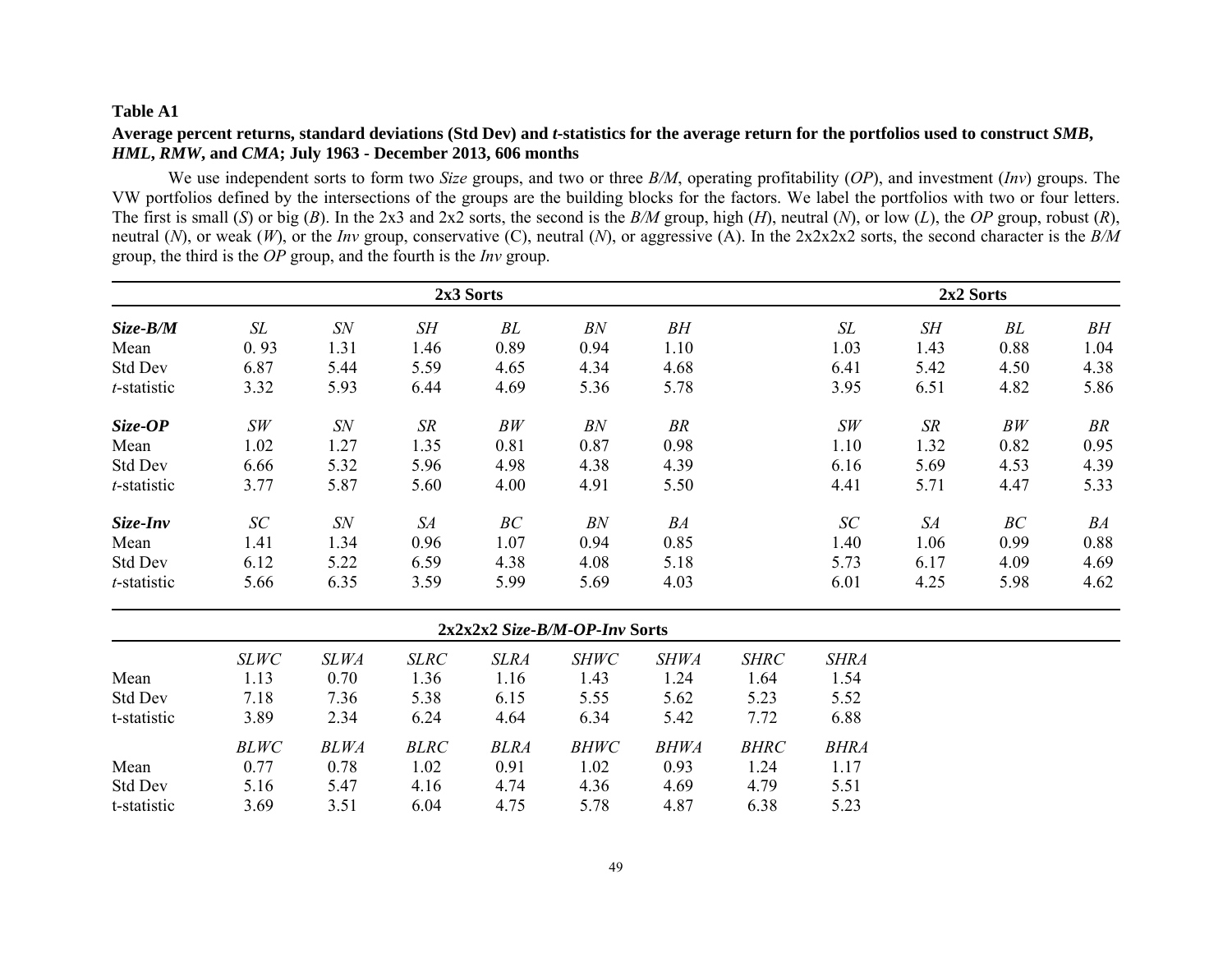**Table A1**

**Average percent returns, standard deviations (Std Dev) and *t*-statistics for the average return for the portfolios used to construct *SMB*, *HML*, *RMW*, and *CMA*; July 1963 - December 2013, 606 months**

We use independent sorts to form two *Size* groups, and two or three *B/M*, operating profitability (*OP*), and investment (*Inv*) groups. The VW portfolios defined by the intersections of the groups are the building blocks for the factors. We label the portfolios with two or four letters. The first is small (*S*) or big (*B*). In the 2x3 and 2x2 sorts, the second is the *B/M* group, high (*H*), neutral (*N*), or low (*L*), the *OP* group, robust (*R*), neutral (*N*), or weak (*W*), or the *Inv* group, conservative (C), neutral (*N*), or aggressive (A). In the 2x2x2x2 sorts, the second character is the *B/M* group, the third is the *OP* group, and the fourth is the *Inv* group.

| | 2x3 Sorts | | | | | | | 2x2 Sorts | | | |
|---|---|---|---|---|---|---|---|---|---|---|---|
| ***Size-B/M*** | *SL* | *SN* | *SH* | *BL* | *BN* | *BH* | | *SL* | *SH* | *BL* | *BH* |
| Mean | 0. 93 | 1.31 | 1.46 | 0.89 | 0.94 | 1.10 | | 1.03 | 1.43 | 0.88 | 1.04 |
| Std Dev | 6.87 | 5.44 | 5.59 | 4.65 | 4.34 | 4.68 | | 6.41 | 5.42 | 4.50 | 4.38 |
| *t*-statistic | 3.32 | 5.93 | 6.44 | 4.69 | 5.36 | 5.78 | | 3.95 | 6.51 | 4.82 | 5.86 |
| ***Size-OP*** | *SW* | *SN* | *SR* | *BW* | *BN* | *BR* | | *SW* | *SR* | *BW* | *BR* |
| Mean | 1.02 | 1.27 | 1.35 | 0.81 | 0.87 | 0.98 | | 1.10 | 1.32 | 0.82 | 0.95 |
| Std Dev | 6.66 | 5.32 | 5.96 | 4.98 | 4.38 | 4.39 | | 6.16 | 5.69 | 4.53 | 4.39 |
| *t*-statistic | 3.77 | 5.87 | 5.60 | 4.00 | 4.91 | 5.50 | | 4.41 | 5.71 | 4.47 | 5.33 |
| ***Size-Inv*** | *SC* | *SN* | *SA* | *BC* | *BN* | *BA* | | *SC* | *SA* | *BC* | *BA* |
| Mean | 1.41 | 1.34 | 0.96 | 1.07 | 0.94 | 0.85 | | 1.40 | 1.06 | 0.99 | 0.88 |
| Std Dev | 6.12 | 5.22 | 6.59 | 4.38 | 4.08 | 5.18 | | 5.73 | 6.17 | 4.09 | 4.69 |
| *t*-statistic | 5.66 | 6.35 | 3.59 | 5.99 | 5.69 | 4.03 | | 6.01 | 4.25 | 5.98 | 4.62 |

| | 2x2x2x2 *Size-B/M-OP-Inv* Sorts | | | | | | | |
|---|---|---|---|---|---|---|---|---|
| | *SLWC* | *SLWA* | *SLRC* | *SLRA* | *SHWC* | *SHWA* | *SHRC* | *SHRA* |
| Mean | 1.13 | 0.70 | 1.36 | 1.16 | 1.43 | 1.24 | 1.64 | 1.54 |
| Std Dev | 7.18 | 7.36 | 5.38 | 6.15 | 5.55 | 5.62 | 5.23 | 5.52 |
| t-statistic | 3.89 | 2.34 | 6.24 | 4.64 | 6.34 | 5.42 | 7.72 | 6.88 |
| | *BLWC* | *BLWA* | *BLRC* | *BLRA* | *BHWC* | *BHWA* | *BHRC* | *BHRA* |
| Mean | 0.77 | 0.78 | 1.02 | 0.91 | 1.02 | 0.93 | 1.24 | 1.17 |
| Std Dev | 5.16 | 5.47 | 4.16 | 4.74 | 4.36 | 4.69 | 4.79 | 5.51 |
| t-statistic | 3.69 | 3.51 | 6.04 | 4.75 | 5.78 | 4.87 | 6.38 | 5.23 |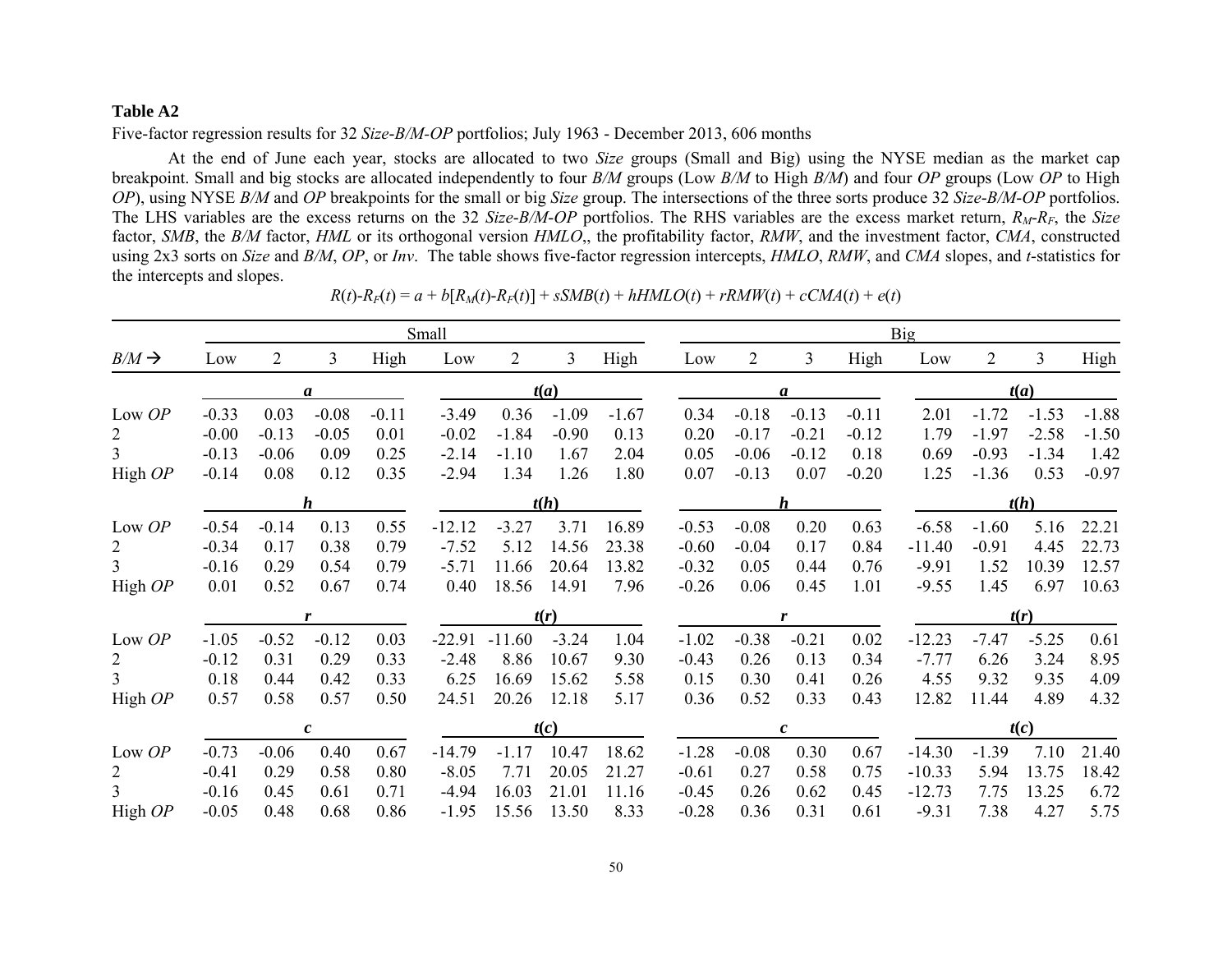**Table A2**

Five-factor regression results for 32 *Size-B/M-OP* portfolios; July 1963 - December 2013, 606 months

At the end of June each year, stocks are allocated to two *Size* groups (Small and Big) using the NYSE median as the market cap breakpoint. Small and big stocks are allocated independently to four *B/M* groups (Low *B/M* to High *B/M*) and four *OP* groups (Low *OP* to High *OP*), using NYSE *B/M* and *OP* breakpoints for the small or big *Size* group. The intersections of the three sorts produce 32 *Size-B/M-OP* portfolios. The LHS variables are the excess returns on the 32 *Size-B/M-OP* portfolios. The RHS variables are the excess market return, $R_M$-$R_F$, the *Size* factor, *SMB*, the *B/M* factor, *HML* or its orthogonal version *HMLO*,, the profitability factor, *RMW*, and the investment factor, *CMA*, constructed using 2x3 sorts on *Size* and *B/M*, *OP*, or *Inv*. The table shows five-factor regression intercepts, *HMLO*, *RMW*, and *CMA* slopes, and *t*-statistics for the intercepts and slopes.

$$R(t)\text{-}R_F(t) = a + b[R_M(t)\text{-}R_F(t)] + sSMB(t) + hHMLO(t) + rRMW(t) + cCMA(t) + e(t)$$

| | Small | | | | | | | | Big | | | | | | | |
|---|---|---|---|---|---|---|---|---|---|---|---|---|---|---|---|---|
| *B/M* → | Low | 2 | 3 | High | Low | 2 | 3 | High | Low | 2 | 3 | High | Low | 2 | 3 | High |
| | ***a*** | | | | ***t(a)*** | | | | ***a*** | | | | ***t(a)*** | | | |
| Low *OP* | -0.33 | 0.03 | -0.08 | -0.11 | -3.49 | 0.36 | -1.09 | -1.67 | 0.34 | -0.18 | -0.13 | -0.11 | 2.01 | -1.72 | -1.53 | -1.88 |
| 2 | -0.00 | -0.13 | -0.05 | 0.01 | -0.02 | -1.84 | -0.90 | 0.13 | 0.20 | -0.17 | -0.21 | -0.12 | 1.79 | -1.97 | -2.58 | -1.50 |
| 3 | -0.13 | -0.06 | 0.09 | 0.25 | -2.14 | -1.10 | 1.67 | 2.04 | 0.05 | -0.06 | -0.12 | 0.18 | 0.69 | -0.93 | -1.34 | 1.42 |
| High *OP* | -0.14 | 0.08 | 0.12 | 0.35 | -2.94 | 1.34 | 1.26 | 1.80 | 0.07 | -0.13 | 0.07 | -0.20 | 1.25 | -1.36 | 0.53 | -0.97 |
| | ***h*** | | | | ***t(h)*** | | | | ***h*** | | | | ***t(h)*** | | | |
| Low *OP* | -0.54 | -0.14 | 0.13 | 0.55 | -12.12 | -3.27 | 3.71 | 16.89 | -0.53 | -0.08 | 0.20 | 0.63 | -6.58 | -1.60 | 5.16 | 22.21 |
| 2 | -0.34 | 0.17 | 0.38 | 0.79 | -7.52 | 5.12 | 14.56 | 23.38 | -0.60 | -0.04 | 0.17 | 0.84 | -11.40 | -0.91 | 4.45 | 22.73 |
| 3 | -0.16 | 0.29 | 0.54 | 0.79 | -5.71 | 11.66 | 20.64 | 13.82 | -0.32 | 0.05 | 0.44 | 0.76 | -9.91 | 1.52 | 10.39 | 12.57 |
| High *OP* | 0.01 | 0.52 | 0.67 | 0.74 | 0.40 | 18.56 | 14.91 | 7.96 | -0.26 | 0.06 | 0.45 | 1.01 | -9.55 | 1.45 | 6.97 | 10.63 |
| | ***r*** | | | | ***t(r)*** | | | | ***r*** | | | | ***t(r)*** | | | |
| Low *OP* | -1.05 | -0.52 | -0.12 | 0.03 | -22.91 | -11.60 | -3.24 | 1.04 | -1.02 | -0.38 | -0.21 | 0.02 | -12.23 | -7.47 | -5.25 | 0.61 |
| 2 | -0.12 | 0.31 | 0.29 | 0.33 | -2.48 | 8.86 | 10.67 | 9.30 | -0.43 | 0.26 | 0.13 | 0.34 | -7.77 | 6.26 | 3.24 | 8.95 |
| 3 | 0.18 | 0.44 | 0.42 | 0.33 | 6.25 | 16.69 | 15.62 | 5.58 | 0.15 | 0.30 | 0.41 | 0.26 | 4.55 | 9.32 | 9.35 | 4.09 |
| High *OP* | 0.57 | 0.58 | 0.57 | 0.50 | 24.51 | 20.26 | 12.18 | 5.17 | 0.36 | 0.52 | 0.33 | 0.43 | 12.82 | 11.44 | 4.89 | 4.32 |
| | ***c*** | | | | ***t(c)*** | | | | ***c*** | | | | ***t(c)*** | | | |
| Low *OP* | -0.73 | -0.06 | 0.40 | 0.67 | -14.79 | -1.17 | 10.47 | 18.62 | -1.28 | -0.08 | 0.30 | 0.67 | -14.30 | -1.39 | 7.10 | 21.40 |
| 2 | -0.41 | 0.29 | 0.58 | 0.80 | -8.05 | 7.71 | 20.05 | 21.27 | -0.61 | 0.27 | 0.58 | 0.75 | -10.33 | 5.94 | 13.75 | 18.42 |
| 3 | -0.16 | 0.45 | 0.61 | 0.71 | -4.94 | 16.03 | 21.01 | 11.16 | -0.45 | 0.26 | 0.62 | 0.45 | -12.73 | 7.75 | 13.25 | 6.72 |
| High *OP* | -0.05 | 0.48 | 0.68 | 0.86 | -1.95 | 15.56 | 13.50 | 8.33 | -0.28 | 0.36 | 0.31 | 0.61 | -9.31 | 7.38 | 4.27 | 5.75 |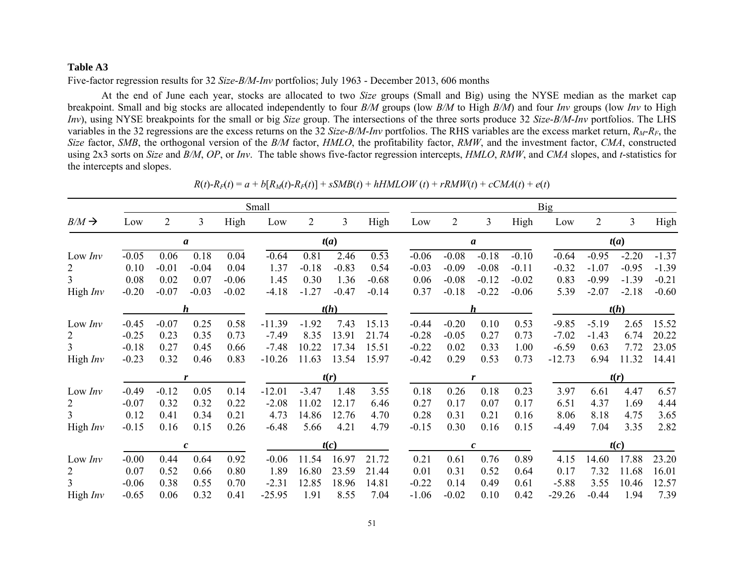**Table A3**

Five-factor regression results for 32 *Size-B/M-Inv* portfolios; July 1963 - December 2013, 606 months

At the end of June each year, stocks are allocated to two *Size* groups (Small and Big) using the NYSE median as the market cap breakpoint. Small and big stocks are allocated independently to four *B/M* groups (low *B/M* to High *B/M*) and four *Inv* groups (low *Inv* to High *Inv*), using NYSE breakpoints for the small or big *Size* group. The intersections of the three sorts produce 32 *Size-B/M-Inv* portfolios. The LHS variables in the 32 regressions are the excess returns on the 32 *Size-B/M-Inv* portfolios. The RHS variables are the excess market return, $R_M$-$R_F$, the *Size* factor, *SMB*, the orthogonal version of the *B/M* factor, *HMLO*, the profitability factor, *RMW*, and the investment factor, *CMA*, constructed using 2x3 sorts on *Size* and *B/M*, *OP*, or *Inv*. The table shows five-factor regression intercepts, *HMLO*, *RMW*, and *CMA* slopes, and *t*-statistics for the intercepts and slopes.

$$R(t)\text{-}R_F(t) = a + b[R_M(t)\text{-}R_F(t)] + sSMB(t) + hHMLOW(t) + rRMW(t) + cCMA(t) + e(t)$$

| | Small | | | | | | | | Big | | | | | | | |
|---|---|---|---|---|---|---|---|---|---|---|---|---|---|---|---|---|
| *B/M* → | Low | 2 | 3 | High | Low | 2 | 3 | High | Low | 2 | 3 | High | Low | 2 | 3 | High |
| | ***a*** | | | | ***t*(*a*)** | | | | ***a*** | | | | ***t*(*a*)** | | | |
| Low *Inv* | -0.05 | 0.06 | 0.18 | 0.04 | -0.64 | 0.81 | 2.46 | 0.53 | -0.06 | -0.08 | -0.18 | -0.10 | -0.64 | -0.95 | -2.20 | -1.37 |
| 2 | 0.10 | -0.01 | -0.04 | 0.04 | 1.37 | -0.18 | -0.83 | 0.54 | -0.03 | -0.09 | -0.08 | -0.11 | -0.32 | -1.07 | -0.95 | -1.39 |
| 3 | 0.08 | 0.02 | 0.07 | -0.06 | 1.45 | 0.30 | 1.36 | -0.68 | 0.06 | -0.08 | -0.12 | -0.02 | 0.83 | -0.99 | -1.39 | -0.21 |
| High *Inv* | -0.20 | -0.07 | -0.03 | -0.02 | -4.18 | -1.27 | -0.47 | -0.14 | 0.37 | -0.18 | -0.22 | -0.06 | 5.39 | -2.07 | -2.18 | -0.60 |
| | ***h*** | | | | ***t*(*h*)** | | | | ***h*** | | | | ***t*(*h*)** | | | |
| Low *Inv* | -0.45 | -0.07 | 0.25 | 0.58 | -11.39 | -1.92 | 7.43 | 15.13 | -0.44 | -0.20 | 0.10 | 0.53 | -9.85 | -5.19 | 2.65 | 15.52 |
| 2 | -0.25 | 0.23 | 0.35 | 0.73 | -7.49 | 8.35 | 13.91 | 21.74 | -0.28 | -0.05 | 0.27 | 0.73 | -7.02 | -1.43 | 6.74 | 20.22 |
| 3 | -0.18 | 0.27 | 0.45 | 0.66 | -7.48 | 10.22 | 17.34 | 15.51 | -0.22 | 0.02 | 0.33 | 1.00 | -6.59 | 0.63 | 7.72 | 23.05 |
| High *Inv* | -0.23 | 0.32 | 0.46 | 0.83 | -10.26 | 11.63 | 13.54 | 15.97 | -0.42 | 0.29 | 0.53 | 0.73 | -12.73 | 6.94 | 11.32 | 14.41 |
| | ***r*** | | | | ***t*(*r*)** | | | | ***r*** | | | | ***t*(*r*)** | | | |
| Low *Inv* | -0.49 | -0.12 | 0.05 | 0.14 | -12.01 | -3.47 | 1.48 | 3.55 | 0.18 | 0.26 | 0.18 | 0.23 | 3.97 | 6.61 | 4.47 | 6.57 |
| 2 | -0.07 | 0.32 | 0.32 | 0.22 | -2.08 | 11.02 | 12.17 | 6.46 | 0.27 | 0.17 | 0.07 | 0.17 | 6.51 | 4.37 | 1.69 | 4.44 |
| 3 | 0.12 | 0.41 | 0.34 | 0.21 | 4.73 | 14.86 | 12.76 | 4.70 | 0.28 | 0.31 | 0.21 | 0.16 | 8.06 | 8.18 | 4.75 | 3.65 |
| High *Inv* | -0.15 | 0.16 | 0.15 | 0.26 | -6.48 | 5.66 | 4.21 | 4.79 | -0.15 | 0.30 | 0.16 | 0.15 | -4.49 | 7.04 | 3.35 | 2.82 |
| | ***c*** | | | | ***t*(*c*)** | | | | ***c*** | | | | ***t*(*c*)** | | | |
| Low *Inv* | -0.00 | 0.44 | 0.64 | 0.92 | -0.06 | 11.54 | 16.97 | 21.72 | 0.21 | 0.61 | 0.76 | 0.89 | 4.15 | 14.60 | 17.88 | 23.20 |
| 2 | 0.07 | 0.52 | 0.66 | 0.80 | 1.89 | 16.80 | 23.59 | 21.44 | 0.01 | 0.31 | 0.52 | 0.64 | 0.17 | 7.32 | 11.68 | 16.01 |
| 3 | -0.06 | 0.38 | 0.55 | 0.70 | -2.31 | 12.85 | 18.96 | 14.81 | -0.22 | 0.14 | 0.49 | 0.61 | -5.88 | 3.55 | 10.46 | 12.57 |
| High *Inv* | -0.65 | 0.06 | 0.32 | 0.41 | -25.95 | 1.91 | 8.55 | 7.04 | -1.06 | -0.02 | 0.10 | 0.42 | -29.26 | -0.44 | 1.94 | 7.39 |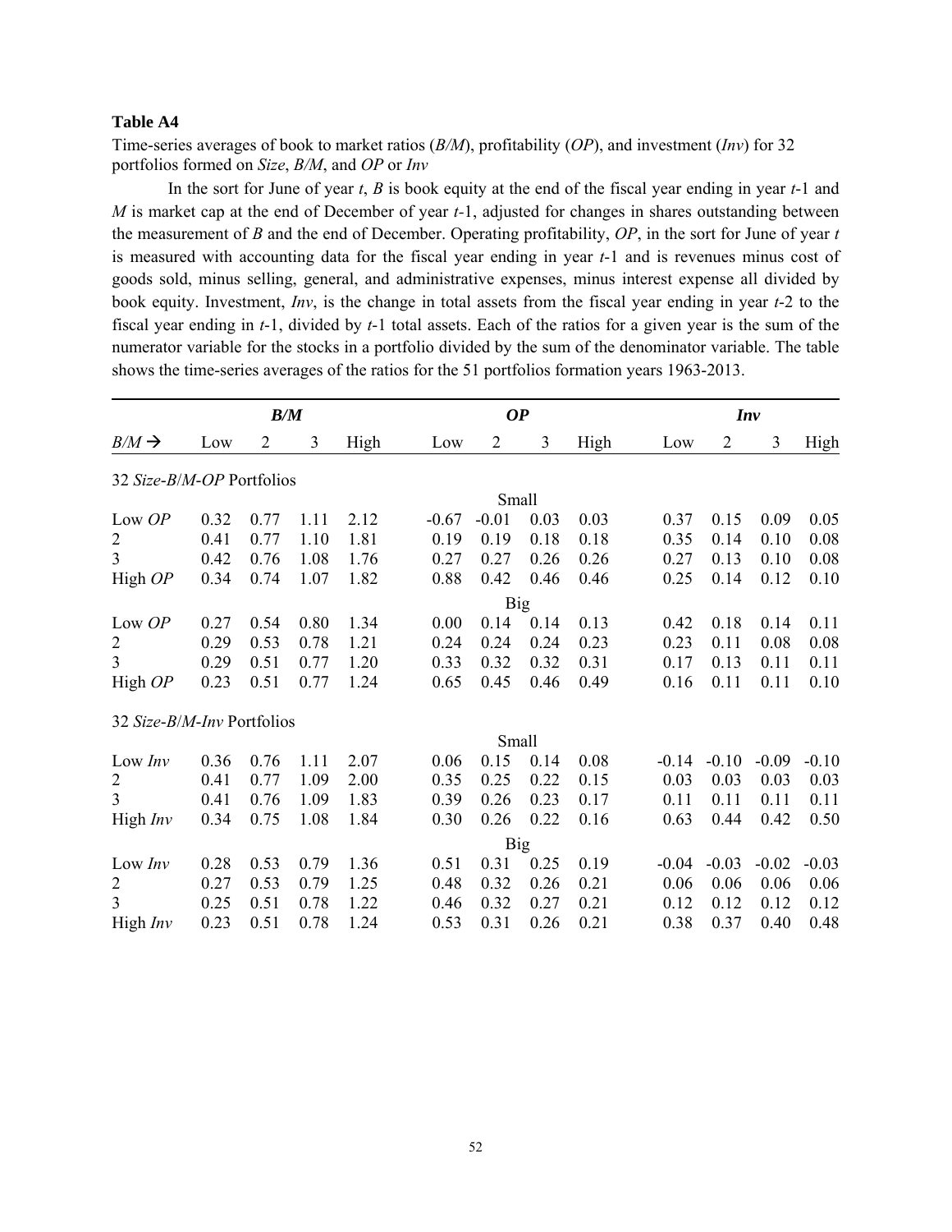**Table A4**

Time-series averages of book to market ratios (*B/M*), profitability (*OP*), and investment (*Inv*) for 32 portfolios formed on *Size*, *B/M*, and *OP* or *Inv*

In the sort for June of year *t*, *B* is book equity at the end of the fiscal year ending in year *t*-1 and *M* is market cap at the end of December of year *t*-1, adjusted for changes in shares outstanding between the measurement of *B* and the end of December. Operating profitability, *OP*, in the sort for June of year *t* is measured with accounting data for the fiscal year ending in year *t*-1 and is revenues minus cost of goods sold, minus selling, general, and administrative expenses, minus interest expense all divided by book equity. Investment, *Inv*, is the change in total assets from the fiscal year ending in year *t*-2 to the fiscal year ending in *t*-1, divided by *t*-1 total assets. Each of the ratios for a given year is the sum of the numerator variable for the stocks in a portfolio divided by the sum of the denominator variable. The table shows the time-series averages of the ratios for the 51 portfolios formation years 1963-2013.

| | ***B/M*** | | | | ***OP*** | | | | ***Inv*** | | | |
|---|---|---|---|---|---|---|---|---|---|---|---|---|
| *B/M* → | Low | 2 | 3 | High | Low | 2 | 3 | High | Low | 2 | 3 | High |
| 32 *Size-B/M-OP* Portfolios | | | | | | | | | | | | |
| | | | | | | Small | | | | | | |
| Low *OP* | 0.32 | 0.77 | 1.11 | 2.12 | -0.67 | -0.01 | 0.03 | 0.03 | 0.37 | 0.15 | 0.09 | 0.05 |
| 2 | 0.41 | 0.77 | 1.10 | 1.81 | 0.19 | 0.19 | 0.18 | 0.18 | 0.35 | 0.14 | 0.10 | 0.08 |
| 3 | 0.42 | 0.76 | 1.08 | 1.76 | 0.27 | 0.27 | 0.26 | 0.26 | 0.27 | 0.13 | 0.10 | 0.08 |
| High *OP* | 0.34 | 0.74 | 1.07 | 1.82 | 0.88 | 0.42 | 0.46 | 0.46 | 0.25 | 0.14 | 0.12 | 0.10 |
| | | | | | | Big | | | | | | |
| Low *OP* | 0.27 | 0.54 | 0.80 | 1.34 | 0.00 | 0.14 | 0.14 | 0.13 | 0.42 | 0.18 | 0.14 | 0.11 |
| 2 | 0.29 | 0.53 | 0.78 | 1.21 | 0.24 | 0.24 | 0.24 | 0.23 | 0.23 | 0.11 | 0.08 | 0.08 |
| 3 | 0.29 | 0.51 | 0.77 | 1.20 | 0.33 | 0.32 | 0.32 | 0.31 | 0.17 | 0.13 | 0.11 | 0.11 |
| High *OP* | 0.23 | 0.51 | 0.77 | 1.24 | 0.65 | 0.45 | 0.46 | 0.49 | 0.16 | 0.11 | 0.11 | 0.10 |
| 32 *Size-B/M-Inv* Portfolios | | | | | | | | | | | | |
| | | | | | | Small | | | | | | |
| Low *Inv* | 0.36 | 0.76 | 1.11 | 2.07 | 0.06 | 0.15 | 0.14 | 0.08 | -0.14 | -0.10 | -0.09 | -0.10 |
| 2 | 0.41 | 0.77 | 1.09 | 2.00 | 0.35 | 0.25 | 0.22 | 0.15 | 0.03 | 0.03 | 0.03 | 0.03 |
| 3 | 0.41 | 0.76 | 1.09 | 1.83 | 0.39 | 0.26 | 0.23 | 0.17 | 0.11 | 0.11 | 0.11 | 0.11 |
| High *Inv* | 0.34 | 0.75 | 1.08 | 1.84 | 0.30 | 0.26 | 0.22 | 0.16 | 0.63 | 0.44 | 0.42 | 0.50 |
| | | | | | | Big | | | | | | |
| Low *Inv* | 0.28 | 0.53 | 0.79 | 1.36 | 0.51 | 0.31 | 0.25 | 0.19 | -0.04 | -0.03 | -0.02 | -0.03 |
| 2 | 0.27 | 0.53 | 0.79 | 1.25 | 0.48 | 0.32 | 0.26 | 0.21 | 0.06 | 0.06 | 0.06 | 0.06 |
| 3 | 0.25 | 0.51 | 0.78 | 1.22 | 0.46 | 0.32 | 0.27 | 0.21 | 0.12 | 0.12 | 0.12 | 0.12 |
| High *Inv* | 0.23 | 0.51 | 0.78 | 1.24 | 0.53 | 0.31 | 0.26 | 0.21 | 0.38 | 0.37 | 0.40 | 0.48 |